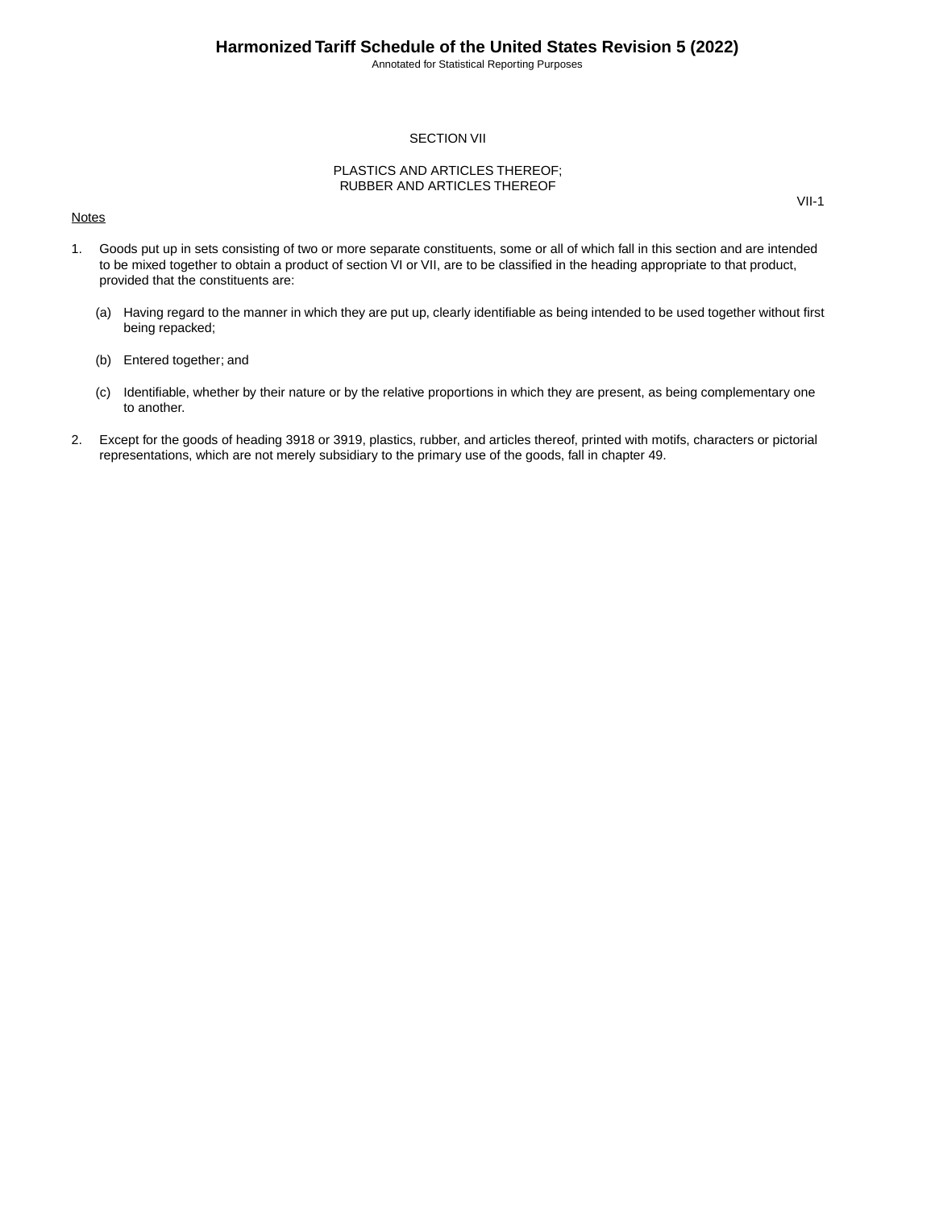# SECTION VII

## PLASTICS AND ARTICLES THEREOF; RUBBER AND ARTICLES THEREOF

VII-1

Notes

1. Goods put up in sets consisting of two or more separate constituents, some or all of which fall in this section and are intended to be mixed together to obtain a product of section VI or VII, are to be classified in the heading appropriate to that product, provided that the constituents are:

   (a) Having regard to the manner in which they are put up, clearly identifiable as being intended to be used together without first being repacked;

   (b) Entered together; and

   (c) Identifiable, whether by their nature or by the relative proportions in which they are present, as being complementary one to another.

2. Except for the goods of heading 3918 or 3919, plastics, rubber, and articles thereof, printed with motifs, characters or pictorial representations, which are not merely subsidiary to the primary use of the goods, fall in chapter 49.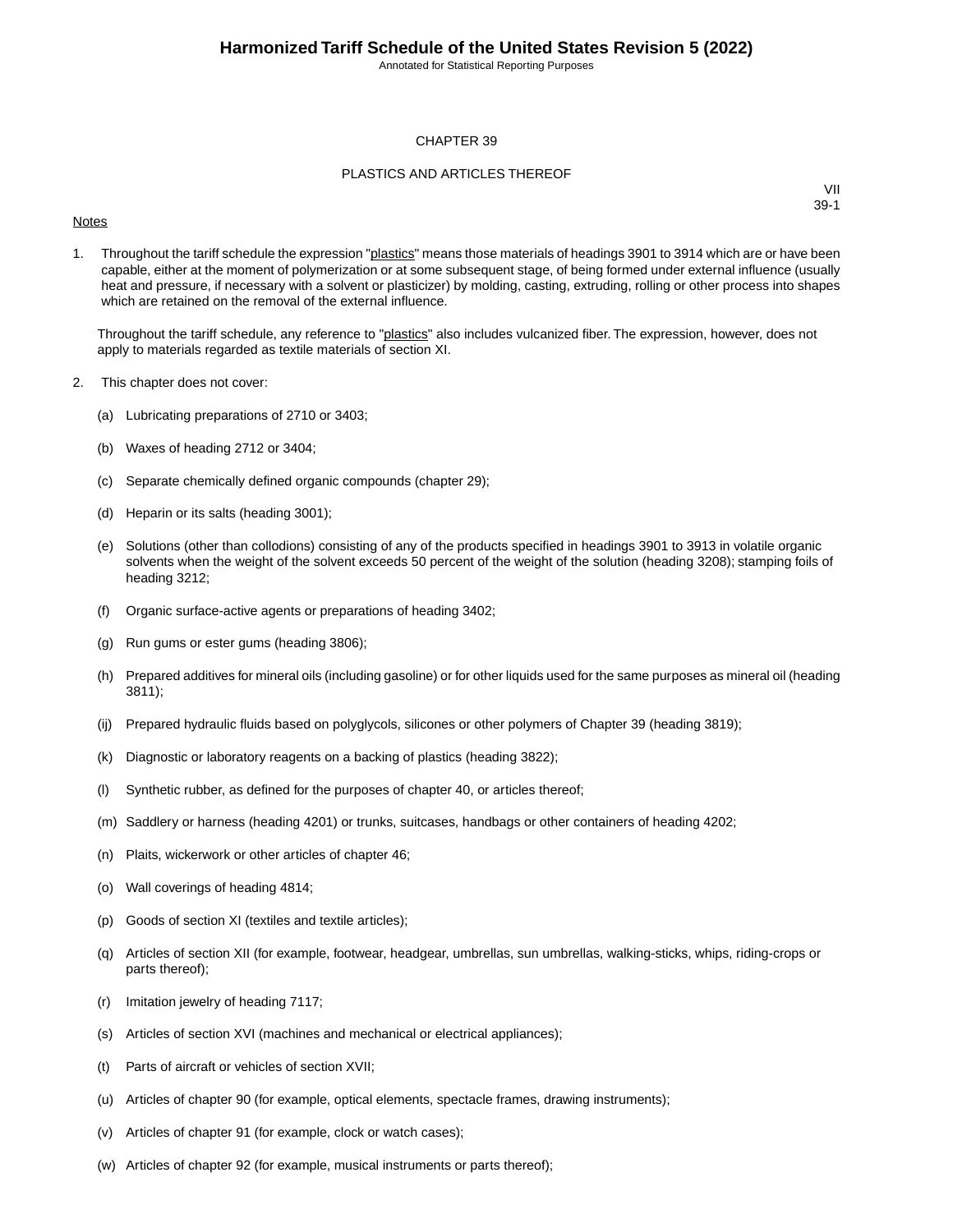# CHAPTER 39

## PLASTICS AND ARTICLES THEREOF

VII
39-1

Notes

1. Throughout the tariff schedule the expression "plastics" means those materials of headings 3901 to 3914 which are or have been capable, either at the moment of polymerization or at some subsequent stage, of being formed under external influence (usually heat and pressure, if necessary with a solvent or plasticizer) by molding, casting, extruding, rolling or other process into shapes which are retained on the removal of the external influence.

   Throughout the tariff schedule, any reference to "plastics" also includes vulcanized fiber. The expression, however, does not apply to materials regarded as textile materials of section XI.

2. This chapter does not cover:

   (a) Lubricating preparations of 2710 or 3403;

   (b) Waxes of heading 2712 or 3404;

   (c) Separate chemically defined organic compounds (chapter 29);

   (d) Heparin or its salts (heading 3001);

   (e) Solutions (other than collodions) consisting of any of the products specified in headings 3901 to 3913 in volatile organic solvents when the weight of the solvent exceeds 50 percent of the weight of the solution (heading 3208); stamping foils of heading 3212;

   (f) Organic surface-active agents or preparations of heading 3402;

   (g) Run gums or ester gums (heading 3806);

   (h) Prepared additives for mineral oils (including gasoline) or for other liquids used for the same purposes as mineral oil (heading 3811);

   (ij) Prepared hydraulic fluids based on polyglycols, silicones or other polymers of Chapter 39 (heading 3819);

   (k) Diagnostic or laboratory reagents on a backing of plastics (heading 3822);

   (l) Synthetic rubber, as defined for the purposes of chapter 40, or articles thereof;

   (m) Saddlery or harness (heading 4201) or trunks, suitcases, handbags or other containers of heading 4202;

   (n) Plaits, wickerwork or other articles of chapter 46;

   (o) Wall coverings of heading 4814;

   (p) Goods of section XI (textiles and textile articles);

   (q) Articles of section XII (for example, footwear, headgear, umbrellas, sun umbrellas, walking-sticks, whips, riding-crops or parts thereof);

   (r) Imitation jewelry of heading 7117;

   (s) Articles of section XVI (machines and mechanical or electrical appliances);

   (t) Parts of aircraft or vehicles of section XVII;

   (u) Articles of chapter 90 (for example, optical elements, spectacle frames, drawing instruments);

   (v) Articles of chapter 91 (for example, clock or watch cases);

   (w) Articles of chapter 92 (for example, musical instruments or parts thereof);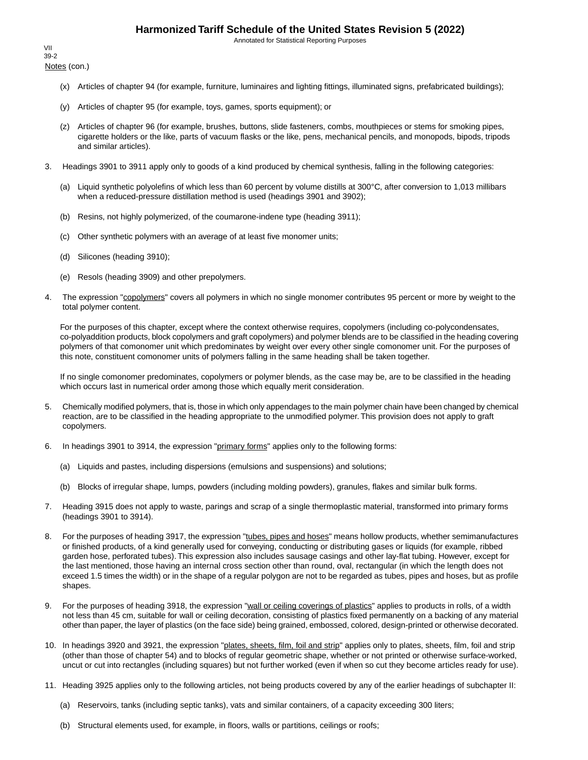Notes (con.)

(x) Articles of chapter 94 (for example, furniture, luminaires and lighting fittings, illuminated signs, prefabricated buildings);

(y) Articles of chapter 95 (for example, toys, games, sports equipment); or

(z) Articles of chapter 96 (for example, brushes, buttons, slide fasteners, combs, mouthpieces or stems for smoking pipes, cigarette holders or the like, parts of vacuum flasks or the like, pens, mechanical pencils, and monopods, bipods, tripods and similar articles).

3. Headings 3901 to 3911 apply only to goods of a kind produced by chemical synthesis, falling in the following categories:

   (a) Liquid synthetic polyolefins of which less than 60 percent by volume distills at 300°C, after conversion to 1,013 millibars when a reduced-pressure distillation method is used (headings 3901 and 3902);

   (b) Resins, not highly polymerized, of the coumarone-indene type (heading 3911);

   (c) Other synthetic polymers with an average of at least five monomer units;

   (d) Silicones (heading 3910);

   (e) Resols (heading 3909) and other prepolymers.

4. The expression "copolymers" covers all polymers in which no single monomer contributes 95 percent or more by weight to the total polymer content.

   For the purposes of this chapter, except where the context otherwise requires, copolymers (including co-polycondensates, co-polyaddition products, block copolymers and graft copolymers) and polymer blends are to be classified in the heading covering polymers of that comonomer unit which predominates by weight over every other single comonomer unit. For the purposes of this note, constituent comonomer units of polymers falling in the same heading shall be taken together.

   If no single comonomer predominates, copolymers or polymer blends, as the case may be, are to be classified in the heading which occurs last in numerical order among those which equally merit consideration.

5. Chemically modified polymers, that is, those in which only appendages to the main polymer chain have been changed by chemical reaction, are to be classified in the heading appropriate to the unmodified polymer. This provision does not apply to graft copolymers.

6. In headings 3901 to 3914, the expression "primary forms" applies only to the following forms:

   (a) Liquids and pastes, including dispersions (emulsions and suspensions) and solutions;

   (b) Blocks of irregular shape, lumps, powders (including molding powders), granules, flakes and similar bulk forms.

7. Heading 3915 does not apply to waste, parings and scrap of a single thermoplastic material, transformed into primary forms (headings 3901 to 3914).

8. For the purposes of heading 3917, the expression "tubes, pipes and hoses" means hollow products, whether semimanufactures or finished products, of a kind generally used for conveying, conducting or distributing gases or liquids (for example, ribbed garden hose, perforated tubes). This expression also includes sausage casings and other lay-flat tubing. However, except for the last mentioned, those having an internal cross section other than round, oval, rectangular (in which the length does not exceed 1.5 times the width) or in the shape of a regular polygon are not to be regarded as tubes, pipes and hoses, but as profile shapes.

9. For the purposes of heading 3918, the expression "wall or ceiling coverings of plastics" applies to products in rolls, of a width not less than 45 cm, suitable for wall or ceiling decoration, consisting of plastics fixed permanently on a backing of any material other than paper, the layer of plastics (on the face side) being grained, embossed, colored, design-printed or otherwise decorated.

10. In headings 3920 and 3921, the expression "plates, sheets, film, foil and strip" applies only to plates, sheets, film, foil and strip (other than those of chapter 54) and to blocks of regular geometric shape, whether or not printed or otherwise surface-worked, uncut or cut into rectangles (including squares) but not further worked (even if when so cut they become articles ready for use).

11. Heading 3925 applies only to the following articles, not being products covered by any of the earlier headings of subchapter II:

    (a) Reservoirs, tanks (including septic tanks), vats and similar containers, of a capacity exceeding 300 liters;

    (b) Structural elements used, for example, in floors, walls or partitions, ceilings or roofs;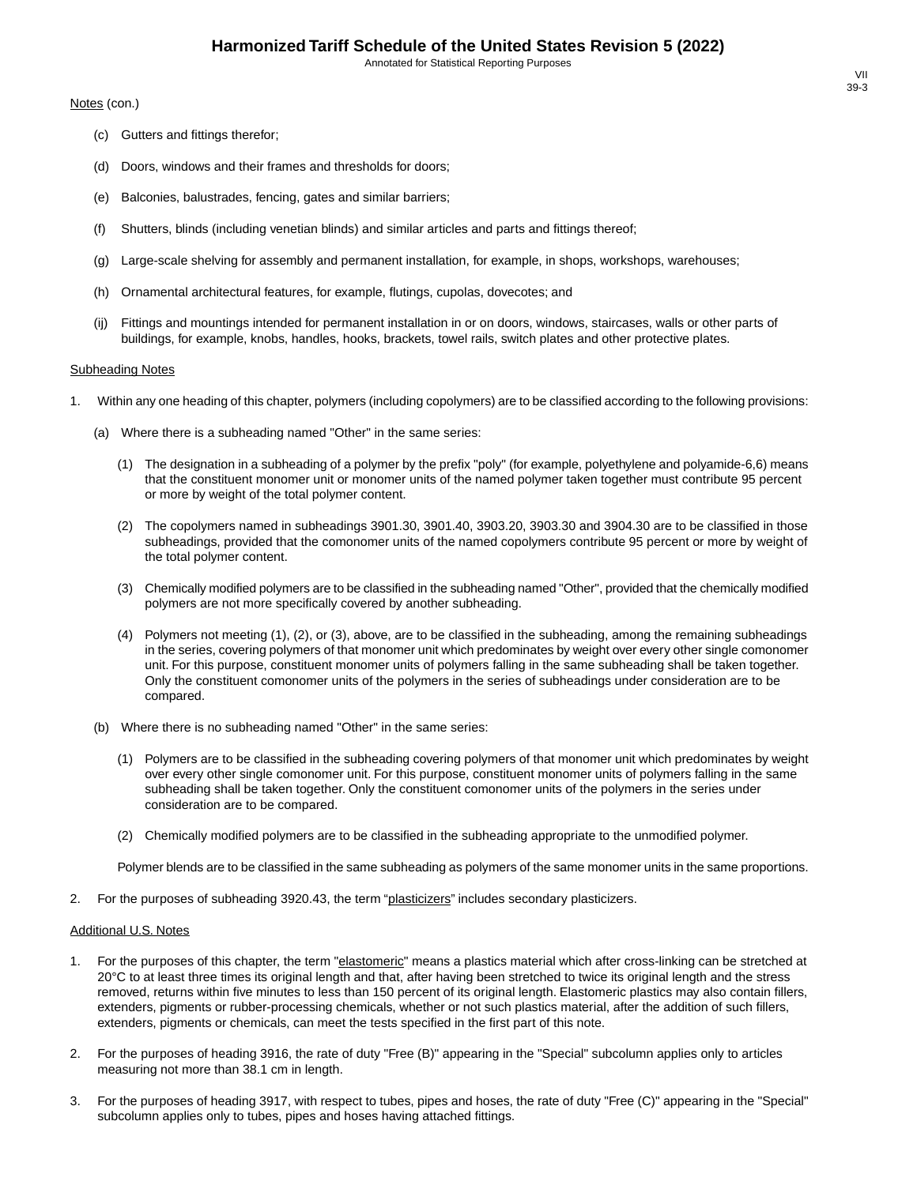Notes (con.)

(c) Gutters and fittings therefor;

(d) Doors, windows and their frames and thresholds for doors;

(e) Balconies, balustrades, fencing, gates and similar barriers;

(f) Shutters, blinds (including venetian blinds) and similar articles and parts and fittings thereof;

(g) Large-scale shelving for assembly and permanent installation, for example, in shops, workshops, warehouses;

(h) Ornamental architectural features, for example, flutings, cupolas, dovecotes; and

(ij) Fittings and mountings intended for permanent installation in or on doors, windows, staircases, walls or other parts of buildings, for example, knobs, handles, hooks, brackets, towel rails, switch plates and other protective plates.

Subheading Notes

1. Within any one heading of this chapter, polymers (including copolymers) are to be classified according to the following provisions:

   (a) Where there is a subheading named "Other" in the same series:

      (1) The designation in a subheading of a polymer by the prefix "poly" (for example, polyethylene and polyamide-6,6) means that the constituent monomer unit or monomer units of the named polymer taken together must contribute 95 percent or more by weight of the total polymer content.

      (2) The copolymers named in subheadings 3901.30, 3901.40, 3903.20, 3903.30 and 3904.30 are to be classified in those subheadings, provided that the comonomer units of the named copolymers contribute 95 percent or more by weight of the total polymer content.

      (3) Chemically modified polymers are to be classified in the subheading named "Other", provided that the chemically modified polymers are not more specifically covered by another subheading.

      (4) Polymers not meeting (1), (2), or (3), above, are to be classified in the subheading, among the remaining subheadings in the series, covering polymers of that monomer unit which predominates by weight over every other single comonomer unit. For this purpose, constituent monomer units of polymers falling in the same subheading shall be taken together. Only the constituent comonomer units of the polymers in the series of subheadings under consideration are to be compared.

   (b) Where there is no subheading named "Other" in the same series:

      (1) Polymers are to be classified in the subheading covering polymers of that monomer unit which predominates by weight over every other single comonomer unit. For this purpose, constituent monomer units of polymers falling in the same subheading shall be taken together. Only the constituent comonomer units of the polymers in the series under consideration are to be compared.

      (2) Chemically modified polymers are to be classified in the subheading appropriate to the unmodified polymer.

   Polymer blends are to be classified in the same subheading as polymers of the same monomer units in the same proportions.

2. For the purposes of subheading 3920.43, the term "plasticizers" includes secondary plasticizers.

Additional U.S. Notes

1. For the purposes of this chapter, the term "elastomeric" means a plastics material which after cross-linking can be stretched at 20°C to at least three times its original length and that, after having been stretched to twice its original length and the stress removed, returns within five minutes to less than 150 percent of its original length. Elastomeric plastics may also contain fillers, extenders, pigments or rubber-processing chemicals, whether or not such plastics material, after the addition of such fillers, extenders, pigments or chemicals, can meet the tests specified in the first part of this note.

2. For the purposes of heading 3916, the rate of duty "Free (B)" appearing in the "Special" subcolumn applies only to articles measuring not more than 38.1 cm in length.

3. For the purposes of heading 3917, with respect to tubes, pipes and hoses, the rate of duty "Free (C)" appearing in the "Special" subcolumn applies only to tubes, pipes and hoses having attached fittings.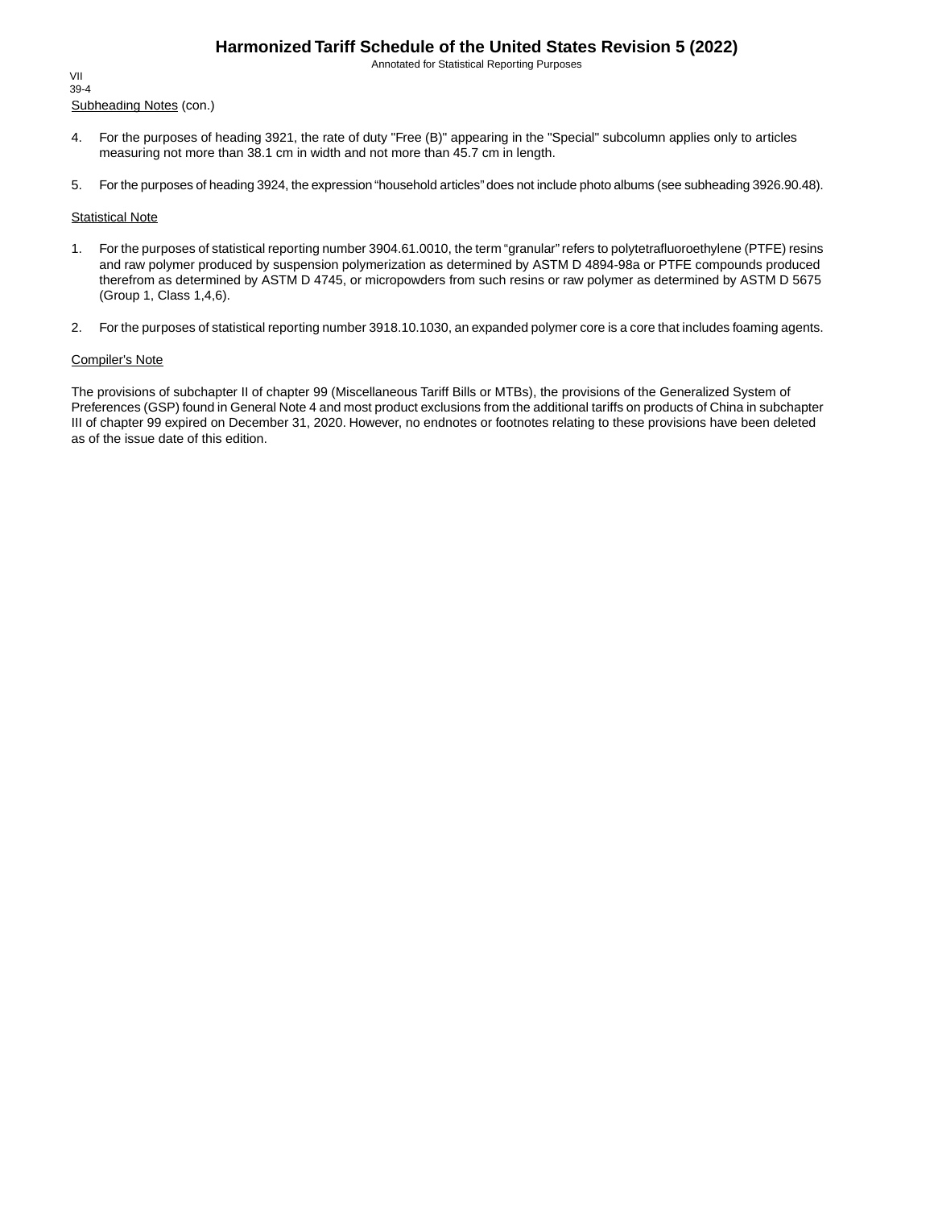Subheading Notes (con.)

4. For the purposes of heading 3921, the rate of duty "Free (B)" appearing in the "Special" subcolumn applies only to articles measuring not more than 38.1 cm in width and not more than 45.7 cm in length.

5. For the purposes of heading 3924, the expression “household articles” does not include photo albums (see subheading 3926.90.48).

Statistical Note

1. For the purposes of statistical reporting number 3904.61.0010, the term “granular” refers to polytetrafluoroethylene (PTFE) resins and raw polymer produced by suspension polymerization as determined by ASTM D 4894-98a or PTFE compounds produced therefrom as determined by ASTM D 4745, or micropowders from such resins or raw polymer as determined by ASTM D 5675 (Group 1, Class 1,4,6).

2. For the purposes of statistical reporting number 3918.10.1030, an expanded polymer core is a core that includes foaming agents.

Compiler's Note

The provisions of subchapter II of chapter 99 (Miscellaneous Tariff Bills or MTBs), the provisions of the Generalized System of Preferences (GSP) found in General Note 4 and most product exclusions from the additional tariffs on products of China in subchapter III of chapter 99 expired on December 31, 2020. However, no endnotes or footnotes relating to these provisions have been deleted as of the issue date of this edition.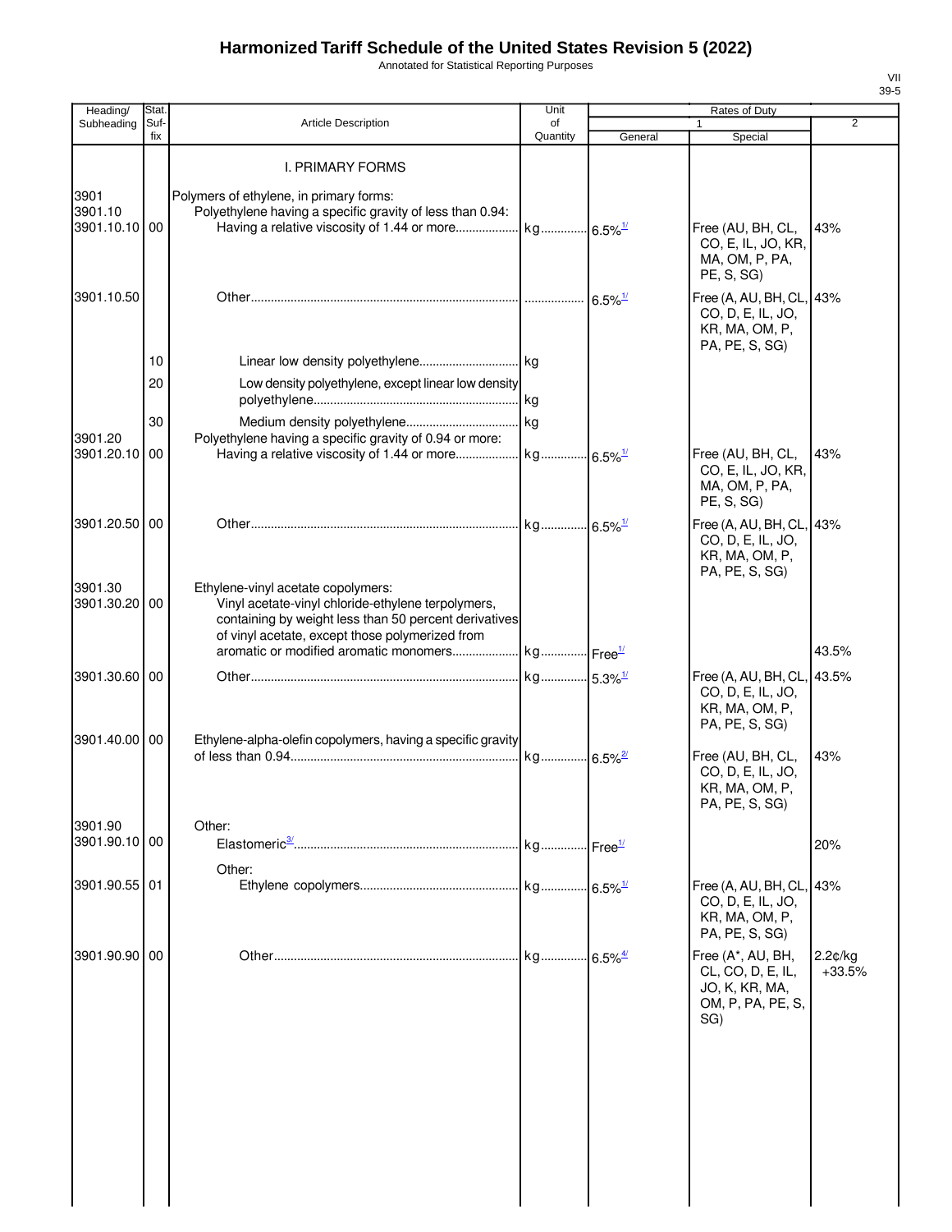# Harmonized Tariff Schedule of the United States Revision 5 (2022)

Annotated for Statistical Reporting Purposes

| Heading/ Subheading | Stat. Suf- fix | Article Description | Unit of Quantity | Rates of Duty 1 General | Special | 2 |
|---|---|---|---|---|---|---|
| | | I. PRIMARY FORMS | | | | |
| 3901 | | Polymers of ethylene, in primary forms: | | | | |
| 3901.10 | | Polyethylene having a specific gravity of less than 0.94: | | | | |
| 3901.10.10 | 00 | Having a relative viscosity of 1.44 or more | kg | 6.5%[1/] | Free (AU, BH, CL, CO, E, IL, JO, KR, MA, OM, P, PA, PE, S, SG) | 43% |
| 3901.10.50 | | Other | | 6.5%[1/] | Free (A, AU, BH, CL, CO, D, E, IL, JO, KR, MA, OM, P, PA, PE, S, SG) | 43% |
| | 10 | Linear low density polyethylene | kg | | | |
| | 20 | Low density polyethylene, except linear low density polyethylene | kg | | | |
| | 30 | Medium density polyethylene | kg | | | |
| 3901.20 | | Polyethylene having a specific gravity of 0.94 or more: | | | | |
| 3901.20.10 | 00 | Having a relative viscosity of 1.44 or more | kg | 6.5%[1/] | Free (AU, BH, CL, CO, E, IL, JO, KR, MA, OM, P, PA, PE, S, SG) | 43% |
| 3901.20.50 | 00 | Other | kg | 6.5%[1/] | Free (A, AU, BH, CL, CO, D, E, IL, JO, KR, MA, OM, P, PA, PE, S, SG) | 43% |
| 3901.30 | | Ethylene-vinyl acetate copolymers: | | | | |
| 3901.30.20 | 00 | Vinyl acetate-vinyl chloride-ethylene terpolymers, containing by weight less than 50 percent derivatives of vinyl acetate, except those polymerized from aromatic or modified aromatic monomers | kg | Free[1/] | | 43.5% |
| 3901.30.60 | 00 | Other | kg | 5.3%[1/] | Free (A, AU, BH, CL, CO, D, E, IL, JO, KR, MA, OM, P, PA, PE, S, SG) | 43.5% |
| 3901.40.00 | 00 | Ethylene-alpha-olefin copolymers, having a specific gravity of less than 0.94 | kg | 6.5%[2/] | Free (AU, BH, CL, CO, D, E, IL, JO, KR, MA, OM, P, PA, PE, S, SG) | 43% |
| 3901.90 | | Other: | | | | |
| 3901.90.10 | 00 | Elastomeric[3/] | kg | Free[1/] | | 20% |
| | | Other: | | | | |
| 3901.90.55 | 01 | Ethylene copolymers | kg | 6.5%[1/] | Free (A, AU, BH, CL, CO, D, E, IL, JO, KR, MA, OM, P, PA, PE, S, SG) | 43% |
| 3901.90.90 | 00 | Other | kg | 6.5%[4/] | Free (A*, AU, BH, CL, CO, D, E, IL, JO, K, KR, MA, OM, P, PA, PE, S, SG) | 2.2¢/kg +33.5% |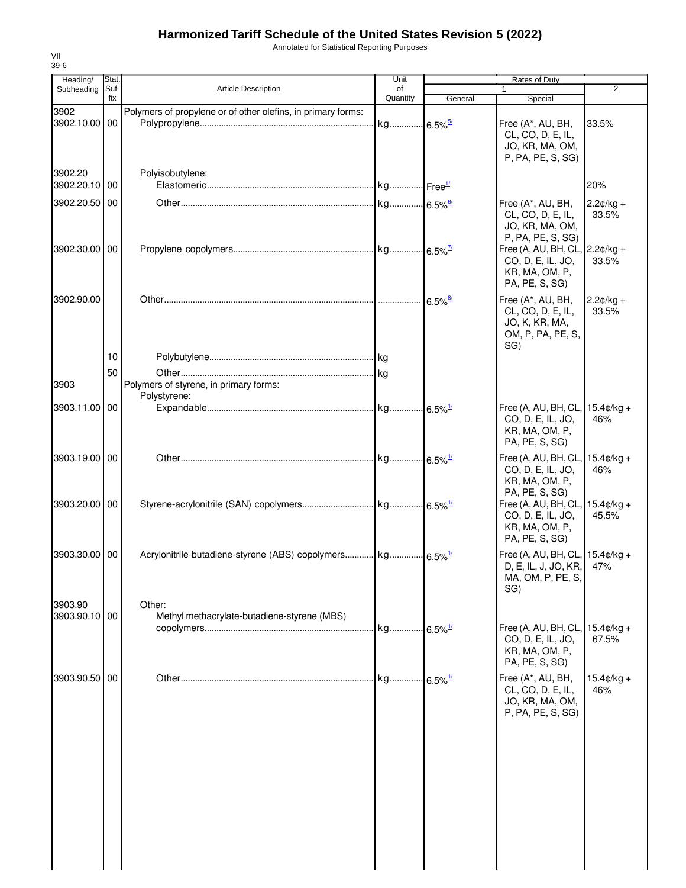# Harmonized Tariff Schedule of the United States Revision 5 (2022)

Annotated for Statistical Reporting Purposes

VII
39-6

| Heading/ Subheading | Stat. Suf- fix | Article Description | Unit of Quantity | Rates of Duty 1 General | Special | 2 |
|---|---|---|---|---|---|---|
| 3902 | | Polymers of propylene or of other olefins, in primary forms: | | | | |
| 3902.10.00 | 00 | Polypropylene | kg | 6.5%[5/] | Free (A*, AU, BH, CL, CO, D, E, IL, JO, KR, MA, OM, P, PA, PE, S, SG) | 33.5% |
| 3902.20 | | Polyisobutylene: | | | | |
| 3902.20.10 | 00 | Elastomeric | kg | Free[1/] | | 20% |
| 3902.20.50 | 00 | Other | kg | 6.5%[6/] | Free (A*, AU, BH, CL, CO, D, E, IL, JO, KR, MA, OM, P, PA, PE, S, SG) | 2.2¢/kg + 33.5% |
| 3902.30.00 | 00 | Propylene copolymers | kg | 6.5%[7/] | Free (A, AU, BH, CL, CO, D, E, IL, JO, KR, MA, OM, P, PA, PE, S, SG) | 2.2¢/kg + 33.5% |
| 3902.90.00 | | Other | | 6.5%[8/] | Free (A*, AU, BH, CL, CO, D, E, IL, JO, K, KR, MA, OM, P, PA, PE, S, SG) | 2.2¢/kg + 33.5% |
| | 10 | Polybutylene | kg | | | |
| | 50 | Other | kg | | | |
| 3903 | | Polymers of styrene, in primary forms: | | | | |
| | | Polystyrene: | | | | |
| 3903.11.00 | 00 | Expandable | kg | 6.5%[1/] | Free (A, AU, BH, CL, CO, D, E, IL, JO, KR, MA, OM, P, PA, PE, S, SG) | 15.4¢/kg + 46% |
| 3903.19.00 | 00 | Other | kg | 6.5%[1/] | Free (A, AU, BH, CL, CO, D, E, IL, JO, KR, MA, OM, P, PA, PE, S, SG) | 15.4¢/kg + 46% |
| 3903.20.00 | 00 | Styrene-acrylonitrile (SAN) copolymers | kg | 6.5%[1/] | Free (A, AU, BH, CL, CO, D, E, IL, JO, KR, MA, OM, P, PA, PE, S, SG) | 15.4¢/kg + 45.5% |
| 3903.30.00 | 00 | Acrylonitrile-butadiene-styrene (ABS) copolymers | kg | 6.5%[1/] | Free (A, AU, BH, CL, D, E, IL, J, JO, KR, MA, OM, P, PE, S, SG) | 15.4¢/kg + 47% |
| 3903.90 | | Other: | | | | |
| 3903.90.10 | 00 | Methyl methacrylate-butadiene-styrene (MBS) copolymers | kg | 6.5%[1/] | Free (A, AU, BH, CL, CO, D, E, IL, JO, KR, MA, OM, P, PA, PE, S, SG) | 15.4¢/kg + 67.5% |
| 3903.90.50 | 00 | Other | kg | 6.5%[1/] | Free (A*, AU, BH, CL, CO, D, E, IL, JO, KR, MA, OM, P, PA, PE, S, SG) | 15.4¢/kg + 46% |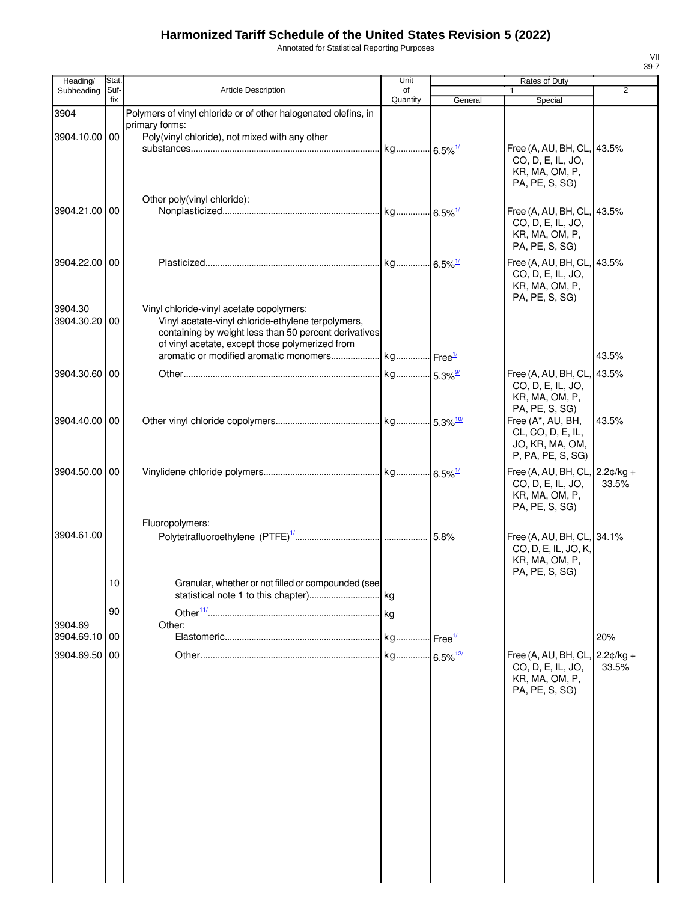# Harmonized Tariff Schedule of the United States Revision 5 (2022)

Annotated for Statistical Reporting Purposes

| Heading/ Subheading | Stat. Suf- fix | Article Description | Unit of Quantity | Rates of Duty 1 General | Special | 2 |
|---|---|---|---|---|---|---|
| 3904 | | Polymers of vinyl chloride or of other halogenated olefins, in primary forms: | | | | |
| 3904.10.00 | 00 | Poly(vinyl chloride), not mixed with any other substances | kg | 6.5%[1/] | Free (A, AU, BH, CL, CO, D, E, IL, JO, KR, MA, OM, P, PA, PE, S, SG) | 43.5% |
| | | Other poly(vinyl chloride): | | | | |
| 3904.21.00 | 00 | Nonplasticized | kg | 6.5%[1/] | Free (A, AU, BH, CL, CO, D, E, IL, JO, KR, MA, OM, P, PA, PE, S, SG) | 43.5% |
| 3904.22.00 | 00 | Plasticized | kg | 6.5%[1/] | Free (A, AU, BH, CL, CO, D, E, IL, JO, KR, MA, OM, P, PA, PE, S, SG) | 43.5% |
| 3904.30 | | Vinyl chloride-vinyl acetate copolymers: | | | | |
| 3904.30.20 | 00 | Vinyl acetate-vinyl chloride-ethylene terpolymers, containing by weight less than 50 percent derivatives of vinyl acetate, except those polymerized from aromatic or modified aromatic monomers | kg | Free[1/] | | 43.5% |
| 3904.30.60 | 00 | Other | kg | 5.3%[9/] | Free (A, AU, BH, CL, CO, D, E, IL, JO, KR, MA, OM, P, PA, PE, S, SG) | 43.5% |
| 3904.40.00 | 00 | Other vinyl chloride copolymers | kg | 5.3%[10/] | Free (A*, AU, BH, CL, CO, D, E, IL, JO, KR, MA, OM, P, PA, PE, S, SG) | 43.5% |
| 3904.50.00 | 00 | Vinylidene chloride polymers | kg | 6.5%[1/] | Free (A, AU, BH, CL, CO, D, E, IL, JO, KR, MA, OM, P, PA, PE, S, SG) | 2.2¢/kg + 33.5% |
| | | Fluoropolymers: | | | | |
| 3904.61.00 | | Polytetrafluoroethylene (PTFE)[1/] | | 5.8% | Free (A, AU, BH, CL, CO, D, E, IL, JO, K, KR, MA, OM, P, PA, PE, S, SG) | 34.1% |
| | 10 | Granular, whether or not filled or compounded (see statistical note 1 to this chapter) | kg | | | |
| | 90 | Other[11/] | kg | | | |
| 3904.69 | | Other: | | | | |
| 3904.69.10 | 00 | Elastomeric | kg | Free[1/] | | 20% |
| 3904.69.50 | 00 | Other | kg | 6.5%[12/] | Free (A, AU, BH, CL, CO, D, E, IL, JO, KR, MA, OM, P, PA, PE, S, SG) | 2.2¢/kg + 33.5% |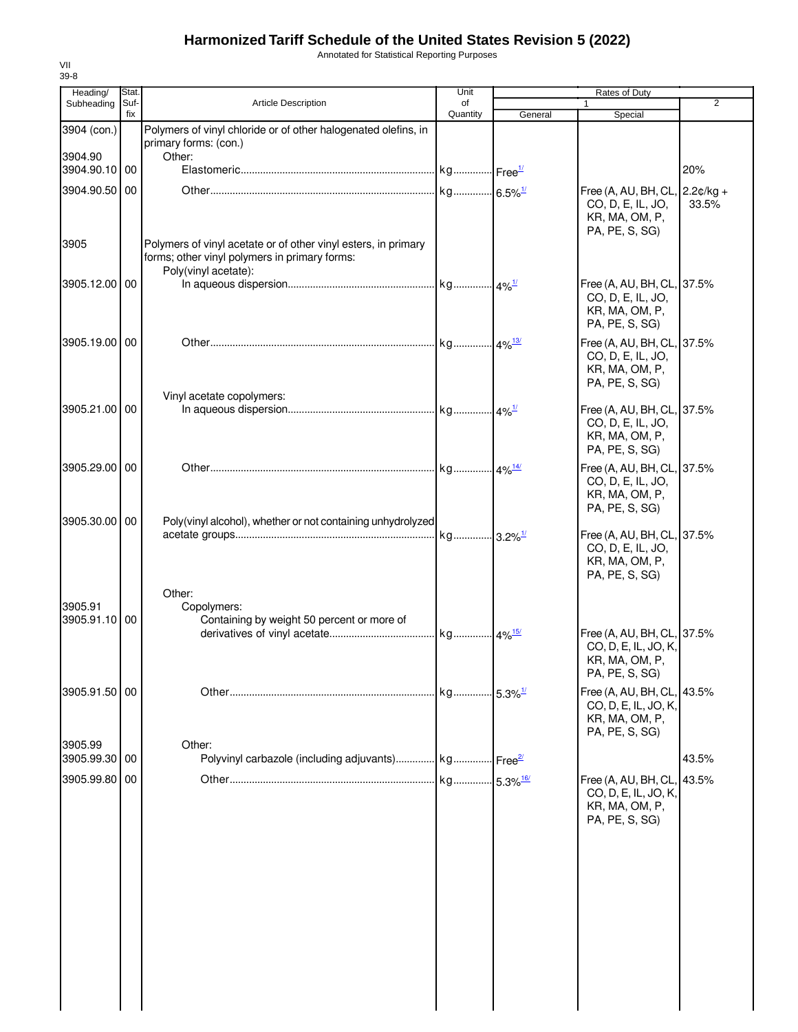# Harmonized Tariff Schedule of the United States Revision 5 (2022)

Annotated for Statistical Reporting Purposes

VII
39-8

| Heading/ Subheading | Stat. Suf- fix | Article Description | Unit of Quantity | Rates of Duty 1 General | Special | 2 |
|---|---|---|---|---|---|---|
| 3904 (con.) | | Polymers of vinyl chloride or of other halogenated olefins, in primary forms: (con.) | | | | |
| 3904.90 | | Other: | | | | |
| 3904.90.10 | 00 | Elastomeric | kg | Free[1/] | | 20% |
| 3904.90.50 | 00 | Other | kg | 6.5%[1/] | Free (A, AU, BH, CL, CO, D, E, IL, JO, KR, MA, OM, P, PA, PE, S, SG) | 2.2¢/kg + 33.5% |
| 3905 | | Polymers of vinyl acetate or of other vinyl esters, in primary forms; other vinyl polymers in primary forms: | | | | |
| | | Poly(vinyl acetate): | | | | |
| 3905.12.00 | 00 | In aqueous dispersion | kg | 4%[1/] | Free (A, AU, BH, CL, CO, D, E, IL, JO, KR, MA, OM, P, PA, PE, S, SG) | 37.5% |
| 3905.19.00 | 00 | Other | kg | 4%[13/] | Free (A, AU, BH, CL, CO, D, E, IL, JO, KR, MA, OM, P, PA, PE, S, SG) | 37.5% |
| | | Vinyl acetate copolymers: | | | | |
| 3905.21.00 | 00 | In aqueous dispersion | kg | 4%[1/] | Free (A, AU, BH, CL, CO, D, E, IL, JO, KR, MA, OM, P, PA, PE, S, SG) | 37.5% |
| 3905.29.00 | 00 | Other | kg | 4%[14/] | Free (A, AU, BH, CL, CO, D, E, IL, JO, KR, MA, OM, P, PA, PE, S, SG) | 37.5% |
| 3905.30.00 | 00 | Poly(vinyl alcohol), whether or not containing unhydrolyzed acetate groups | kg | 3.2%[1/] | Free (A, AU, BH, CL, CO, D, E, IL, JO, KR, MA, OM, P, PA, PE, S, SG) | 37.5% |
| | | Other: | | | | |
| 3905.91 | | Copolymers: | | | | |
| 3905.91.10 | 00 | Containing by weight 50 percent or more of derivatives of vinyl acetate | kg | 4%[15/] | Free (A, AU, BH, CL, CO, D, E, IL, JO, K, KR, MA, OM, P, PA, PE, S, SG) | 37.5% |
| 3905.91.50 | 00 | Other | kg | 5.3%[1/] | Free (A, AU, BH, CL, CO, D, E, IL, JO, K, KR, MA, OM, P, PA, PE, S, SG) | 43.5% |
| 3905.99 | | Other: | | | | |
| 3905.99.30 | 00 | Polyvinyl carbazole (including adjuvants) | kg | Free[2/] | | 43.5% |
| 3905.99.80 | 00 | Other | kg | 5.3%[16/] | Free (A, AU, BH, CL, CO, D, E, IL, JO, K, KR, MA, OM, P, PA, PE, S, SG) | 43.5% |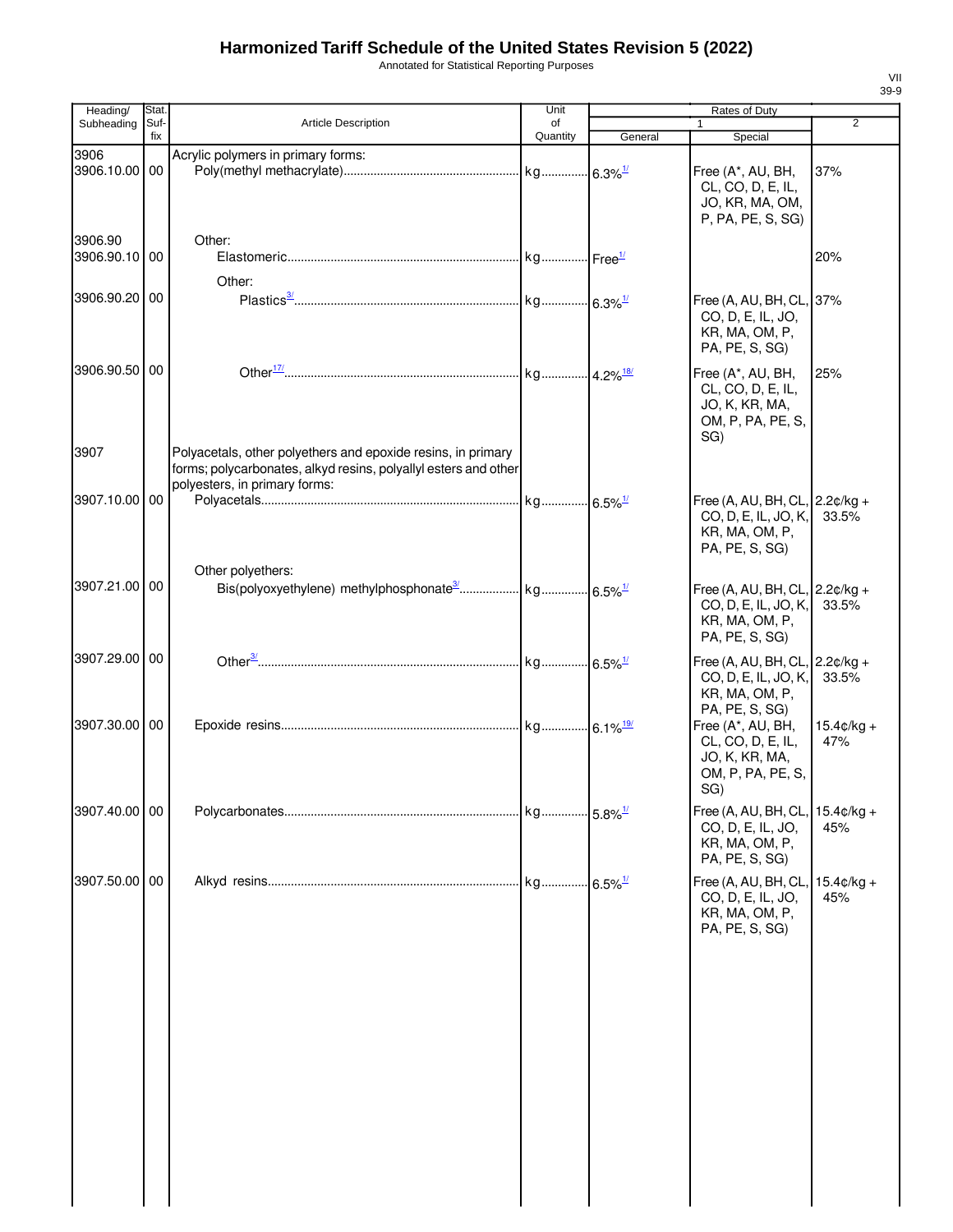# Harmonized Tariff Schedule of the United States Revision 5 (2022)

Annotated for Statistical Reporting Purposes

| Heading/ Subheading | Stat. Suf- fix | Article Description | Unit of Quantity | Rates of Duty 1 General | Special | 2 |
|---|---|---|---|---|---|---|
| 3906 | | Acrylic polymers in primary forms: | | | | |
| 3906.10.00 | 00 | Poly(methyl methacrylate) | kg | 6.3%[1/] | Free (A*, AU, BH, CL, CO, D, E, IL, JO, KR, MA, OM, P, PA, PE, S, SG) | 37% |
| 3906.90 | | Other: | | | | |
| 3906.90.10 | 00 | Elastomeric | kg | Free[1/] | | 20% |
| | | Other: | | | | |
| 3906.90.20 | 00 | Plastics[3/] | kg | 6.3%[1/] | Free (A, AU, BH, CL, CO, D, E, IL, JO, KR, MA, OM, P, PA, PE, S, SG) | 37% |
| 3906.90.50 | 00 | Other[17/] | kg | 4.2%[18/] | Free (A*, AU, BH, CL, CO, D, E, IL, JO, K, KR, MA, OM, P, PA, PE, S, SG) | 25% |
| 3907 | | Polyacetals, other polyethers and epoxide resins, in primary forms; polycarbonates, alkyd resins, polyallyl esters and other polyesters, in primary forms: | | | | |
| 3907.10.00 | 00 | Polyacetals | kg | 6.5%[1/] | Free (A, AU, BH, CL, CO, D, E, IL, JO, K, KR, MA, OM, P, PA, PE, S, SG) | 2.2¢/kg + 33.5% |
| | | Other polyethers: | | | | |
| 3907.21.00 | 00 | Bis(polyoxyethylene) methylphosphonate[3/] | kg | 6.5%[1/] | Free (A, AU, BH, CL, CO, D, E, IL, JO, K, KR, MA, OM, P, PA, PE, S, SG) | 2.2¢/kg + 33.5% |
| 3907.29.00 | 00 | Other[3/] | kg | 6.5%[1/] | Free (A, AU, BH, CL, CO, D, E, IL, JO, K, KR, MA, OM, P, PA, PE, S, SG) | 2.2¢/kg + 33.5% |
| 3907.30.00 | 00 | Epoxide resins | kg | 6.1%[19/] | Free (A*, AU, BH, CL, CO, D, E, IL, JO, K, KR, MA, OM, P, PA, PE, S, SG) | 15.4¢/kg + 47% |
| 3907.40.00 | 00 | Polycarbonates | kg | 5.8%[1/] | Free (A, AU, BH, CL, CO, D, E, IL, JO, KR, MA, OM, P, PA, PE, S, SG) | 15.4¢/kg + 45% |
| 3907.50.00 | 00 | Alkyd resins | kg | 6.5%[1/] | Free (A, AU, BH, CL, CO, D, E, IL, JO, KR, MA, OM, P, PA, PE, S, SG) | 15.4¢/kg + 45% |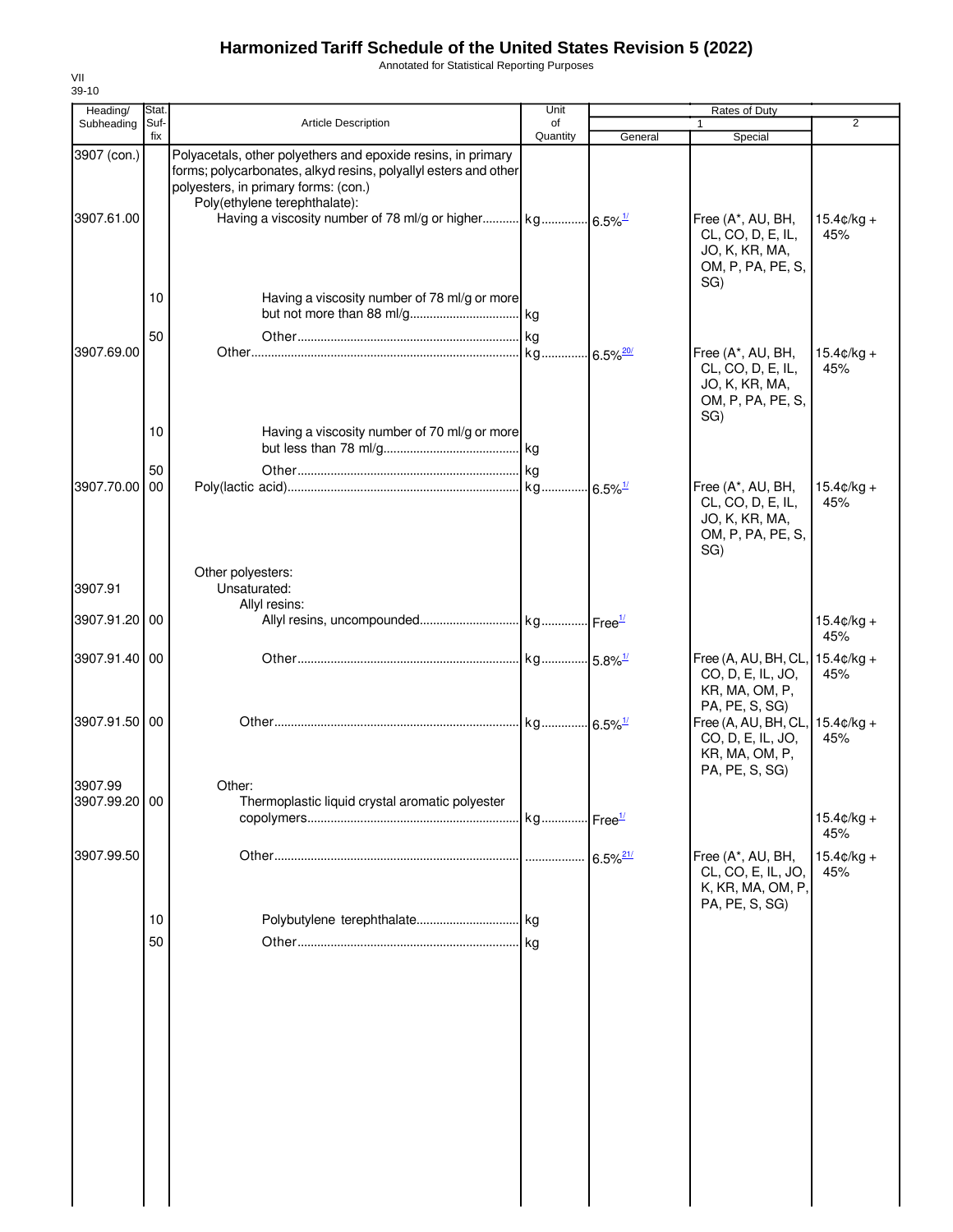# Harmonized Tariff Schedule of the United States Revision 5 (2022)

Annotated for Statistical Reporting Purposes

VII
39-10

| Heading/ Subheading | Stat. Suf-fix | Article Description | Unit of Quantity | Rates of Duty 1 General | Special | 2 |
|---|---|---|---|---|---|---|
| 3907 (con.) | | Polyacetals, other polyethers and epoxide resins, in primary forms; polycarbonates, alkyd resins, polyallyl esters and other polyesters, in primary forms: (con.) | | | | |
| | | Poly(ethylene terephthalate): | | | | |
| 3907.61.00 | | Having a viscosity number of 78 ml/g or higher | kg | 6.5%[1/] | Free (A*, AU, BH, CL, CO, D, E, IL, JO, K, KR, MA, OM, P, PA, PE, S, SG) | 15.4¢/kg + 45% |
| | 10 | Having a viscosity number of 78 ml/g or more but not more than 88 ml/g | kg | | | |
| | 50 | Other | kg | | | |
| 3907.69.00 | | Other | kg | 6.5%[20/] | Free (A*, AU, BH, CL, CO, D, E, IL, JO, K, KR, MA, OM, P, PA, PE, S, SG) | 15.4¢/kg + 45% |
| | 10 | Having a viscosity number of 70 ml/g or more but less than 78 ml/g | kg | | | |
| | 50 | Other | kg | | | |
| 3907.70.00 | 00 | Poly(lactic acid) | kg | 6.5%[1/] | Free (A*, AU, BH, CL, CO, D, E, IL, JO, K, KR, MA, OM, P, PA, PE, S, SG) | 15.4¢/kg + 45% |
| | | Other polyesters: | | | | |
| 3907.91 | | Unsaturated: | | | | |
| | | Allyl resins: | | | | |
| 3907.91.20 | 00 | Allyl resins, uncompounded | kg | Free[1/] | | 15.4¢/kg + 45% |
| 3907.91.40 | 00 | Other | kg | 5.8%[1/] | Free (A, AU, BH, CL, CO, D, E, IL, JO, KR, MA, OM, P, PA, PE, S, SG) | 15.4¢/kg + 45% |
| 3907.91.50 | 00 | Other | kg | 6.5%[1/] | Free (A, AU, BH, CL, CO, D, E, IL, JO, KR, MA, OM, P, PA, PE, S, SG) | 15.4¢/kg + 45% |
| 3907.99 | | Other: | | | | |
| 3907.99.20 | 00 | Thermoplastic liquid crystal aromatic polyester copolymers | kg | Free[1/] | | 15.4¢/kg + 45% |
| 3907.99.50 | | Other | | 6.5%[21/] | Free (A*, AU, BH, CL, CO, E, IL, JO, K, KR, MA, OM, P, PA, PE, S, SG) | 15.4¢/kg + 45% |
| | 10 | Polybutylene terephthalate | kg | | | |
| | 50 | Other | kg | | | |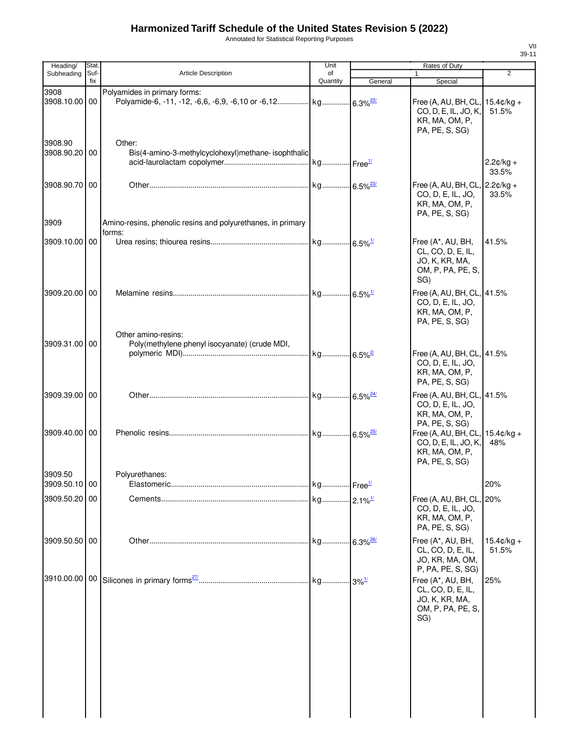# Harmonized Tariff Schedule of the United States Revision 5 (2022)

Annotated for Statistical Reporting Purposes

| Heading/ Subheading | Stat. Suf- fix | Article Description | Unit of Quantity | Rates of Duty 1 General | Special | 2 |
|---|---|---|---|---|---|---|
| 3908 | | Polyamides in primary forms: | | | | |
| 3908.10.00 | 00 | Polyamide-6, -11, -12, -6,6, -6,9, -6,10 or -6,12 | kg | 6.3%[22/] | Free (A, AU, BH, CL, CO, D, E, IL, JO, K, KR, MA, OM, P, PA, PE, S, SG) | 15.4¢/kg + 51.5% |
| 3908.90 | | Other: | | | | |
| 3908.90.20 | 00 | Bis(4-amino-3-methylcyclohexyl)methane- isophthalic acid-laurolactam copolymer | kg | Free[1/] | | 2.2¢/kg + 33.5% |
| 3908.90.70 | 00 | Other | kg | 6.5%[23/] | Free (A, AU, BH, CL, CO, D, E, IL, JO, KR, MA, OM, P, PA, PE, S, SG) | 2.2¢/kg + 33.5% |
| 3909 | | Amino-resins, phenolic resins and polyurethanes, in primary forms: | | | | |
| 3909.10.00 | 00 | Urea resins; thiourea resins | kg | 6.5%[1/] | Free (A*, AU, BH, CL, CO, D, E, IL, JO, K, KR, MA, OM, P, PA, PE, S, SG) | 41.5% |
| 3909.20.00 | 00 | Melamine resins | kg | 6.5%[1/] | Free (A, AU, BH, CL, CO, D, E, IL, JO, KR, MA, OM, P, PA, PE, S, SG) | 41.5% |
| | | Other amino-resins: | | | | |
| 3909.31.00 | 00 | Poly(methylene phenyl isocyanate) (crude MDI, polymeric MDI) | kg | 6.5%[2/] | Free (A, AU, BH, CL, CO, D, E, IL, JO, KR, MA, OM, P, PA, PE, S, SG) | 41.5% |
| 3909.39.00 | 00 | Other | kg | 6.5%[24/] | Free (A, AU, BH, CL, CO, D, E, IL, JO, KR, MA, OM, P, PA, PE, S, SG) | 41.5% |
| 3909.40.00 | 00 | Phenolic resins | kg | 6.5%[25/] | Free (A, AU, BH, CL, CO, D, E, IL, JO, K, KR, MA, OM, P, PA, PE, S, SG) | 15.4¢/kg + 48% |
| 3909.50 | | Polyurethanes: | | | | |
| 3909.50.10 | 00 | Elastomeric | kg | Free[1/] | | 20% |
| 3909.50.20 | 00 | Cements | kg | 2.1%[1/] | Free (A, AU, BH, CL, CO, D, E, IL, JO, KR, MA, OM, P, PA, PE, S, SG) | 20% |
| 3909.50.50 | 00 | Other | kg | 6.3%[26/] | Free (A*, AU, BH, CL, CO, D, E, IL, JO, KR, MA, OM, P, PA, PE, S, SG) | 15.4¢/kg + 51.5% |
| 3910.00.00 | 00 | Silicones in primary forms[27/] | kg | 3%[1/] | Free (A*, AU, BH, CL, CO, D, E, IL, JO, K, KR, MA, OM, P, PA, PE, S, SG) | 25% |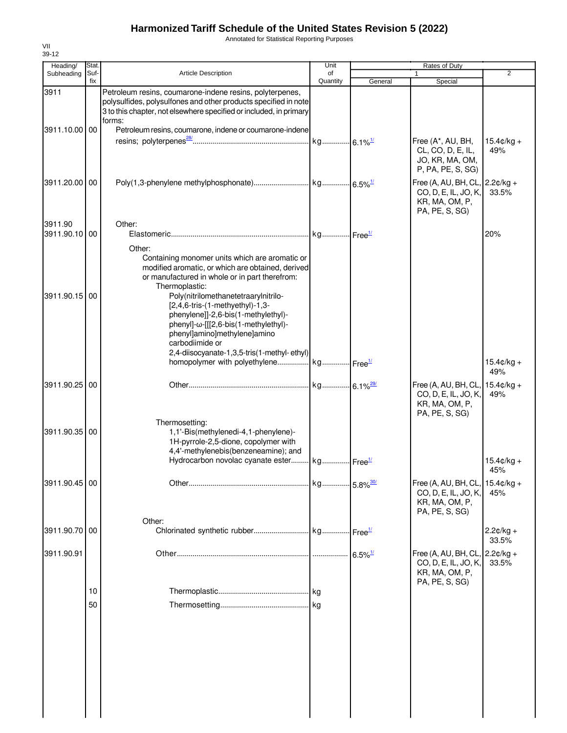# Harmonized Tariff Schedule of the United States Revision 5 (2022)

Annotated for Statistical Reporting Purposes

VII
39-12

| Heading/ Subheading | Stat. Suf- fix | Article Description | Unit of Quantity | Rates of Duty 1 General | Special | 2 |
|---|---|---|---|---|---|---|
| 3911 | | Petroleum resins, coumarone-indene resins, polyterpenes, polysulfides, polysulfones and other products specified in note 3 to this chapter, not elsewhere specified or included, in primary forms: | | | | |
| 3911.10.00 | 00 | Petroleum resins, coumarone, indene or coumarone-indene resins; polyterpenes[28/] | kg | 6.1%[1/] | Free (A*, AU, BH, CL, CO, D, E, IL, JO, KR, MA, OM, P, PA, PE, S, SG) | 15.4¢/kg + 49% |
| 3911.20.00 | 00 | Poly(1,3-phenylene methylphosphonate) | kg | 6.5%[1/] | Free (A, AU, BH, CL, CO, D, E, IL, JO, K, KR, MA, OM, P, PA, PE, S, SG) | 2.2¢/kg + 33.5% |
| 3911.90 | | Other: | | | | |
| 3911.90.10 | 00 | Elastomeric | kg | Free[1/] | | 20% |
| | | Other: | | | | |
| | | Containing monomer units which are aromatic or modified aromatic, or which are obtained, derived or manufactured in whole or in part therefrom: | | | | |
| | | Thermoplastic: | | | | |
| 3911.90.15 | 00 | Poly(nitrilomethanetetraarylnitrilo-[2,4,6-tris-(1-methyethyl)-1,3-phenylene]]-2,6-bis(1-methylethyl)-phenyl]-ω-[[[2,6-bis(1-methylethyl)-phenyl]amino]methylene]amino carbodiimide or 2,4-diisocyanate-1,3,5-tris(1-methyl- ethyl) homopolymer with polyethylene | kg | Free[1/] | | 15.4¢/kg + 49% |
| 3911.90.25 | 00 | Other | kg | 6.1%[29/] | Free (A, AU, BH, CL, CO, D, E, IL, JO, K, KR, MA, OM, P, PA, PE, S, SG) | 15.4¢/kg + 49% |
| | | Thermosetting: | | | | |
| 3911.90.35 | 00 | 1,1'-Bis(methylenedi-4,1-phenylene)-1H-pyrrole-2,5-dione, copolymer with 4,4'-methylenebis(benzeneamine); and Hydrocarbon novolac cyanate ester | kg | Free[1/] | | 15.4¢/kg + 45% |
| 3911.90.45 | 00 | Other | kg | 5.8%[30/] | Free (A, AU, BH, CL, CO, D, E, IL, JO, K, KR, MA, OM, P, PA, PE, S, SG) | 15.4¢/kg + 45% |
| | | Other: | | | | |
| 3911.90.70 | 00 | Chlorinated synthetic rubber | kg | Free[1/] | | 2.2¢/kg + 33.5% |
| 3911.90.91 | | Other | | 6.5%[1/] | Free (A, AU, BH, CL, CO, D, E, IL, JO, K, KR, MA, OM, P, PA, PE, S, SG) | 2.2¢/kg + 33.5% |
| | 10 | Thermoplastic | kg | | | |
| | 50 | Thermosetting | kg | | | |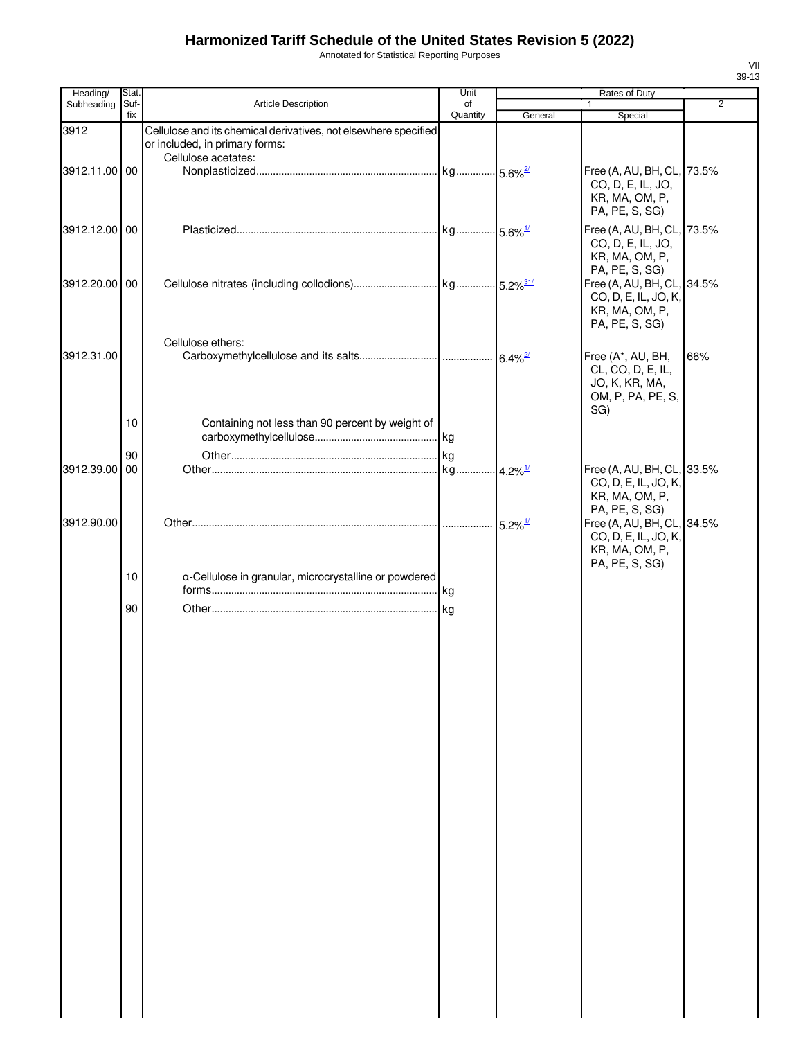# Harmonized Tariff Schedule of the United States Revision 5 (2022)

Annotated for Statistical Reporting Purposes

| Heading/ Subheading | Stat. Suf- fix | Article Description | Unit of Quantity | Rates of Duty 1 General | Special | 2 |
|---|---|---|---|---|---|---|
| 3912 | | Cellulose and its chemical derivatives, not elsewhere specified or included, in primary forms: | | | | |
| | | Cellulose acetates: | | | | |
| 3912.11.00 | 00 | Nonplasticized | kg | 5.6%[2/] | Free (A, AU, BH, CL, CO, D, E, IL, JO, KR, MA, OM, P, PA, PE, S, SG) | 73.5% |
| 3912.12.00 | 00 | Plasticized | kg | 5.6%[1/] | Free (A, AU, BH, CL, CO, D, E, IL, JO, KR, MA, OM, P, PA, PE, S, SG) | 73.5% |
| 3912.20.00 | 00 | Cellulose nitrates (including collodions) | kg | 5.2%[31/] | Free (A, AU, BH, CL, CO, D, E, IL, JO, K, KR, MA, OM, P, PA, PE, S, SG) | 34.5% |
| | | Cellulose ethers: | | | | |
| 3912.31.00 | | Carboxymethylcellulose and its salts | | 6.4%[2/] | Free (A*, AU, BH, CL, CO, D, E, IL, JO, K, KR, MA, OM, P, PA, PE, S, SG) | 66% |
| | 10 | Containing not less than 90 percent by weight of carboxymethylcellulose | kg | | | |
| | 90 | Other | kg | | | |
| 3912.39.00 | 00 | Other | kg | 4.2%[1/] | Free (A, AU, BH, CL, CO, D, E, IL, JO, K, KR, MA, OM, P, PA, PE, S, SG) | 33.5% |
| 3912.90.00 | | Other | | 5.2%[1/] | Free (A, AU, BH, CL, CO, D, E, IL, JO, K, KR, MA, OM, P, PA, PE, S, SG) | 34.5% |
| | 10 | α-Cellulose in granular, microcrystalline or powdered forms | kg | | | |
| | 90 | Other | kg | | | |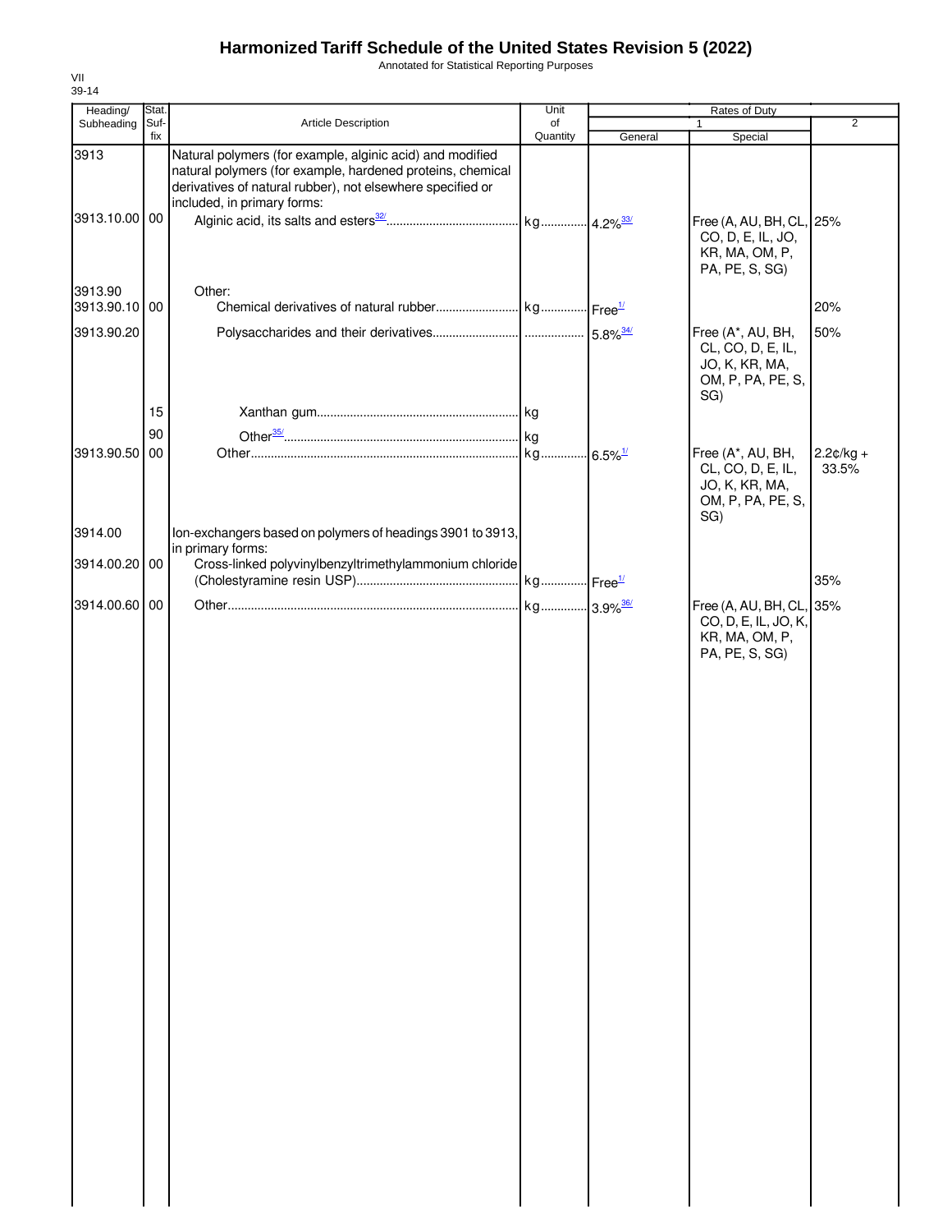# Harmonized Tariff Schedule of the United States Revision 5 (2022)

Annotated for Statistical Reporting Purposes

VII
39-14

| Heading/ Subheading | Stat. Suf- fix | Article Description | Unit of Quantity | Rates of Duty 1 General | Special | 2 |
|---|---|---|---|---|---|---|
| 3913 | | Natural polymers (for example, alginic acid) and modified natural polymers (for example, hardened proteins, chemical derivatives of natural rubber), not elsewhere specified or included, in primary forms: | | | | |
| 3913.10.00 | 00 | Alginic acid, its salts and esters[32/] | kg | 4.2%[33/] | Free (A, AU, BH, CL, CO, D, E, IL, JO, KR, MA, OM, P, PA, PE, S, SG) | 25% |
| 3913.90 | | Other: | | | | |
| 3913.90.10 | 00 | Chemical derivatives of natural rubber | kg | Free[1/] | | 20% |
| 3913.90.20 | | Polysaccharides and their derivatives | | 5.8%[34/] | Free (A*, AU, BH, CL, CO, D, E, IL, JO, K, KR, MA, OM, P, PA, PE, S, SG) | 50% |
| | 15 | Xanthan gum | kg | | | |
| | 90 | Other[35/] | kg | | | |
| 3913.90.50 | 00 | Other | kg | 6.5%[1/] | Free (A*, AU, BH, CL, CO, D, E, IL, JO, K, KR, MA, OM, P, PA, PE, S, SG) | 2.2¢/kg + 33.5% |
| 3914.00 | | Ion-exchangers based on polymers of headings 3901 to 3913, in primary forms: | | | | |
| 3914.00.20 | 00 | Cross-linked polyvinylbenzyltrimethylammonium chloride (Cholestyramine resin USP) | kg | Free[1/] | | 35% |
| 3914.00.60 | 00 | Other | kg | 3.9%[36/] | Free (A, AU, BH, CL, CO, D, E, IL, JO, K, KR, MA, OM, P, PA, PE, S, SG) | 35% |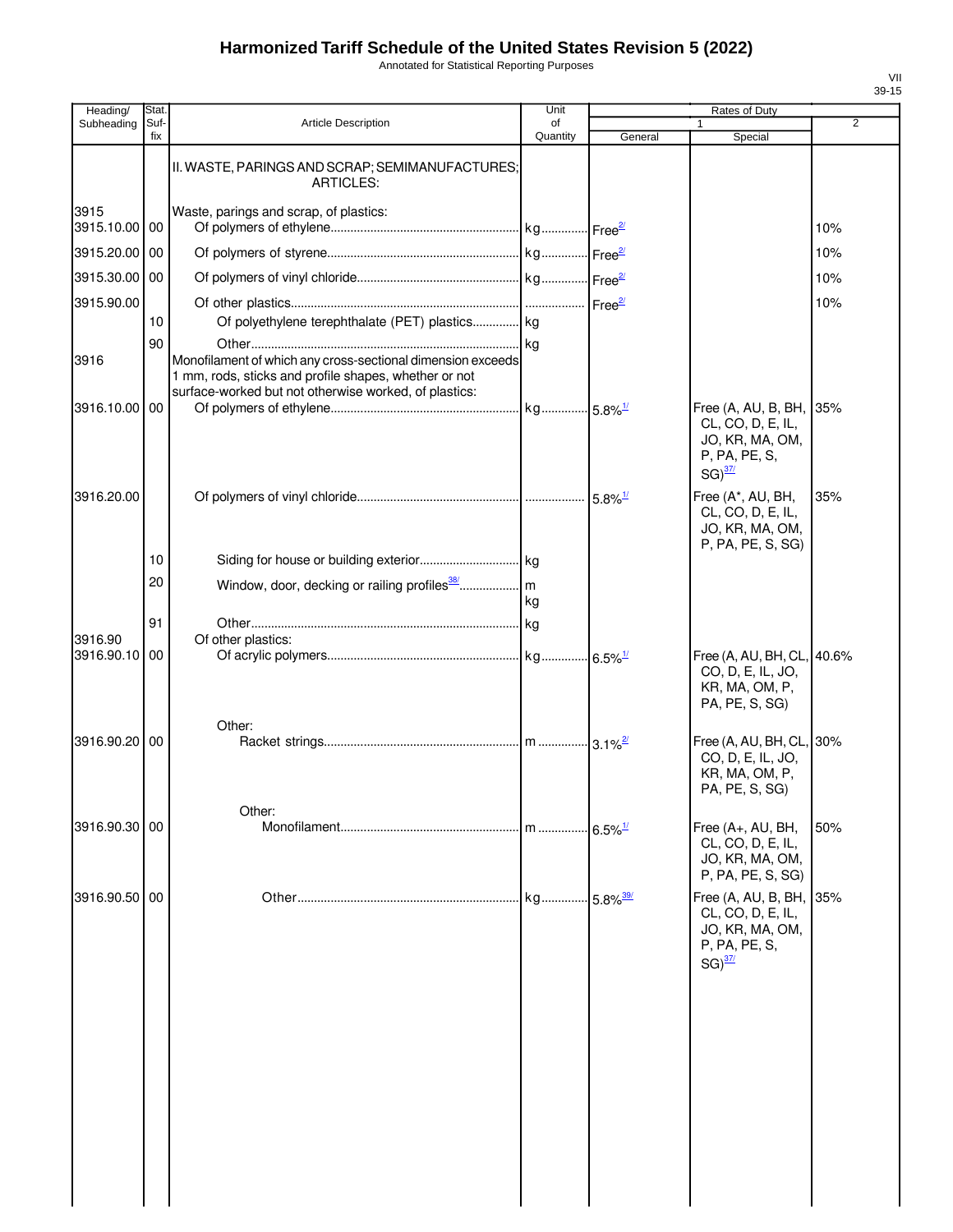# Harmonized Tariff Schedule of the United States Revision 5 (2022)

Annotated for Statistical Reporting Purposes

| Heading/ Subheading | Stat. Suf- fix | Article Description | Unit of Quantity | Rates of Duty 1 General | Special | 2 |
|---|---|---|---|---|---|---|
| | | II. WASTE, PARINGS AND SCRAP; SEMIMANUFACTURES; ARTICLES: | | | | |
| 3915 | | Waste, parings and scrap, of plastics: | | | | |
| 3915.10.00 | 00 | Of polymers of ethylene | kg | Free[2/] | | 10% |
| 3915.20.00 | 00 | Of polymers of styrene | kg | Free[2/] | | 10% |
| 3915.30.00 | 00 | Of polymers of vinyl chloride | kg | Free[2/] | | 10% |
| 3915.90.00 | | Of other plastics | | Free[2/] | | 10% |
| | 10 | Of polyethylene terephthalate (PET) plastics | kg | | | |
| | 90 | Other | kg | | | |
| 3916 | | Monofilament of which any cross-sectional dimension exceeds 1 mm, rods, sticks and profile shapes, whether or not surface-worked but not otherwise worked, of plastics: | | | | |
| 3916.10.00 | 00 | Of polymers of ethylene | kg | 5.8%[1/] | Free (A, AU, B, BH, CL, CO, D, E, IL, JO, KR, MA, OM, P, PA, PE, S, SG)[37/] | 35% |
| 3916.20.00 | | Of polymers of vinyl chloride | | 5.8%[1/] | Free (A*, AU, BH, CL, CO, D, E, IL, JO, KR, MA, OM, P, PA, PE, S, SG) | 35% |
| | 10 | Siding for house or building exterior | kg | | | |
| | 20 | Window, door, decking or railing profiles[38/] | m kg | | | |
| | 91 | Other | kg | | | |
| 3916.90 | | Of other plastics: | | | | |
| 3916.90.10 | 00 | Of acrylic polymers | kg | 6.5%[1/] | Free (A, AU, BH, CL, CO, D, E, IL, JO, KR, MA, OM, P, PA, PE, S, SG) | 40.6% |
| | | Other: | | | | |
| 3916.90.20 | 00 | Racket strings | m | 3.1%[2/] | Free (A, AU, BH, CL, CO, D, E, IL, JO, KR, MA, OM, P, PA, PE, S, SG) | 30% |
| | | Other: | | | | |
| 3916.90.30 | 00 | Monofilament | m | 6.5%[1/] | Free (A+, AU, BH, CL, CO, D, E, IL, JO, KR, MA, OM, P, PA, PE, S, SG) | 50% |
| 3916.90.50 | 00 | Other | kg | 5.8%[39/] | Free (A, AU, B, BH, CL, CO, D, E, IL, JO, KR, MA, OM, P, PA, PE, S, SG)[37/] | 35% |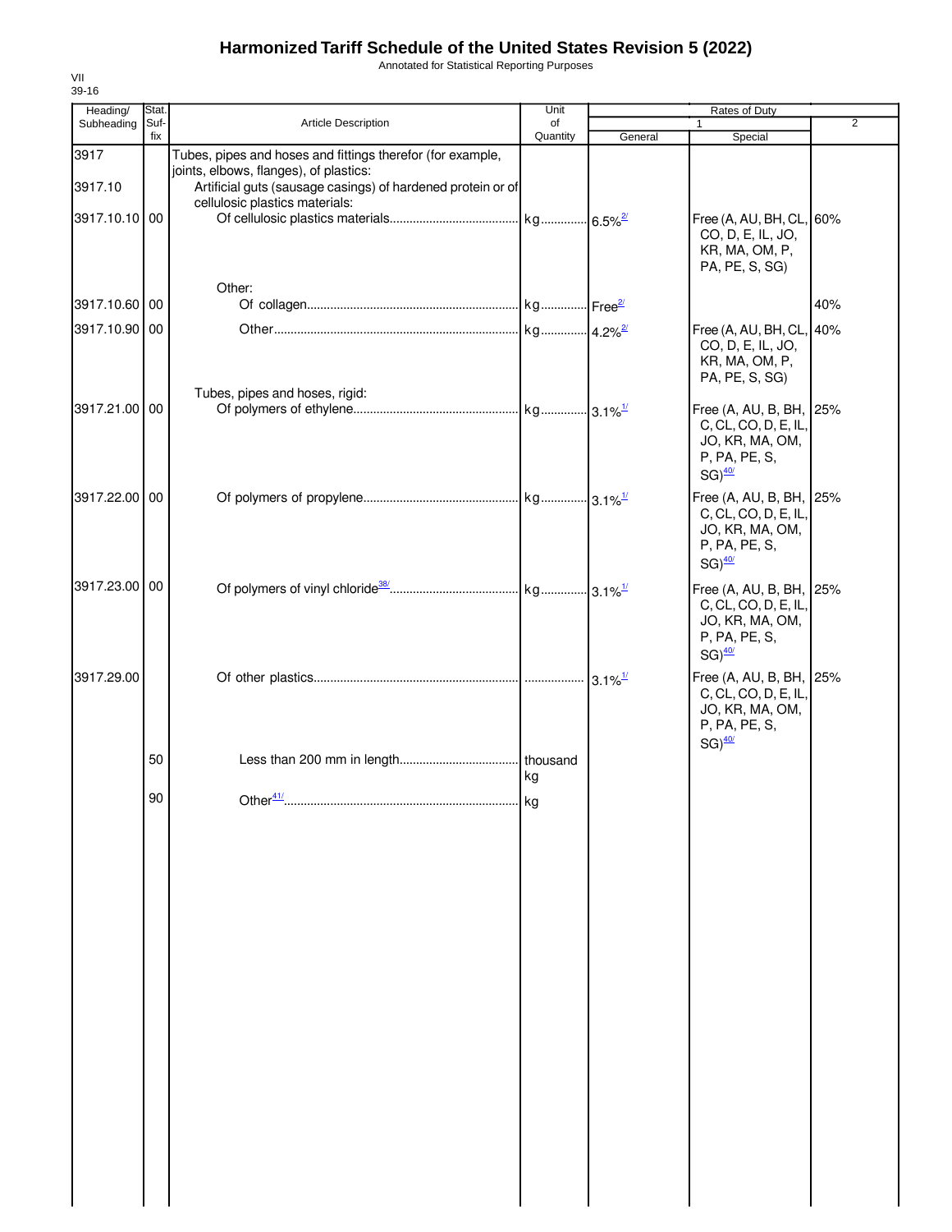# Harmonized Tariff Schedule of the United States Revision 5 (2022)

Annotated for Statistical Reporting Purposes

VII
39-16

| Heading/ Subheading | Stat. Suf- fix | Article Description | Unit of Quantity | Rates of Duty 1 General | Special | 2 |
|---|---|---|---|---|---|---|
| 3917 | | Tubes, pipes and hoses and fittings therefor (for example, joints, elbows, flanges), of plastics: | | | | |
| 3917.10 | | Artificial guts (sausage casings) of hardened protein or of cellulosic plastics materials: | | | | |
| 3917.10.10 | 00 | Of cellulosic plastics materials | kg | 6.5%[2/] | Free (A, AU, BH, CL, CO, D, E, IL, JO, KR, MA, OM, P, PA, PE, S, SG) | 60% |
| | | Other: | | | | |
| 3917.10.60 | 00 | Of collagen | kg | Free[2/] | | 40% |
| 3917.10.90 | 00 | Other | kg | 4.2%[2/] | Free (A, AU, BH, CL, CO, D, E, IL, JO, KR, MA, OM, P, PA, PE, S, SG) | 40% |
| | | Tubes, pipes and hoses, rigid: | | | | |
| 3917.21.00 | 00 | Of polymers of ethylene | kg | 3.1%[1/] | Free (A, AU, B, BH, C, CL, CO, D, E, IL, JO, KR, MA, OM, P, PA, PE, S, SG)[40/] | 25% |
| 3917.22.00 | 00 | Of polymers of propylene | kg | 3.1%[1/] | Free (A, AU, B, BH, C, CL, CO, D, E, IL, JO, KR, MA, OM, P, PA, PE, S, SG)[40/] | 25% |
| 3917.23.00 | 00 | Of polymers of vinyl chloride[38/] | kg | 3.1%[1/] | Free (A, AU, B, BH, C, CL, CO, D, E, IL, JO, KR, MA, OM, P, PA, PE, S, SG)[40/] | 25% |
| 3917.29.00 | | Of other plastics | | 3.1%[1/] | Free (A, AU, B, BH, C, CL, CO, D, E, IL, JO, KR, MA, OM, P, PA, PE, S, SG)[40/] | 25% |
| | 50 | Less than 200 mm in length | thousand kg | | | |
| | 90 | Other[41/] | kg | | | |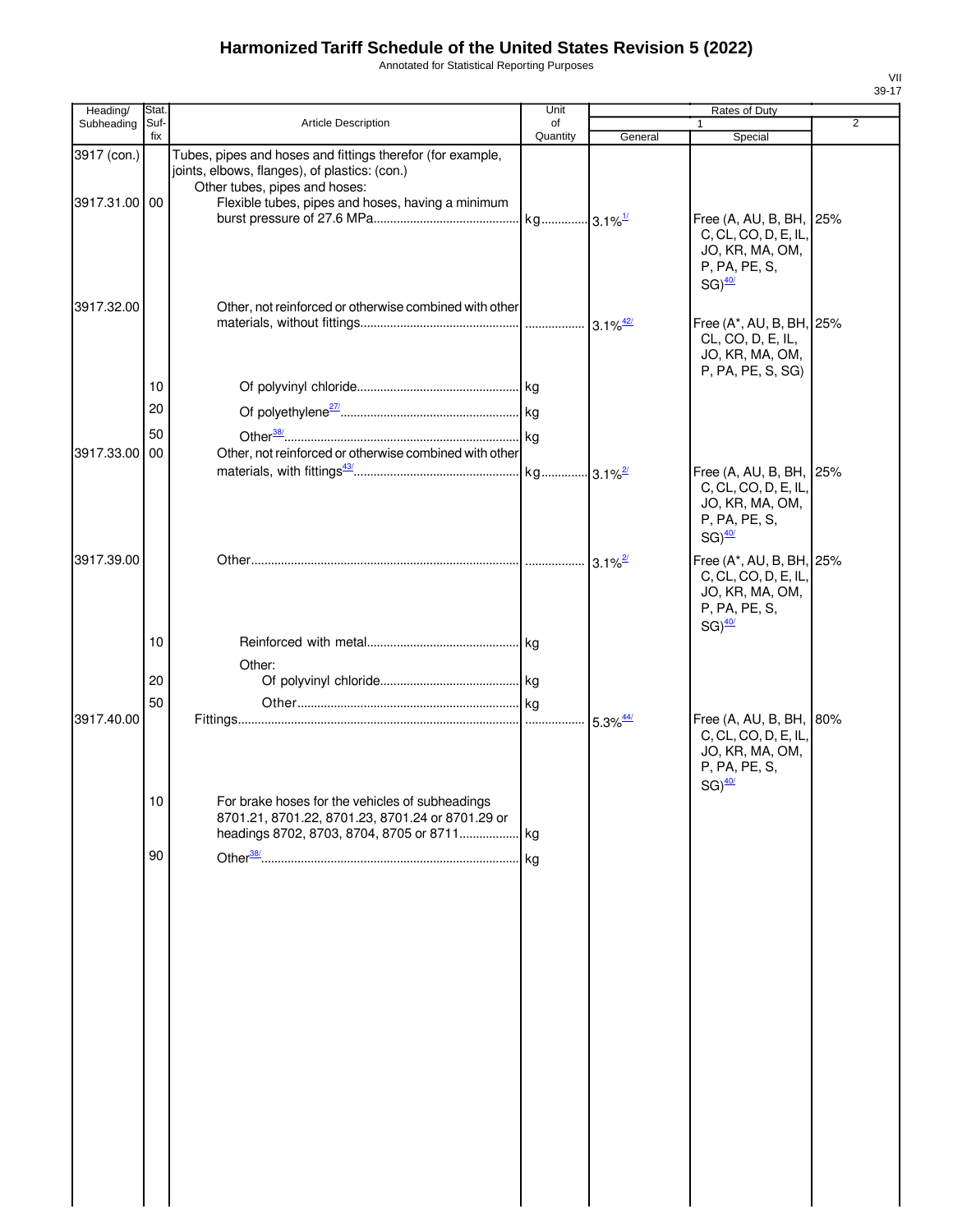# Harmonized Tariff Schedule of the United States Revision 5 (2022)

Annotated for Statistical Reporting Purposes

| Heading/ Subheading | Stat. Suf-fix | Article Description | Unit of Quantity | Rates of Duty 1 General | Special | 2 |
|---|---|---|---|---|---|---|
| 3917 (con.) | | Tubes, pipes and hoses and fittings therefor (for example, joints, elbows, flanges), of plastics: (con.) | | | | |
| | | Other tubes, pipes and hoses: | | | | |
| 3917.31.00 | 00 | Flexible tubes, pipes and hoses, having a minimum burst pressure of 27.6 MPa | kg | 3.1%[1/] | Free (A, AU, B, BH, C, CL, CO, D, E, IL, JO, KR, MA, OM, P, PA, PE, S, SG)[40/] | 25% |
| 3917.32.00 | | Other, not reinforced or otherwise combined with other materials, without fittings | | 3.1%[42/] | Free (A*, AU, B, BH, CL, CO, D, E, IL, JO, KR, MA, OM, P, PA, PE, S, SG) | 25% |
| | 10 | Of polyvinyl chloride | kg | | | |
| | 20 | Of polyethylene[27/] | kg | | | |
| | 50 | Other[38/] | kg | | | |
| 3917.33.00 | 00 | Other, not reinforced or otherwise combined with other materials, with fittings[43/] | kg | 3.1%[2/] | Free (A, AU, B, BH, C, CL, CO, D, E, IL, JO, KR, MA, OM, P, PA, PE, S, SG)[40/] | 25% |
| 3917.39.00 | | Other | | 3.1%[2/] | Free (A*, AU, B, BH, C, CL, CO, D, E, IL, JO, KR, MA, OM, P, PA, PE, S, SG)[40/] | 25% |
| | 10 | Reinforced with metal | kg | | | |
| | | Other: | | | | |
| | 20 | Of polyvinyl chloride | kg | | | |
| | 50 | Other | kg | | | |
| 3917.40.00 | | Fittings | | 5.3%[44/] | Free (A, AU, B, BH, C, CL, CO, D, E, IL, JO, KR, MA, OM, P, PA, PE, S, SG)[40/] | 80% |
| | 10 | For brake hoses for the vehicles of subheadings 8701.21, 8701.22, 8701.23, 8701.24 or 8701.29 or headings 8702, 8703, 8704, 8705 or 8711 | kg | | | |
| | 90 | Other[38/] | kg | | | |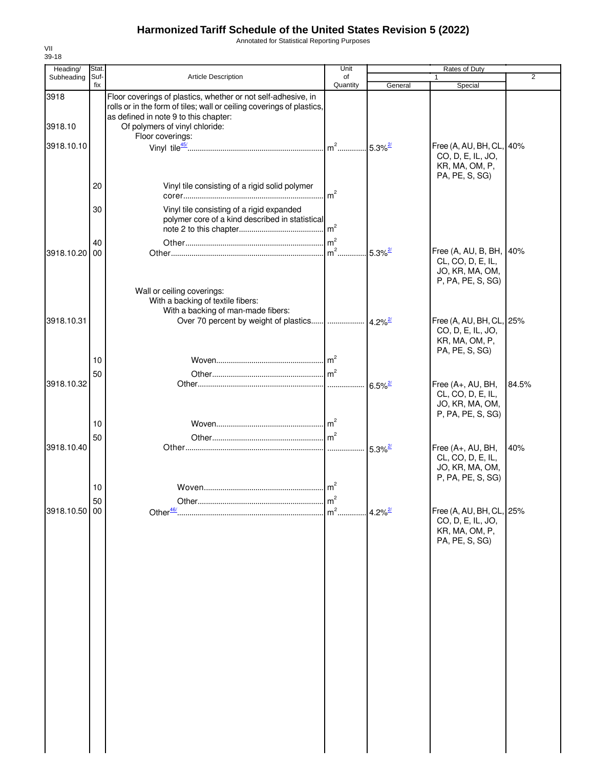# Harmonized Tariff Schedule of the United States Revision 5 (2022)

Annotated for Statistical Reporting Purposes

| Heading/ Subheading | Stat. Suf- fix | Article Description | Unit of Quantity | Rates of Duty 1 General | Rates of Duty 1 Special | Rates of Duty 2 |
|---|---|---|---|---|---|---|
| 3918 | | Floor coverings of plastics, whether or not self-adhesive, in rolls or in the form of tiles; wall or ceiling coverings of plastics, as defined in note 9 to this chapter: | | | | |
| 3918.10 | | Of polymers of vinyl chloride: | | | | |
| | | Floor coverings: | | | | |
| 3918.10.10 | | Vinyl tile[45/] | m² | 5.3%[2/] | Free (A, AU, BH, CL, CO, D, E, IL, JO, KR, MA, OM, P, PA, PE, S, SG) | 40% |
| | 20 | Vinyl tile consisting of a rigid solid polymer corer | m² | | | |
| | 30 | Vinyl tile consisting of a rigid expanded polymer core of a kind described in statistical note 2 to this chapter | m² | | | |
| | 40 | Other | m² | | | |
| 3918.10.20 | 00 | Other | m² | 5.3%[2/] | Free (A, AU, B, BH, CL, CO, D, E, IL, JO, KR, MA, OM, P, PA, PE, S, SG) | 40% |
| | | Wall or ceiling coverings: | | | | |
| | | With a backing of textile fibers: | | | | |
| | | With a backing of man-made fibers: | | | | |
| 3918.10.31 | | Over 70 percent by weight of plastics | | 4.2%[2/] | Free (A, AU, BH, CL, CO, D, E, IL, JO, KR, MA, OM, P, PA, PE, S, SG) | 25% |
| | 10 | Woven | m² | | | |
| | 50 | Other | m² | | | |
| 3918.10.32 | | Other | | 6.5%[2/] | Free (A+, AU, BH, CL, CO, D, E, IL, JO, KR, MA, OM, P, PA, PE, S, SG) | 84.5% |
| | 10 | Woven | m² | | | |
| | 50 | Other | m² | | | |
| 3918.10.40 | | Other | | 5.3%[2/] | Free (A+, AU, BH, CL, CO, D, E, IL, JO, KR, MA, OM, P, PA, PE, S, SG) | 40% |
| | 10 | Woven | m² | | | |
| | 50 | Other | m² | | | |
| 3918.10.50 | 00 | Other[46/] | m² | 4.2%[2/] | Free (A, AU, BH, CL, CO, D, E, IL, JO, KR, MA, OM, P, PA, PE, S, SG) | 25% |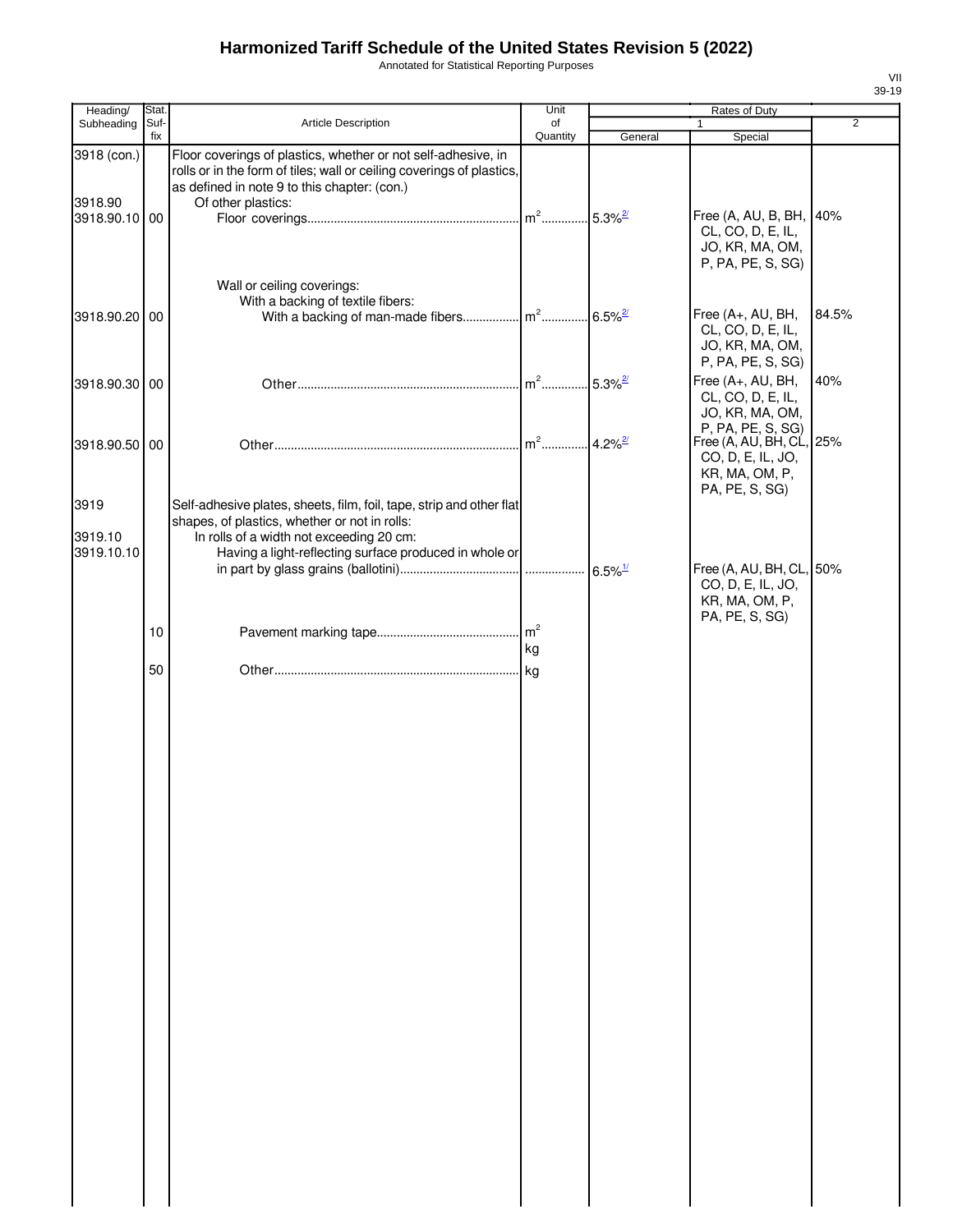# Harmonized Tariff Schedule of the United States Revision 5 (2022)

Annotated for Statistical Reporting Purposes

| Heading/ Subheading | Stat. Suf- fix | Article Description | Unit of Quantity | Rates of Duty 1 General | Rates of Duty 1 Special | Rates of Duty 2 |
|---|---|---|---|---|---|---|
| 3918 (con.) | | Floor coverings of plastics, whether or not self-adhesive, in rolls or in the form of tiles; wall or ceiling coverings of plastics, as defined in note 9 to this chapter: (con.) | | | | |
| 3918.90 | | Of other plastics: | | | | |
| 3918.90.10 | 00 | Floor coverings | m² | 5.3% [2/] | Free (A, AU, B, BH, CL, CO, D, E, IL, JO, KR, MA, OM, P, PA, PE, S, SG) | 40% |
| | | Wall or ceiling coverings: | | | | |
| | | With a backing of textile fibers: | | | | |
| 3918.90.20 | 00 | With a backing of man-made fibers | m² | 6.5% [2/] | Free (A+, AU, BH, CL, CO, D, E, IL, JO, KR, MA, OM, P, PA, PE, S, SG) | 84.5% |
| 3918.90.30 | 00 | Other | m² | 5.3% [2/] | Free (A+, AU, BH, CL, CO, D, E, IL, JO, KR, MA, OM, P, PA, PE, S, SG) | 40% |
| 3918.90.50 | 00 | Other | m² | 4.2% [2/] | Free (A, AU, BH, CL, CO, D, E, IL, JO, KR, MA, OM, P, PA, PE, S, SG) | 25% |
| 3919 | | Self-adhesive plates, sheets, film, foil, tape, strip and other flat shapes, of plastics, whether or not in rolls: | | | | |
| 3919.10 | | In rolls of a width not exceeding 20 cm: | | | | |
| 3919.10.10 | | Having a light-reflecting surface produced in whole or in part by glass grains (ballotini) | | 6.5% [1/] | Free (A, AU, BH, CL, CO, D, E, IL, JO, KR, MA, OM, P, PA, PE, S, SG) | 50% |
| | 10 | Pavement marking tape | m² kg | | | |
| | 50 | Other | kg | | | |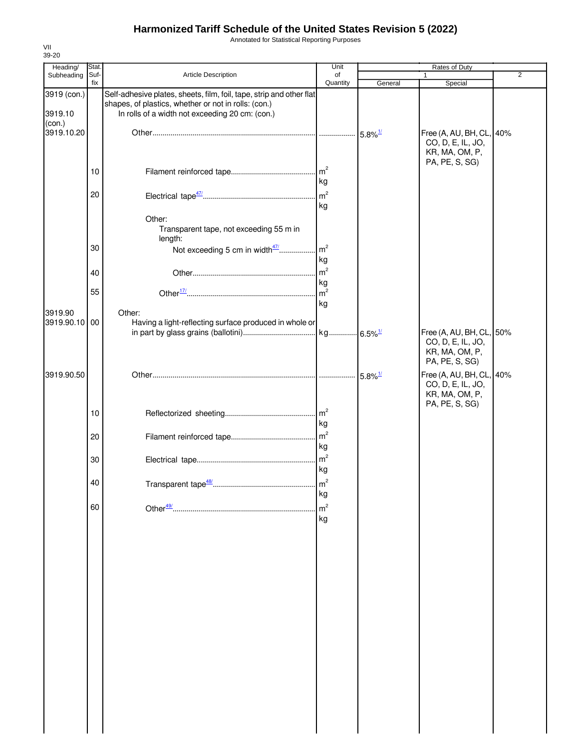# Harmonized Tariff Schedule of the United States Revision 5 (2022)

Annotated for Statistical Reporting Purposes

VII
39-20

| Heading/ Subheading | Stat. Suf- fix | Article Description | Unit of Quantity | Rates of Duty 1 General | Rates of Duty 1 Special | Rates of Duty 2 |
|---|---|---|---|---|---|---|
| 3919 (con.) | | Self-adhesive plates, sheets, film, foil, tape, strip and other flat shapes, of plastics, whether or not in rolls: (con.) | | | | |
| 3919.10 (con.) | | In rolls of a width not exceeding 20 cm: (con.) | | | | |
| 3919.10.20 | | Other | | 5.8%[1/] | Free (A, AU, BH, CL, CO, D, E, IL, JO, KR, MA, OM, P, PA, PE, S, SG) | 40% |
| | 10 | Filament reinforced tape | m² kg | | | |
| | 20 | Electrical tape[47/] | m² kg | | | |
| | | Other: | | | | |
| | | Transparent tape, not exceeding 55 m in length: | | | | |
| | 30 | Not exceeding 5 cm in width[47/] | m² kg | | | |
| | 40 | Other | m² kg | | | |
| | 55 | Other[17/] | m² kg | | | |
| 3919.90 | | Other: | | | | |
| 3919.90.10 | 00 | Having a light-reflecting surface produced in whole or in part by glass grains (ballotini) | kg | 6.5%[1/] | Free (A, AU, BH, CL, CO, D, E, IL, JO, KR, MA, OM, P, PA, PE, S, SG) | 50% |
| 3919.90.50 | | Other | | 5.8%[1/] | Free (A, AU, BH, CL, CO, D, E, IL, JO, KR, MA, OM, P, PA, PE, S, SG) | 40% |
| | 10 | Reflectorized sheeting | m² kg | | | |
| | 20 | Filament reinforced tape | m² kg | | | |
| | 30 | Electrical tape | m² kg | | | |
| | 40 | Transparent tape[48/] | m² kg | | | |
| | 60 | Other[49/] | m² kg | | | |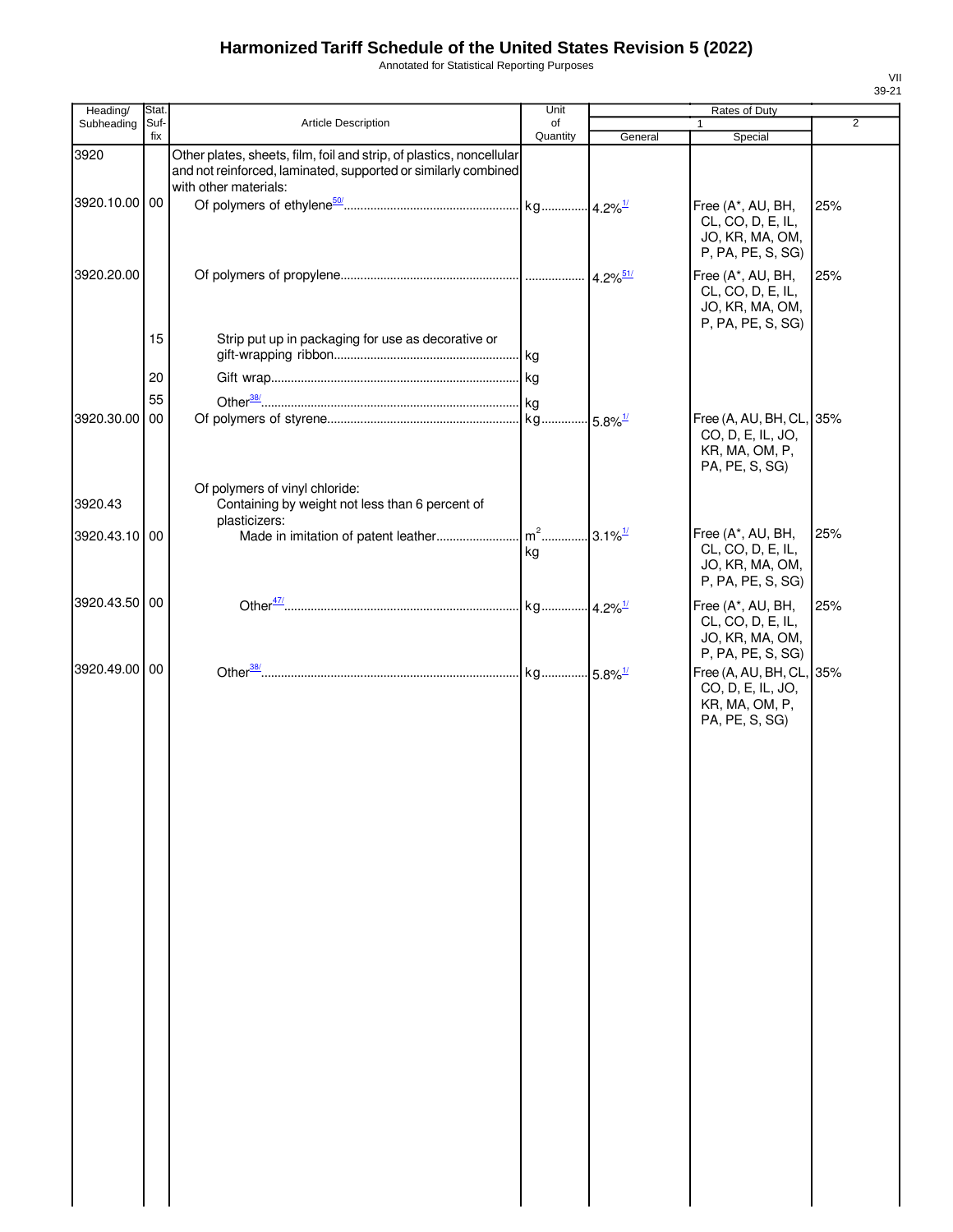# Harmonized Tariff Schedule of the United States Revision 5 (2022)

Annotated for Statistical Reporting Purposes

| Heading/ Subheading | Stat. Suf- fix | Article Description | Unit of Quantity | Rates of Duty 1 General | Rates of Duty 1 Special | Rates of Duty 2 |
|---|---|---|---|---|---|---|
| 3920 | | Other plates, sheets, film, foil and strip, of plastics, noncellular and not reinforced, laminated, supported or similarly combined with other materials: | | | | |
| 3920.10.00 | 00 | Of polymers of ethylene[50/] | kg | 4.2%[1/] | Free (A*, AU, BH, CL, CO, D, E, IL, JO, KR, MA, OM, P, PA, PE, S, SG) | 25% |
| 3920.20.00 | | Of polymers of propylene | | 4.2%[51/] | Free (A*, AU, BH, CL, CO, D, E, IL, JO, KR, MA, OM, P, PA, PE, S, SG) | 25% |
| | 15 | Strip put up in packaging for use as decorative or gift-wrapping ribbon | kg | | | |
| | 20 | Gift wrap | kg | | | |
| | 55 | Other[38/] | kg | | | |
| 3920.30.00 | 00 | Of polymers of styrene | kg | 5.8%[1/] | Free (A, AU, BH, CL, CO, D, E, IL, JO, KR, MA, OM, P, PA, PE, S, SG) | 35% |
| | | Of polymers of vinyl chloride: | | | | |
| 3920.43 | | Containing by weight not less than 6 percent of plasticizers: | | | | |
| 3920.43.10 | 00 | Made in imitation of patent leather | $m^2$ kg | 3.1%[1/] | Free (A*, AU, BH, CL, CO, D, E, IL, JO, KR, MA, OM, P, PA, PE, S, SG) | 25% |
| 3920.43.50 | 00 | Other[47/] | kg | 4.2%[1/] | Free (A*, AU, BH, CL, CO, D, E, IL, JO, KR, MA, OM, P, PA, PE, S, SG) | 25% |
| 3920.49.00 | 00 | Other[38/] | kg | 5.8%[1/] | Free (A, AU, BH, CL, CO, D, E, IL, JO, KR, MA, OM, P, PA, PE, S, SG) | 35% |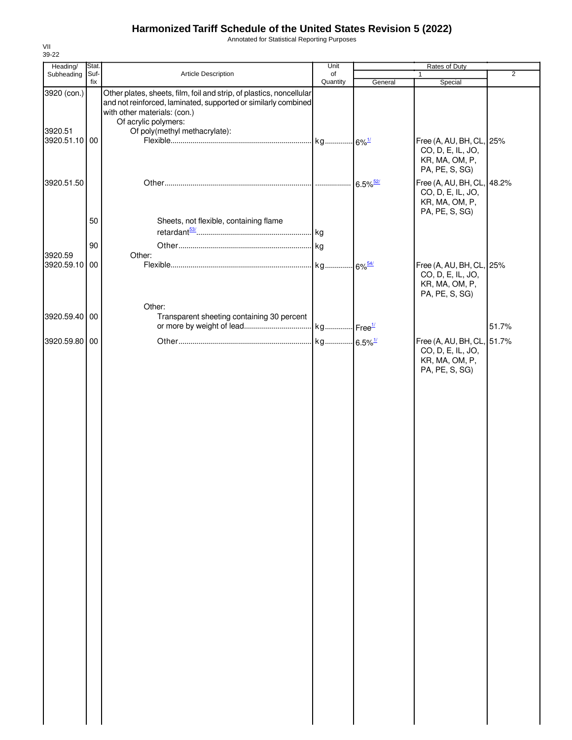# Harmonized Tariff Schedule of the United States Revision 5 (2022)

Annotated for Statistical Reporting Purposes

VII
39-22

| Heading/ Subheading | Stat. Suf-fix | Article Description | Unit of Quantity | Rates of Duty 1 General | Rates of Duty 1 Special | Rates of Duty 2 |
|---|---|---|---|---|---|---|
| 3920 (con.) | | Other plates, sheets, film, foil and strip, of plastics, noncellular and not reinforced, laminated, supported or similarly combined with other materials: (con.) | | | | |
| | | Of acrylic polymers: | | | | |
| 3920.51 | | Of poly(methyl methacrylate): | | | | |
| 3920.51.10 | 00 | Flexible | kg | 6%[1/] | Free (A, AU, BH, CL, CO, D, E, IL, JO, KR, MA, OM, P, PA, PE, S, SG) | 25% |
| 3920.51.50 | | Other | | 6.5%[52/] | Free (A, AU, BH, CL, CO, D, E, IL, JO, KR, MA, OM, P, PA, PE, S, SG) | 48.2% |
| | 50 | Sheets, not flexible, containing flame retardant[53/] | kg | | | |
| | 90 | Other | kg | | | |
| 3920.59 | | Other: | | | | |
| 3920.59.10 | 00 | Flexible | kg | 6%[54/] | Free (A, AU, BH, CL, CO, D, E, IL, JO, KR, MA, OM, P, PA, PE, S, SG) | 25% |
| | | Other: | | | | |
| 3920.59.40 | 00 | Transparent sheeting containing 30 percent or more by weight of lead | kg | Free[1/] | | 51.7% |
| 3920.59.80 | 00 | Other | kg | 6.5%[1/] | Free (A, AU, BH, CL, CO, D, E, IL, JO, KR, MA, OM, P, PA, PE, S, SG) | 51.7% |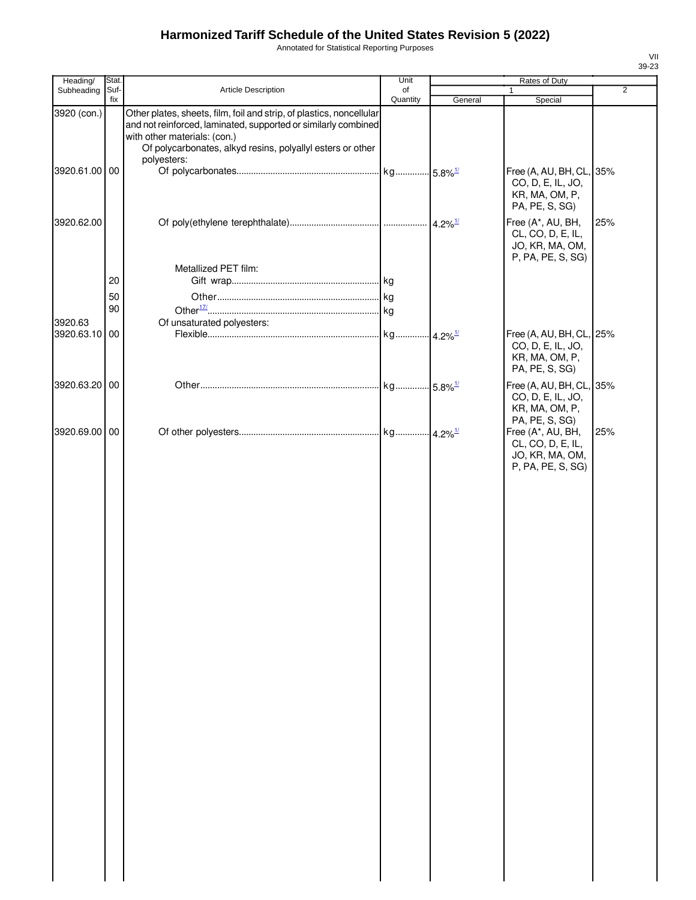# Harmonized Tariff Schedule of the United States Revision 5 (2022)

Annotated for Statistical Reporting Purposes

| Heading/ Subheading | Stat. Suf-fix | Article Description | Unit of Quantity | Rates of Duty 1 General | Special | 2 |
|---|---|---|---|---|---|---|
| 3920 (con.) | | Other plates, sheets, film, foil and strip, of plastics, noncellular and not reinforced, laminated, supported or similarly combined with other materials: (con.) | | | | |
| | | Of polycarbonates, alkyd resins, polyallyl esters or other polyesters: | | | | |
| 3920.61.00 | 00 | Of polycarbonates | kg | 5.8%[1/] | Free (A, AU, BH, CL, CO, D, E, IL, JO, KR, MA, OM, P, PA, PE, S, SG) | 35% |
| 3920.62.00 | | Of poly(ethylene terephthalate) | | 4.2%[1/] | Free (A*, AU, BH, CL, CO, D, E, IL, JO, KR, MA, OM, P, PA, PE, S, SG) | 25% |
| | | Metallized PET film: | | | | |
| | 20 | Gift wrap | kg | | | |
| | 50 | Other | kg | | | |
| | 90 | Other[17/] | kg | | | |
| 3920.63 | | Of unsaturated polyesters: | | | | |
| 3920.63.10 | 00 | Flexible | kg | 4.2%[1/] | Free (A, AU, BH, CL, CO, D, E, IL, JO, KR, MA, OM, P, PA, PE, S, SG) | 25% |
| 3920.63.20 | 00 | Other | kg | 5.8%[1/] | Free (A, AU, BH, CL, CO, D, E, IL, JO, KR, MA, OM, P, PA, PE, S, SG) | 35% |
| 3920.69.00 | 00 | Of other polyesters | kg | 4.2%[1/] | Free (A*, AU, BH, CL, CO, D, E, IL, JO, KR, MA, OM, P, PA, PE, S, SG) | 25% |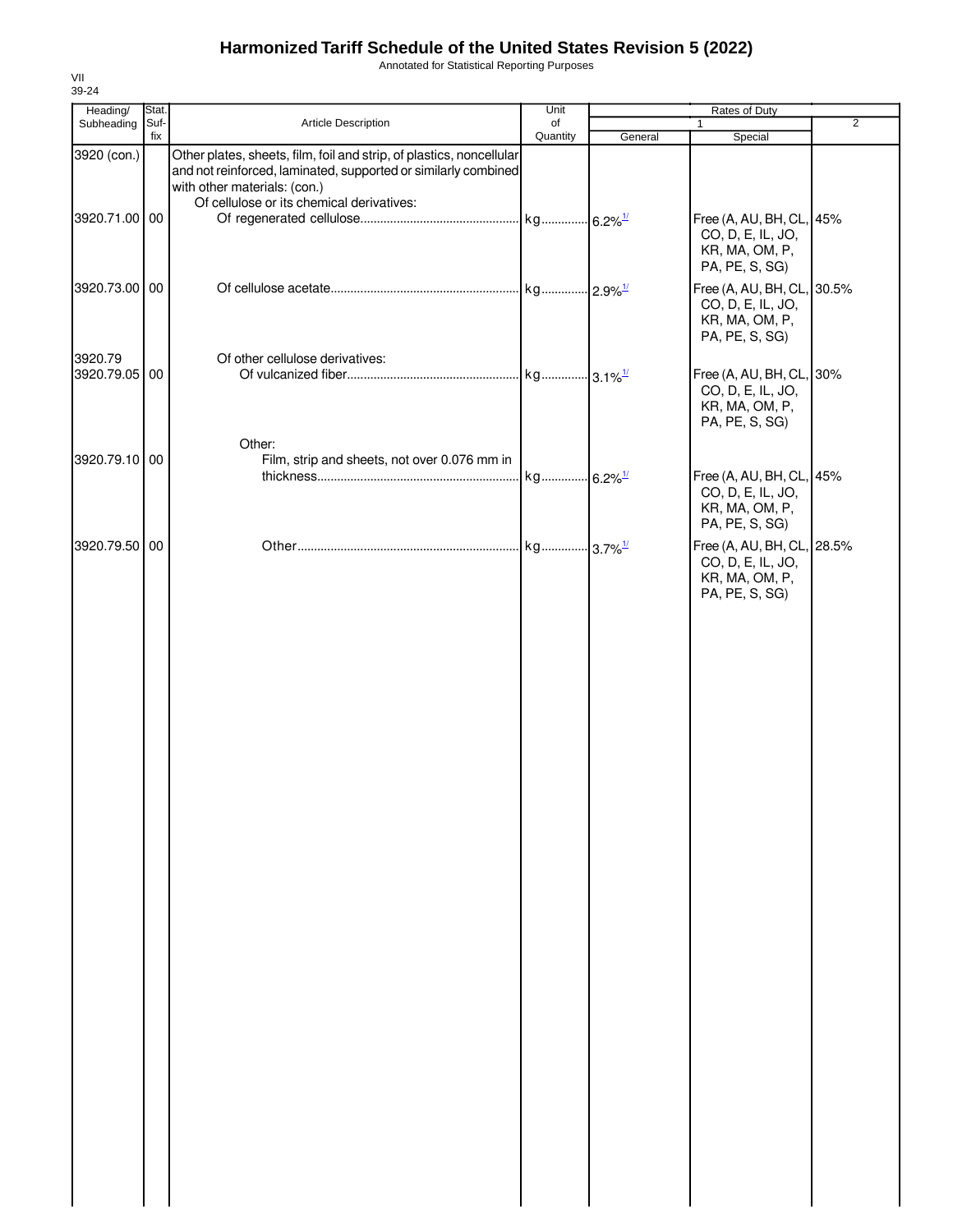# Harmonized Tariff Schedule of the United States Revision 5 (2022)

Annotated for Statistical Reporting Purposes

VII
39-24

| Heading/ Subheading | Stat. Suf- fix | Article Description | Unit of Quantity | Rates of Duty 1 General | Special | 2 |
|---|---|---|---|---|---|---|
| 3920 (con.) | | Other plates, sheets, film, foil and strip, of plastics, noncellular and not reinforced, laminated, supported or similarly combined with other materials: (con.) | | | | |
| | | Of cellulose or its chemical derivatives: | | | | |
| 3920.71.00 | 00 | Of regenerated cellulose | kg | 6.2%[1/] | Free (A, AU, BH, CL, CO, D, E, IL, JO, KR, MA, OM, P, PA, PE, S, SG) | 45% |
| 3920.73.00 | 00 | Of cellulose acetate | kg | 2.9%[1/] | Free (A, AU, BH, CL, CO, D, E, IL, JO, KR, MA, OM, P, PA, PE, S, SG) | 30.5% |
| 3920.79 | | Of other cellulose derivatives: | | | | |
| 3920.79.05 | 00 | Of vulcanized fiber | kg | 3.1%[1/] | Free (A, AU, BH, CL, CO, D, E, IL, JO, KR, MA, OM, P, PA, PE, S, SG) | 30% |
| | | Other: | | | | |
| 3920.79.10 | 00 | Film, strip and sheets, not over 0.076 mm in thickness | kg | 6.2%[1/] | Free (A, AU, BH, CL, CO, D, E, IL, JO, KR, MA, OM, P, PA, PE, S, SG) | 45% |
| 3920.79.50 | 00 | Other | kg | 3.7%[1/] | Free (A, AU, BH, CL, CO, D, E, IL, JO, KR, MA, OM, P, PA, PE, S, SG) | 28.5% |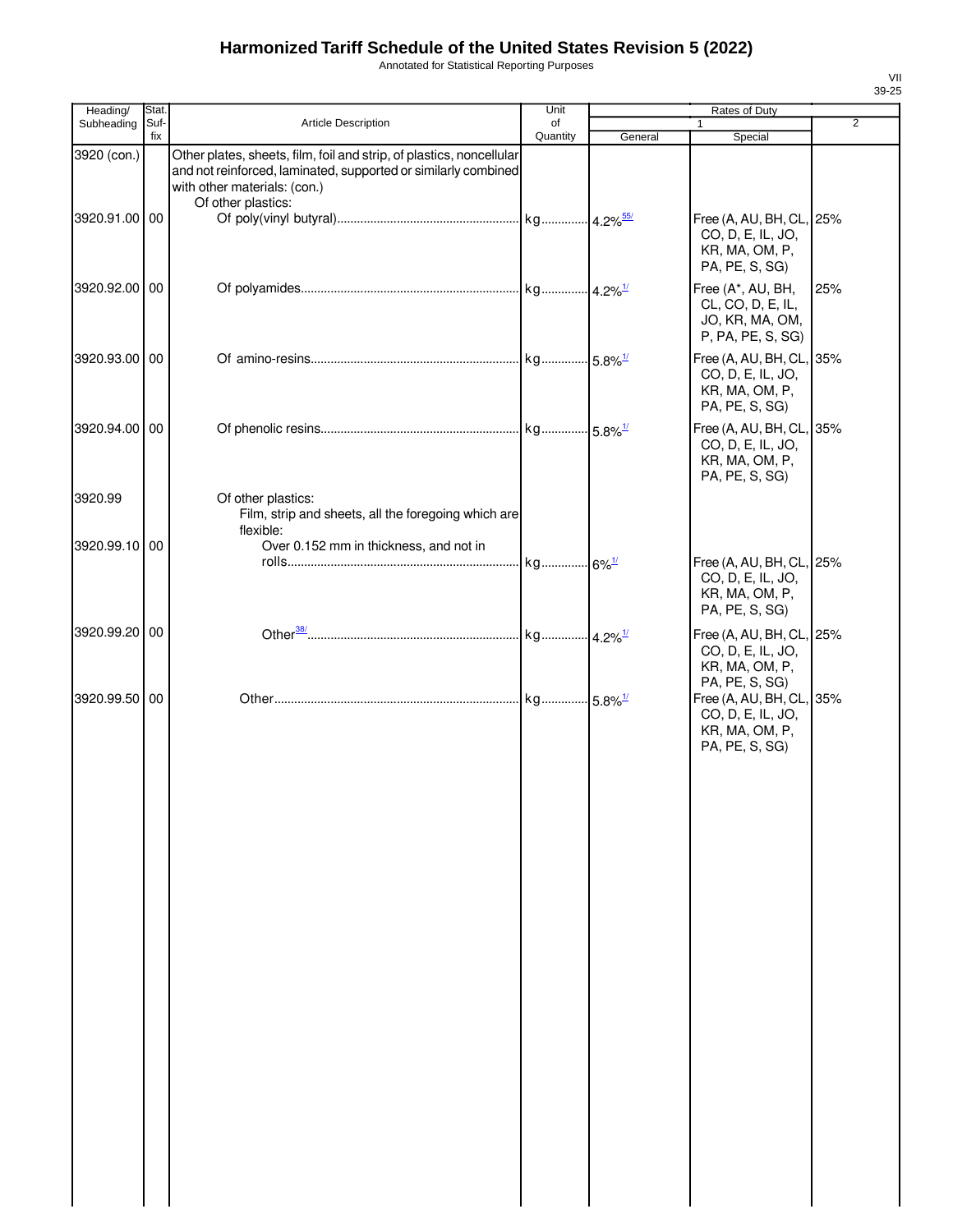# Harmonized Tariff Schedule of the United States Revision 5 (2022)

Annotated for Statistical Reporting Purposes

| Heading/ Subheading | Stat. Suf- fix | Article Description | Unit of Quantity | Rates of Duty 1 General | Special | 2 |
|---|---|---|---|---|---|---|
| 3920 (con.) | | Other plates, sheets, film, foil and strip, of plastics, noncellular and not reinforced, laminated, supported or similarly combined with other materials: (con.) | | | | |
| | | Of other plastics: | | | | |
| 3920.91.00 | 00 | Of poly(vinyl butyral) | kg | 4.2%[55/] | Free (A, AU, BH, CL, CO, D, E, IL, JO, KR, MA, OM, P, PA, PE, S, SG) | 25% |
| 3920.92.00 | 00 | Of polyamides | kg | 4.2%[1/] | Free (A*, AU, BH, CL, CO, D, E, IL, JO, KR, MA, OM, P, PA, PE, S, SG) | 25% |
| 3920.93.00 | 00 | Of amino-resins | kg | 5.8%[1/] | Free (A, AU, BH, CL, CO, D, E, IL, JO, KR, MA, OM, P, PA, PE, S, SG) | 35% |
| 3920.94.00 | 00 | Of phenolic resins | kg | 5.8%[1/] | Free (A, AU, BH, CL, CO, D, E, IL, JO, KR, MA, OM, P, PA, PE, S, SG) | 35% |
| 3920.99 | | Of other plastics: | | | | |
| | | Film, strip and sheets, all the foregoing which are flexible: | | | | |
| 3920.99.10 | 00 | Over 0.152 mm in thickness, and not in rolls | kg | 6%[1/] | Free (A, AU, BH, CL, CO, D, E, IL, JO, KR, MA, OM, P, PA, PE, S, SG) | 25% |
| 3920.99.20 | 00 | Other[38/] | kg | 4.2%[1/] | Free (A, AU, BH, CL, CO, D, E, IL, JO, KR, MA, OM, P, PA, PE, S, SG) | 25% |
| 3920.99.50 | 00 | Other | kg | 5.8%[1/] | Free (A, AU, BH, CL, CO, D, E, IL, JO, KR, MA, OM, P, PA, PE, S, SG) | 35% |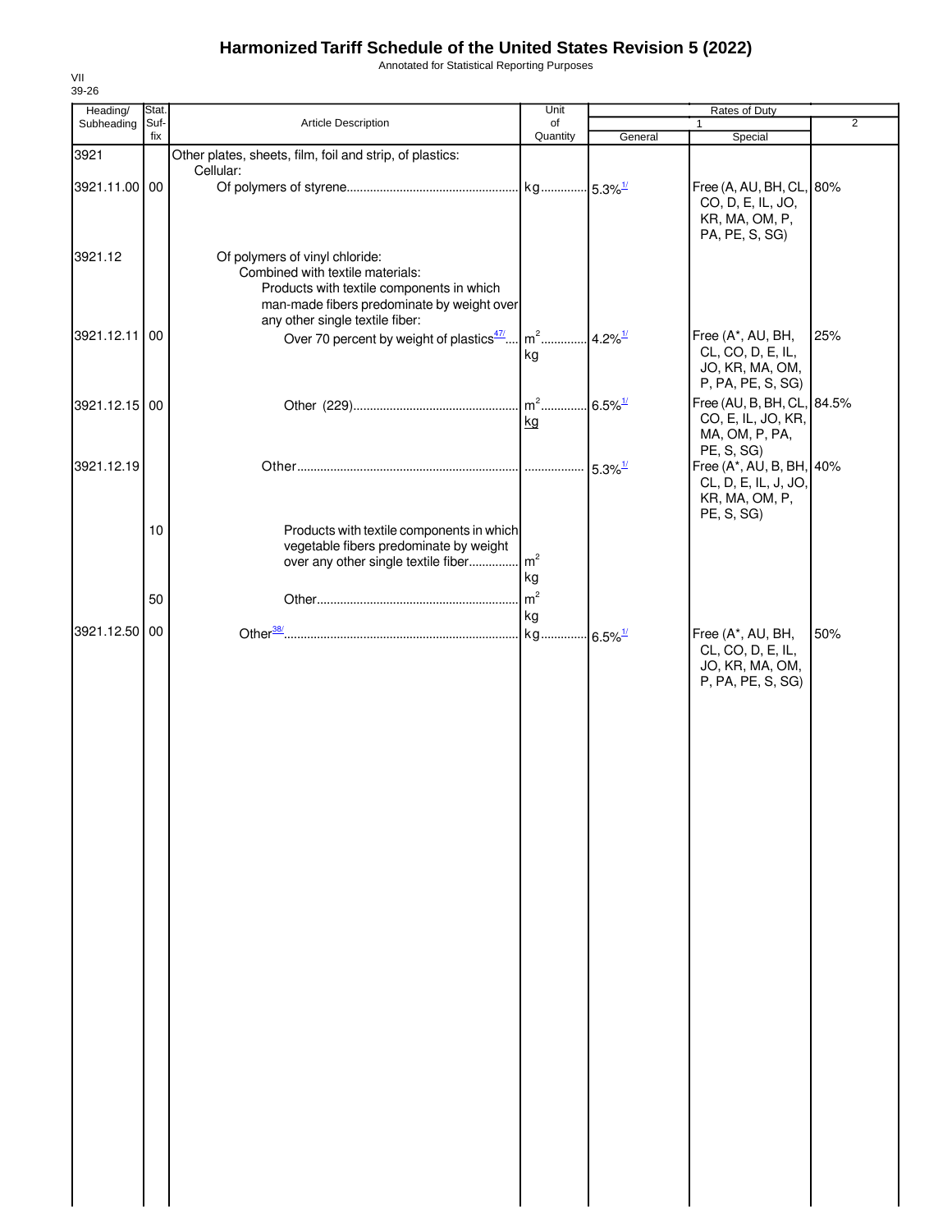# Harmonized Tariff Schedule of the United States Revision 5 (2022)

Annotated for Statistical Reporting Purposes

VII
39-26

| Heading/ Subheading | Stat. Suf- fix | Article Description | Unit of Quantity | Rates of Duty 1 General | Special | 2 |
|---|---|---|---|---|---|---|
| 3921 | | Other plates, sheets, film, foil and strip, of plastics: | | | | |
| | | Cellular: | | | | |
| 3921.11.00 | 00 | Of polymers of styrene | kg | 5.3%[1/] | Free (A, AU, BH, CL, CO, D, E, IL, JO, KR, MA, OM, P, PA, PE, S, SG) | 80% |
| 3921.12 | | Of polymers of vinyl chloride: | | | | |
| | | Combined with textile materials: | | | | |
| | | Products with textile components in which man-made fibers predominate by weight over any other single textile fiber: | | | | |
| 3921.12.11 | 00 | Over 70 percent by weight of plastics[47/] | m² kg | 4.2%[1/] | Free (A*, AU, BH, CL, CO, D, E, IL, JO, KR, MA, OM, P, PA, PE, S, SG) | 25% |
| 3921.12.15 | 00 | Other (229) | m² kg | 6.5%[1/] | Free (AU, B, BH, CL, CO, E, IL, JO, KR, MA, OM, P, PA, PE, S, SG) | 84.5% |
| 3921.12.19 | | Other | | 5.3%[1/] | Free (A*, AU, B, BH, CL, D, E, IL, J, JO, KR, MA, OM, P, PE, S, SG) | 40% |
| | 10 | Products with textile components in which vegetable fibers predominate by weight over any other single textile fiber | m² kg | | | |
| | 50 | Other | m² kg | | | |
| 3921.12.50 | 00 | Other[38/] | kg | 6.5%[1/] | Free (A*, AU, BH, CL, CO, D, E, IL, JO, KR, MA, OM, P, PA, PE, S, SG) | 50% |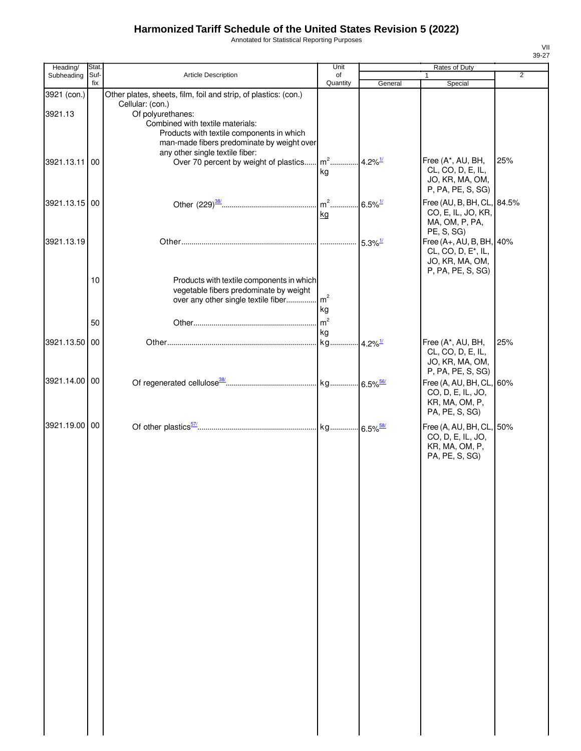# Harmonized Tariff Schedule of the United States Revision 5 (2022)

Annotated for Statistical Reporting Purposes

| Heading/ Subheading | Stat. Suf-fix | Article Description | Unit of Quantity | Rates of Duty 1 General | Rates of Duty 1 Special | Rates of Duty 2 |
|---|---|---|---|---|---|---|
| 3921 (con.) | | Other plates, sheets, film, foil and strip, of plastics: (con.) | | | | |
| | | Cellular: (con.) | | | | |
| 3921.13 | | Of polyurethanes: | | | | |
| | | Combined with textile materials: | | | | |
| | | Products with textile components in which man-made fibers predominate by weight over any other single textile fiber: | | | | |
| 3921.13.11 | 00 | Over 70 percent by weight of plastics | $m^2$ kg | 4.2%[1/] | Free (A*, AU, BH, CL, CO, D, E, IL, JO, KR, MA, OM, P, PA, PE, S, SG) | 25% |
| 3921.13.15 | 00 | Other (229)[38/] | $m^2$ kg | 6.5%[1/] | Free (AU, B, BH, CL, CO, E, IL, JO, KR, MA, OM, P, PA, PE, S, SG) | 84.5% |
| 3921.13.19 | | Other | | 5.3%[1/] | Free (A+, AU, B, BH, CL, CO, D, E*, IL, JO, KR, MA, OM, P, PA, PE, S, SG) | 40% |
| | 10 | Products with textile components in which vegetable fibers predominate by weight over any other single textile fiber | $m^2$ kg | | | |
| | 50 | Other | $m^2$ kg | | | |
| 3921.13.50 | 00 | Other | kg | 4.2%[1/] | Free (A*, AU, BH, CL, CO, D, E, IL, JO, KR, MA, OM, P, PA, PE, S, SG) | 25% |
| 3921.14.00 | 00 | Of regenerated cellulose[38/] | kg | 6.5%[56/] | Free (A, AU, BH, CL, CO, D, E, IL, JO, KR, MA, OM, P, PA, PE, S, SG) | 60% |
| 3921.19.00 | 00 | Of other plastics[57/] | kg | 6.5%[58/] | Free (A, AU, BH, CL, CO, D, E, IL, JO, KR, MA, OM, P, PA, PE, S, SG) | 50% |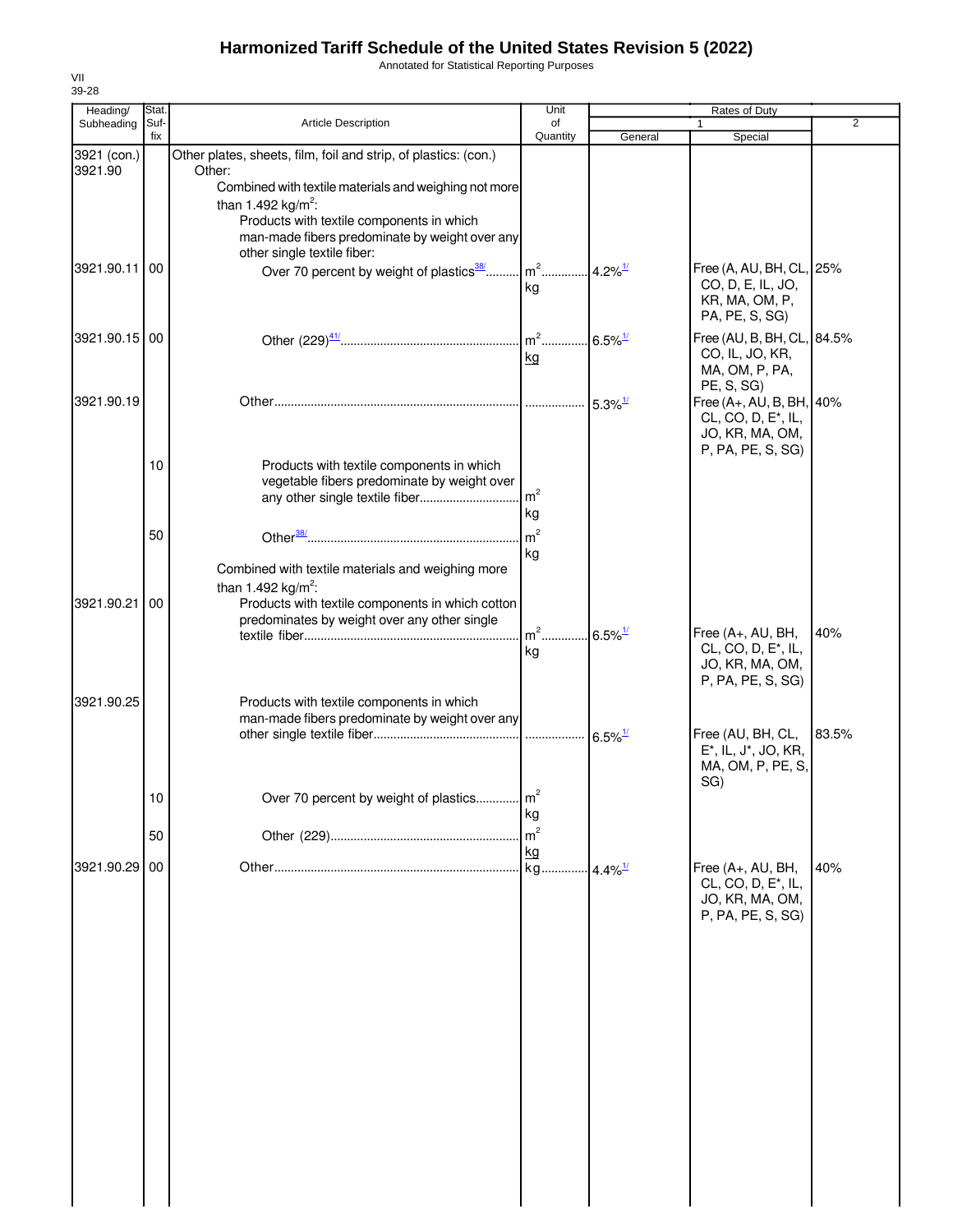# Harmonized Tariff Schedule of the United States Revision 5 (2022)

Annotated for Statistical Reporting Purposes

VII
39-28

| Heading/ Subheading | Stat. Suf- fix | Article Description | Unit of Quantity | Rates of Duty 1 General | Special | 2 |
|---|---|---|---|---|---|---|
| 3921 (con.) | | Other plates, sheets, film, foil and strip, of plastics: (con.) | | | | |
| 3921.90 | | Other: | | | | |
| | | Combined with textile materials and weighing not more than 1.492 kg/m$^2$: | | | | |
| | | Products with textile components in which man-made fibers predominate by weight over any other single textile fiber: | | | | |
| 3921.90.11 | 00 | Over 70 percent by weight of plastics[38/] | m$^2$ kg | 4.2%[1/] | Free (A, AU, BH, CL, CO, D, E, IL, JO, KR, MA, OM, P, PA, PE, S, SG) | 25% |
| 3921.90.15 | 00 | Other (229)[41/] | m$^2$ kg | 6.5%[1/] | Free (AU, B, BH, CL, CO, IL, JO, KR, MA, OM, P, PA, PE, S, SG) | 84.5% |
| 3921.90.19 | | Other | | 5.3%[1/] | Free (A+, AU, B, BH, CL, CO, D, E*, IL, JO, KR, MA, OM, P, PA, PE, S, SG) | 40% |
| | 10 | Products with textile components in which vegetable fibers predominate by weight over any other single textile fiber | m$^2$ kg | | | |
| | 50 | Other[38/] | m$^2$ kg | | | |
| | | Combined with textile materials and weighing more than 1.492 kg/m$^2$: | | | | |
| 3921.90.21 | 00 | Products with textile components in which cotton predominates by weight over any other single textile fiber | m$^2$ kg | 6.5%[1/] | Free (A+, AU, BH, CL, CO, D, E*, IL, JO, KR, MA, OM, P, PA, PE, S, SG) | 40% |
| 3921.90.25 | | Products with textile components in which man-made fibers predominate by weight over any other single textile fiber | | 6.5%[1/] | Free (AU, BH, CL, E*, IL, J*, JO, KR, MA, OM, P, PE, S, SG) | 83.5% |
| | 10 | Over 70 percent by weight of plastics | m$^2$ kg | | | |
| | 50 | Other (229) | m$^2$ kg | | | |
| 3921.90.29 | 00 | Other | kg | 4.4%[1/] | Free (A+, AU, BH, CL, CO, D, E*, IL, JO, KR, MA, OM, P, PA, PE, S, SG) | 40% |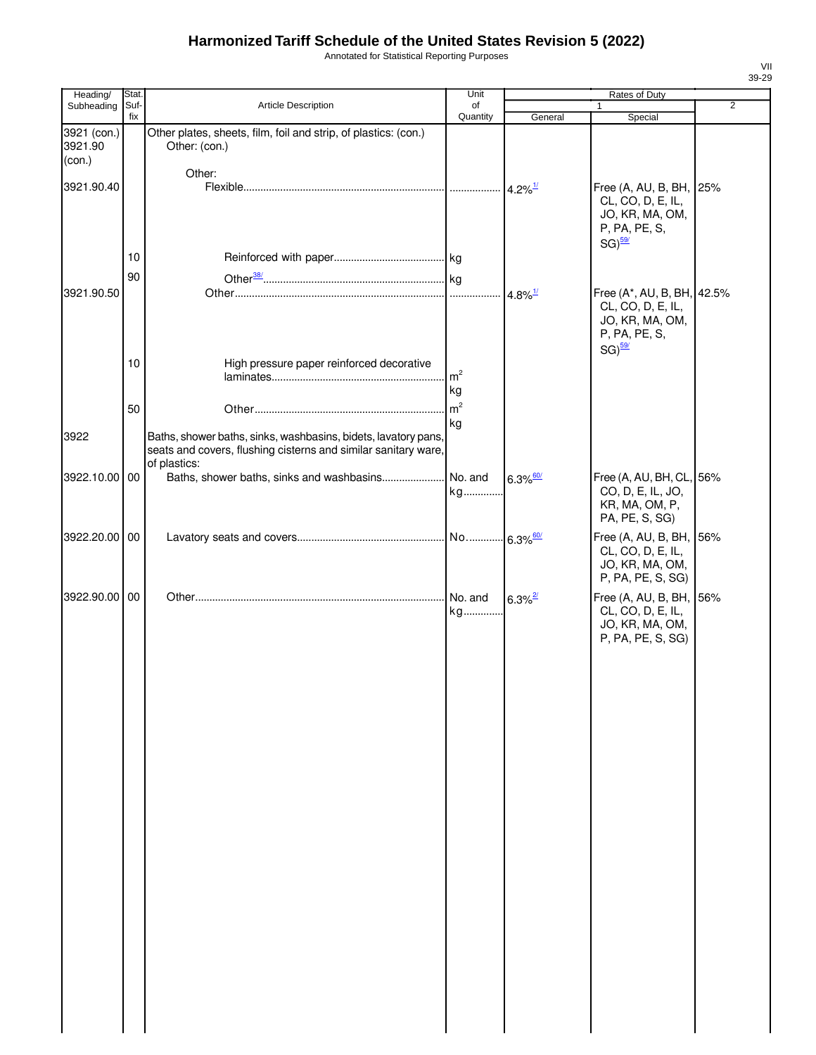# Harmonized Tariff Schedule of the United States Revision 5 (2022)

Annotated for Statistical Reporting Purposes

| Heading/ Subheading | Stat. Suf- fix | Article Description | Unit of Quantity | Rates of Duty 1 General | Special | 2 |
|---|---|---|---|---|---|---|
| 3921 (con.) 3921.90 (con.) | | Other plates, sheets, film, foil and strip, of plastics: (con.) Other: (con.) | | | | |
| | | Other: | | | | |
| 3921.90.40 | | Flexible | | 4.2%[1/] | Free (A, AU, B, BH, CL, CO, D, E, IL, JO, KR, MA, OM, P, PA, PE, S, SG)[59/] | 25% |
| | 10 | Reinforced with paper | kg | | | |
| | 90 | Other[38/] | kg | | | |
| 3921.90.50 | | Other | | 4.8%[1/] | Free (A*, AU, B, BH, CL, CO, D, E, IL, JO, KR, MA, OM, P, PA, PE, S, SG)[59/] | 42.5% |
| | 10 | High pressure paper reinforced decorative laminates | $m^2$ kg | | | |
| | 50 | Other | $m^2$ kg | | | |
| 3922 | | Baths, shower baths, sinks, washbasins, bidets, lavatory pans, seats and covers, flushing cisterns and similar sanitary ware, of plastics: | | | | |
| 3922.10.00 | 00 | Baths, shower baths, sinks and washbasins | No. and kg | 6.3%[60/] | Free (A, AU, BH, CL, CO, D, E, IL, JO, KR, MA, OM, P, PA, PE, S, SG) | 56% |
| 3922.20.00 | 00 | Lavatory seats and covers | No. | 6.3%[60/] | Free (A, AU, B, BH, CL, CO, D, E, IL, JO, KR, MA, OM, P, PA, PE, S, SG) | 56% |
| 3922.90.00 | 00 | Other | No. and kg | 6.3%[2/] | Free (A, AU, B, BH, CL, CO, D, E, IL, JO, KR, MA, OM, P, PA, PE, S, SG) | 56% |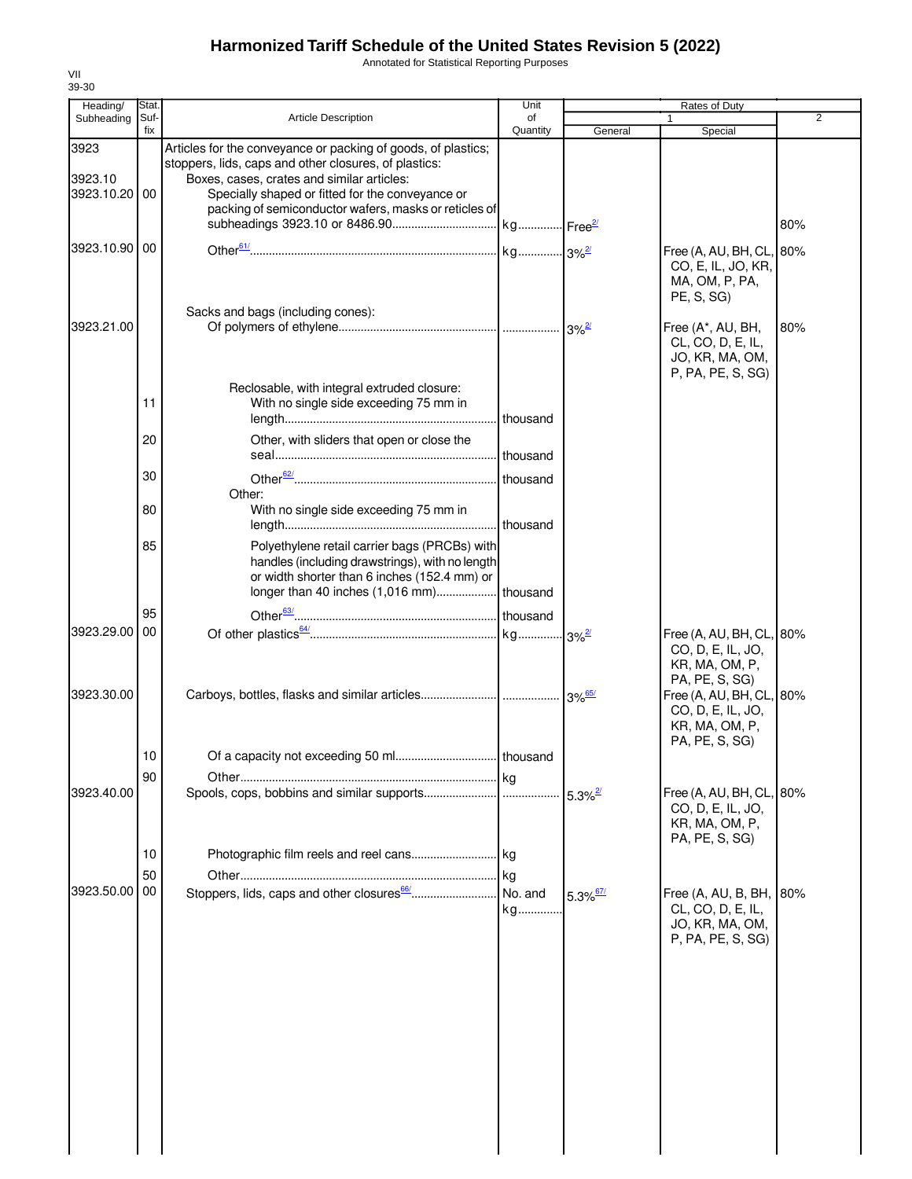# Harmonized Tariff Schedule of the United States Revision 5 (2022)

Annotated for Statistical Reporting Purposes

VII
39-30

| Heading/ Subheading | Stat. Suf- fix | Article Description | Unit of Quantity | Rates of Duty 1 General | Special | 2 |
|---|---|---|---|---|---|---|
| 3923 | | Articles for the conveyance or packing of goods, of plastics; stoppers, lids, caps and other closures, of plastics: | | | | |
| 3923.10 | | Boxes, cases, crates and similar articles: | | | | |
| 3923.10.20 | 00 | Specially shaped or fitted for the conveyance or packing of semiconductor wafers, masks or reticles of subheadings 3923.10 or 8486.90 | kg | Free[2/] | | 80% |
| 3923.10.90 | 00 | Other[61/] | kg | 3%[2/] | Free (A, AU, BH, CL, CO, E, IL, JO, KR, MA, OM, P, PA, PE, S, SG) | 80% |
| | | Sacks and bags (including cones): | | | | |
| 3923.21.00 | | Of polymers of ethylene | | 3%[2/] | Free (A*, AU, BH, CL, CO, D, E, IL, JO, KR, MA, OM, P, PA, PE, S, SG) | 80% |
| | | Reclosable, with integral extruded closure: | | | | |
| | 11 | With no single side exceeding 75 mm in length | thousand | | | |
| | 20 | Other, with sliders that open or close the seal | thousand | | | |
| | 30 | Other[62/] | thousand | | | |
| | | Other: | | | | |
| | 80 | With no single side exceeding 75 mm in length | thousand | | | |
| | 85 | Polyethylene retail carrier bags (PRCBs) with handles (including drawstrings), with no length or width shorter than 6 inches (152.4 mm) or longer than 40 inches (1,016 mm) | thousand | | | |
| | 95 | Other[63/] | thousand | | | |
| 3923.29.00 | 00 | Of other plastics[64/] | kg | 3%[2/] | Free (A, AU, BH, CL, CO, D, E, IL, JO, KR, MA, OM, P, PA, PE, S, SG) | 80% |
| 3923.30.00 | | Carboys, bottles, flasks and similar articles | | 3%[65/] | Free (A, AU, BH, CL, CO, D, E, IL, JO, KR, MA, OM, P, PA, PE, S, SG) | 80% |
| | 10 | Of a capacity not exceeding 50 ml | thousand | | | |
| | 90 | Other | kg | | | |
| 3923.40.00 | | Spools, cops, bobbins and similar supports | | 5.3%[2/] | Free (A, AU, BH, CL, CO, D, E, IL, JO, KR, MA, OM, P, PA, PE, S, SG) | 80% |
| | 10 | Photographic film reels and reel cans | kg | | | |
| | 50 | Other | kg | | | |
| 3923.50.00 | 00 | Stoppers, lids, caps and other closures[66/] | No. and kg | 5.3%[67/] | Free (A, AU, B, BH, CL, CO, D, E, IL, JO, KR, MA, OM, P, PA, PE, S, SG) | 80% |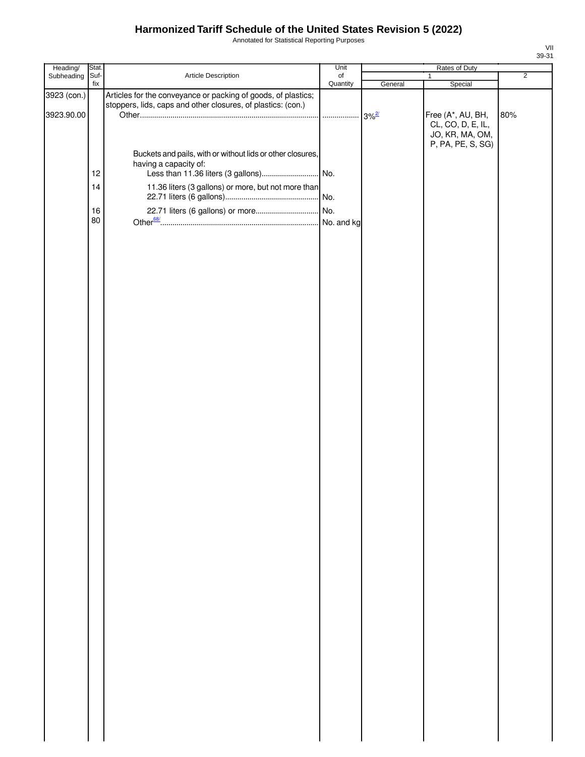# Harmonized Tariff Schedule of the United States Revision 5 (2022)

Annotated for Statistical Reporting Purposes

VII
39-31

| Heading/ Subheading | Stat. Suf- fix | Article Description | Unit of Quantity | Rates of Duty 1 General | Special | 2 |
|---|---|---|---|---|---|---|
| 3923 (con.) | | Articles for the conveyance or packing of goods, of plastics; stoppers, lids, caps and other closures, of plastics: (con.) | | | | |
| 3923.90.00 | | Other | | 3%[2/] | Free (A*, AU, BH, CL, CO, D, E, IL, JO, KR, MA, OM, P, PA, PE, S, SG) | 80% |
| | | Buckets and pails, with or without lids or other closures, having a capacity of: | | | | |
| | 12 | Less than 11.36 liters (3 gallons) | No. | | | |
| | 14 | 11.36 liters (3 gallons) or more, but not more than 22.71 liters (6 gallons) | No. | | | |
| | 16 | 22.71 liters (6 gallons) or more | No. | | | |
| | 80 | Other[68/] | No. and kg | | | |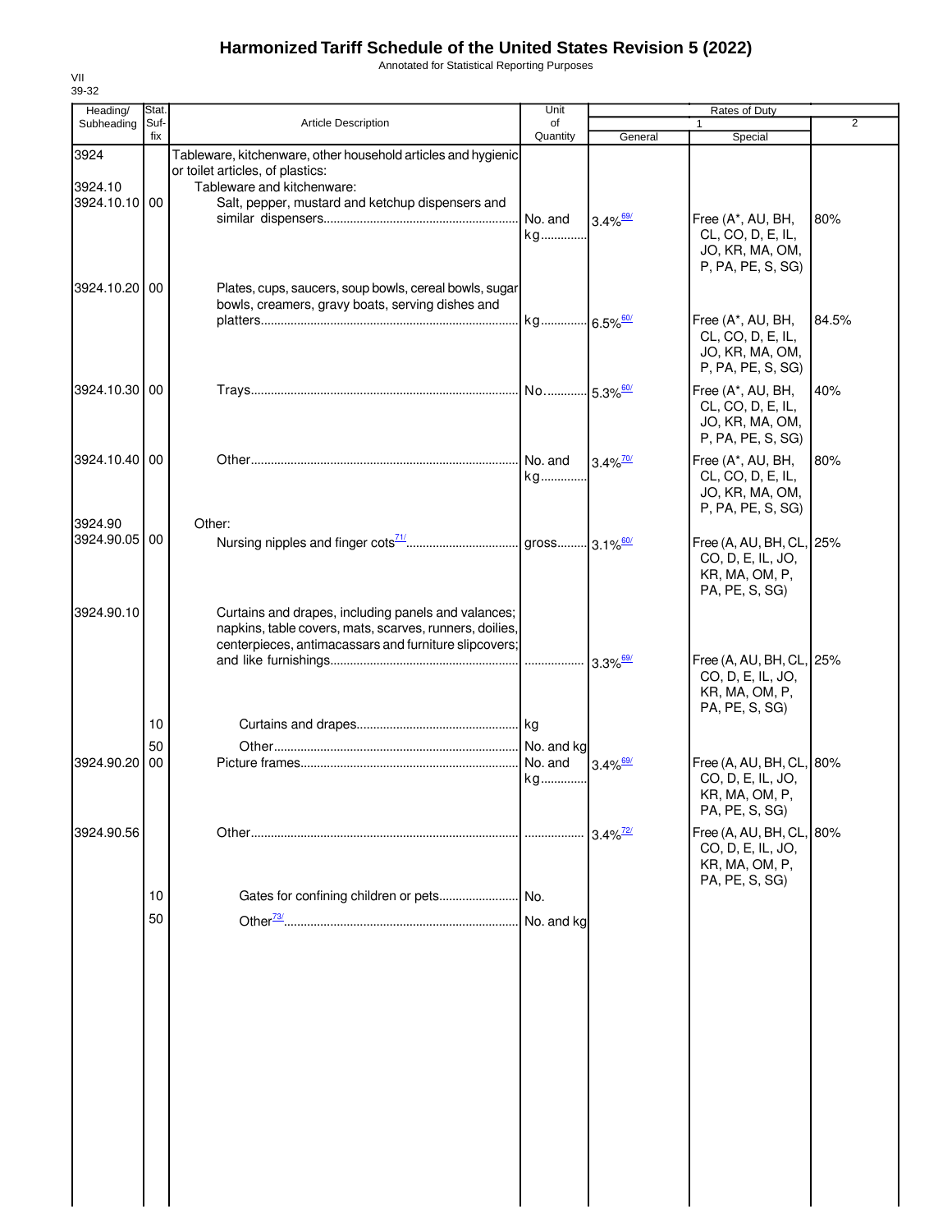# Harmonized Tariff Schedule of the United States Revision 5 (2022)

Annotated for Statistical Reporting Purposes

| Heading/ Subheading | Stat. Suf-fix | Article Description | Unit of Quantity | Rates of Duty 1 General | Special | 2 |
|---|---|---|---|---|---|---|
| 3924 | | Tableware, kitchenware, other household articles and hygienic or toilet articles, of plastics: | | | | |
| 3924.10 | | Tableware and kitchenware: | | | | |
| 3924.10.10 | 00 | Salt, pepper, mustard and ketchup dispensers and similar dispensers | No. and kg | 3.4%[69/] | Free (A*, AU, BH, CL, CO, D, E, IL, JO, KR, MA, OM, P, PA, PE, S, SG) | 80% |
| 3924.10.20 | 00 | Plates, cups, saucers, soup bowls, cereal bowls, sugar bowls, creamers, gravy boats, serving dishes and platters | kg | 6.5%[60/] | Free (A*, AU, BH, CL, CO, D, E, IL, JO, KR, MA, OM, P, PA, PE, S, SG) | 84.5% |
| 3924.10.30 | 00 | Trays | No. | 5.3%[60/] | Free (A*, AU, BH, CL, CO, D, E, IL, JO, KR, MA, OM, P, PA, PE, S, SG) | 40% |
| 3924.10.40 | 00 | Other | No. and kg | 3.4%[70/] | Free (A*, AU, BH, CL, CO, D, E, IL, JO, KR, MA, OM, P, PA, PE, S, SG) | 80% |
| 3924.90 | | Other: | | | | |
| 3924.90.05 | 00 | Nursing nipples and finger cots[71/] | gross | 3.1%[60/] | Free (A, AU, BH, CL, CO, D, E, IL, JO, KR, MA, OM, P, PA, PE, S, SG) | 25% |
| 3924.90.10 | | Curtains and drapes, including panels and valances; napkins, table covers, mats, scarves, runners, doilies, centerpieces, antimacassars and furniture slipcovers; and like furnishings | | 3.3%[69/] | Free (A, AU, BH, CL, CO, D, E, IL, JO, KR, MA, OM, P, PA, PE, S, SG) | 25% |
| | 10 | Curtains and drapes | kg | | | |
| | 50 | Other | No. and kg | | | |
| 3924.90.20 | 00 | Picture frames | No. and kg | 3.4%[69/] | Free (A, AU, BH, CL, CO, D, E, IL, JO, KR, MA, OM, P, PA, PE, S, SG) | 80% |
| 3924.90.56 | | Other | | 3.4%[72/] | Free (A, AU, BH, CL, CO, D, E, IL, JO, KR, MA, OM, P, PA, PE, S, SG) | 80% |
| | 10 | Gates for confining children or pets | No. | | | |
| | 50 | Other[73/] | No. and kg | | | |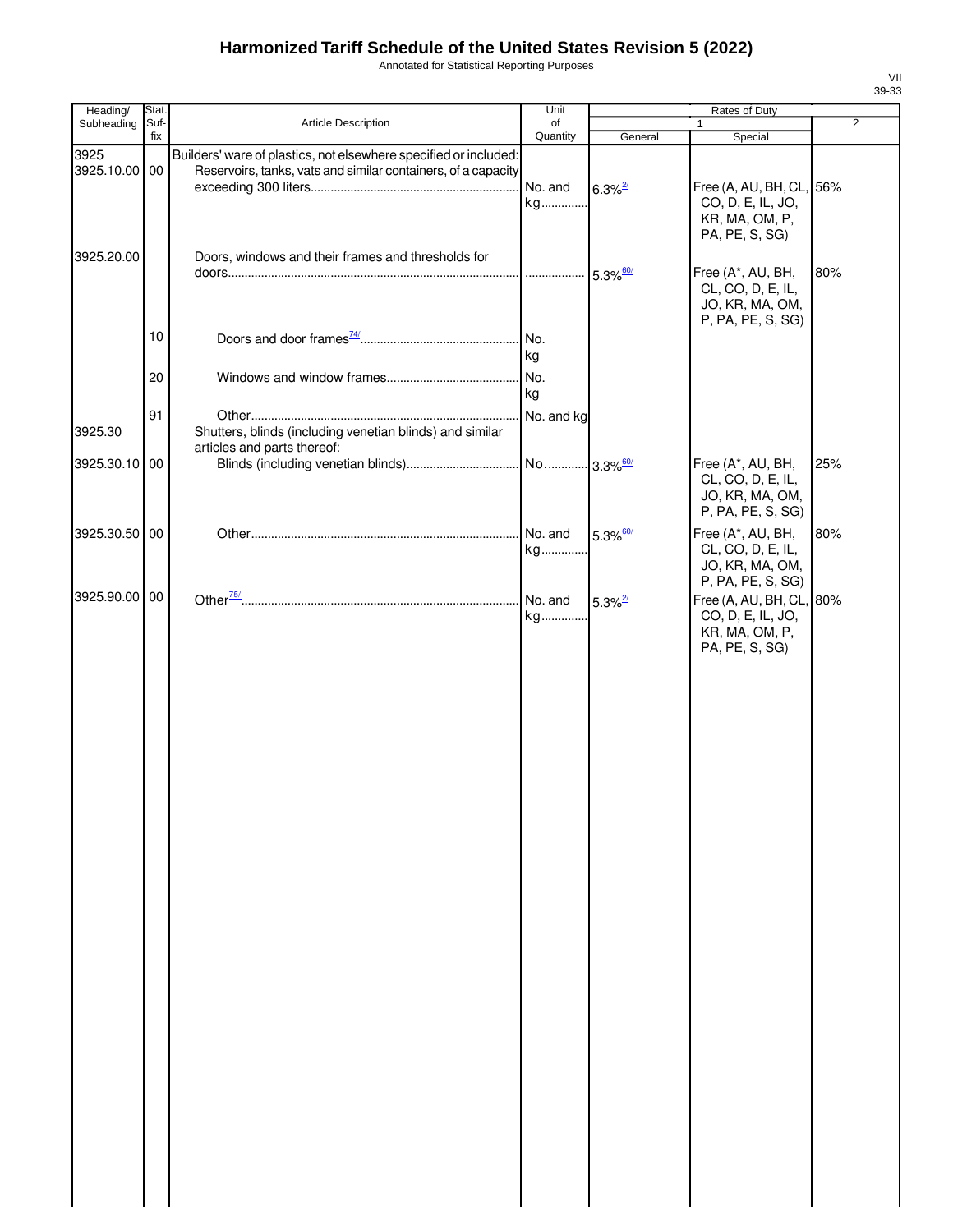# Harmonized Tariff Schedule of the United States Revision 5 (2022)

Annotated for Statistical Reporting Purposes

VII
39-33

| Heading/ Subheading | Stat. Suf- fix | Article Description | Unit of Quantity | Rates of Duty 1 General | Rates of Duty 1 Special | Rates of Duty 2 |
|---|---|---|---|---|---|---|
| 3925 | | Builders' ware of plastics, not elsewhere specified or included: | | | | |
| 3925.10.00 | 00 | Reservoirs, tanks, vats and similar containers, of a capacity exceeding 300 liters | No. and kg | 6.3% [2/] | Free (A, AU, BH, CL, CO, D, E, IL, JO, KR, MA, OM, P, PA, PE, S, SG) | 56% |
| 3925.20.00 | | Doors, windows and their frames and thresholds for doors | | 5.3% [60/] | Free (A*, AU, BH, CL, CO, D, E, IL, JO, KR, MA, OM, P, PA, PE, S, SG) | 80% |
| | 10 | Doors and door frames [74/] | No. kg | | | |
| | 20 | Windows and window frames | No. kg | | | |
| | 91 | Other | No. and kg | | | |
| 3925.30 | | Shutters, blinds (including venetian blinds) and similar articles and parts thereof: | | | | |
| 3925.30.10 | 00 | Blinds (including venetian blinds) | No. | 3.3% [60/] | Free (A*, AU, BH, CL, CO, D, E, IL, JO, KR, MA, OM, P, PA, PE, S, SG) | 25% |
| 3925.30.50 | 00 | Other | No. and kg | 5.3% [60/] | Free (A*, AU, BH, CL, CO, D, E, IL, JO, KR, MA, OM, P, PA, PE, S, SG) | 80% |
| 3925.90.00 | 00 | Other [75/] | No. and kg | 5.3% [2/] | Free (A, AU, BH, CL, CO, D, E, IL, JO, KR, MA, OM, P, PA, PE, S, SG) | 80% |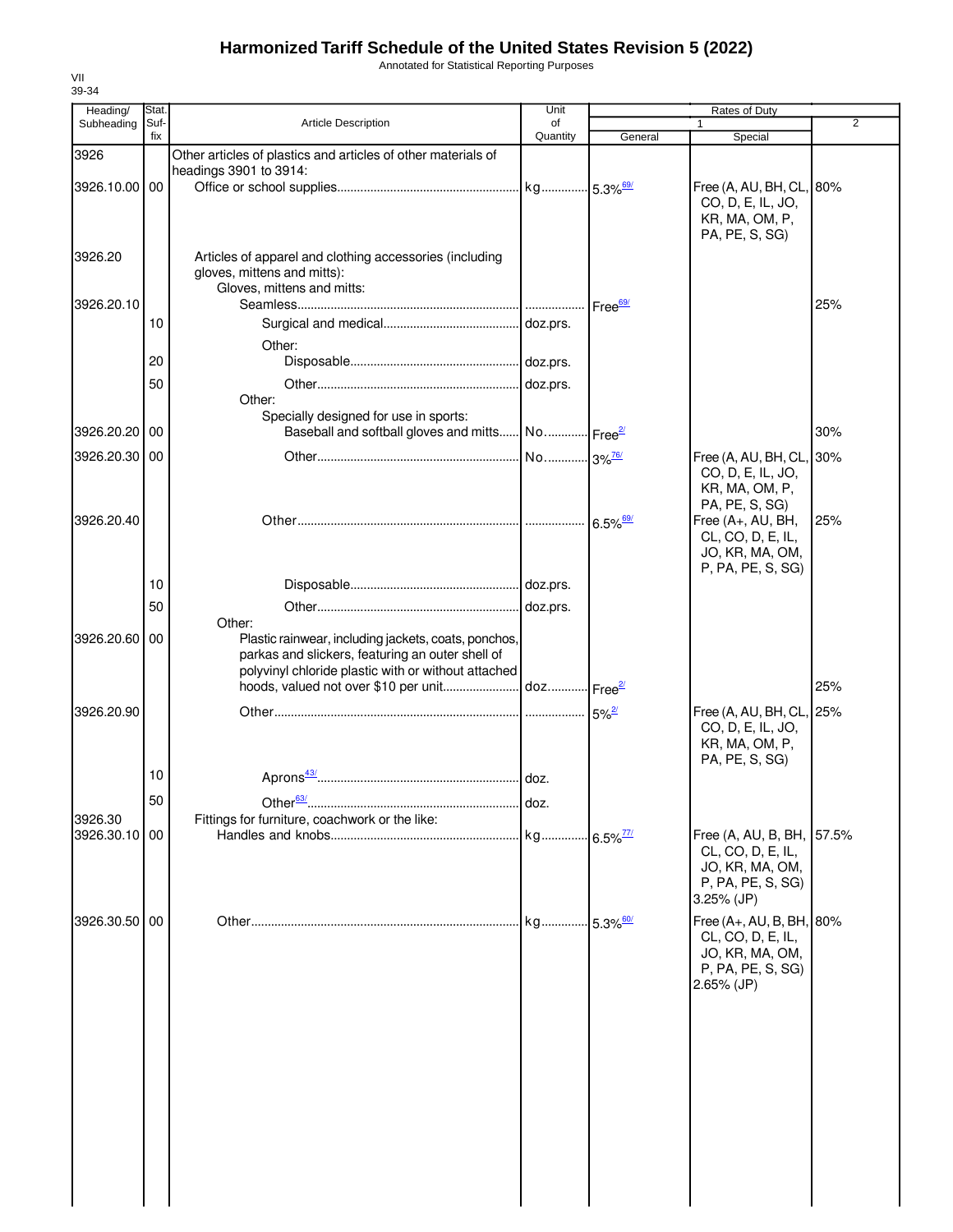# Harmonized Tariff Schedule of the United States Revision 5 (2022)

Annotated for Statistical Reporting Purposes

VII
39-34

| Heading/ Subheading | Stat. Suf-fix | Article Description | Unit of Quantity | Rates of Duty 1 General | Special | 2 |
|---|---|---|---|---|---|---|
| 3926 | | Other articles of plastics and articles of other materials of headings 3901 to 3914: | | | | |
| 3926.10.00 | 00 | Office or school supplies | kg | 5.3%[69/] | Free (A, AU, BH, CL, CO, D, E, IL, JO, KR, MA, OM, P, PA, PE, S, SG) | 80% |
| 3926.20 | | Articles of apparel and clothing accessories (including gloves, mittens and mitts): | | | | |
| | | Gloves, mittens and mitts: | | | | |
| 3926.20.10 | | Seamless | | Free[69/] | | 25% |
| | 10 | Surgical and medical | doz.prs. | | | |
| | | Other: | | | | |
| | 20 | Disposable | doz.prs. | | | |
| | 50 | Other | doz.prs. | | | |
| | | Other: | | | | |
| | | Specially designed for use in sports: | | | | |
| 3926.20.20 | 00 | Baseball and softball gloves and mitts | No. | Free[2/] | | 30% |
| 3926.20.30 | 00 | Other | No. | 3%[76/] | Free (A, AU, BH, CL, CO, D, E, IL, JO, KR, MA, OM, P, PA, PE, S, SG) | 30% |
| 3926.20.40 | | Other | | 6.5%[69/] | Free (A+, AU, BH, CL, CO, D, E, IL, JO, KR, MA, OM, P, PA, PE, S, SG) | 25% |
| | 10 | Disposable | doz.prs. | | | |
| | 50 | Other | doz.prs. | | | |
| | | Other: | | | | |
| 3926.20.60 | 00 | Plastic rainwear, including jackets, coats, ponchos, parkas and slickers, featuring an outer shell of polyvinyl chloride plastic with or without attached hoods, valued not over $10 per unit | doz. | Free[2/] | | 25% |
| 3926.20.90 | | Other | | 5%[2/] | Free (A, AU, BH, CL, CO, D, E, IL, JO, KR, MA, OM, P, PA, PE, S, SG) | 25% |
| | 10 | Aprons[43/] | doz. | | | |
| | 50 | Other[63/] | doz. | | | |
| 3926.30 | | Fittings for furniture, coachwork or the like: | | | | |
| 3926.30.10 | 00 | Handles and knobs | kg | 6.5%[77/] | Free (A, AU, B, BH, CL, CO, D, E, IL, JO, KR, MA, OM, P, PA, PE, S, SG) 3.25% (JP) | 57.5% |
| 3926.30.50 | 00 | Other | kg | 5.3%[60/] | Free (A+, AU, B, BH, CL, CO, D, E, IL, JO, KR, MA, OM, P, PA, PE, S, SG) 2.65% (JP) | 80% |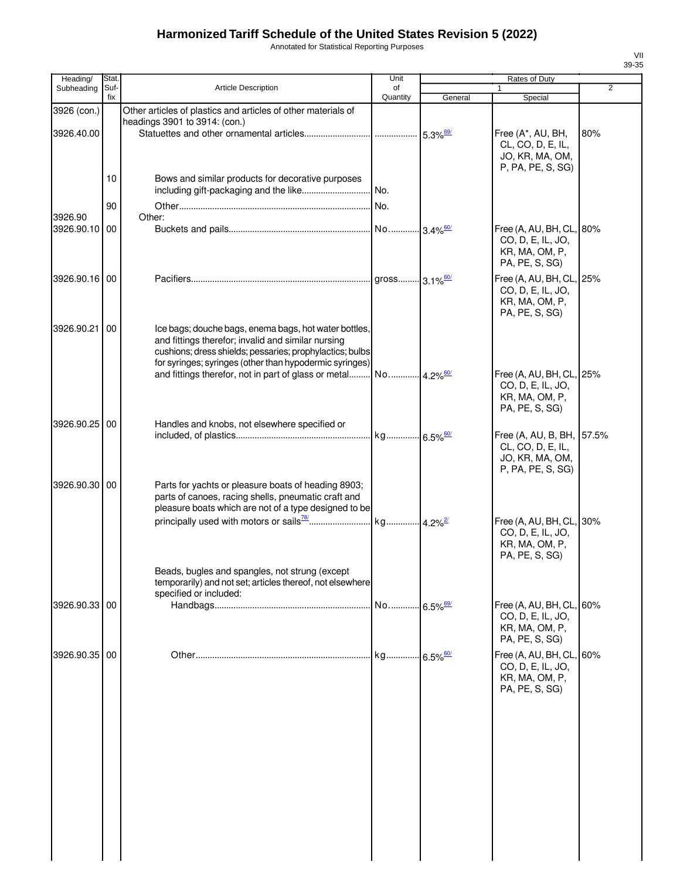# Harmonized Tariff Schedule of the United States Revision 5 (2022)

Annotated for Statistical Reporting Purposes

VII
39-35

| Heading/ Subheading | Stat. Suf- fix | Article Description | Unit of Quantity | Rates of Duty 1 General | Special | 2 |
|---|---|---|---|---|---|---|
| 3926 (con.) | | Other articles of plastics and articles of other materials of headings 3901 to 3914: (con.) | | | | |
| 3926.40.00 | | Statuettes and other ornamental articles | | 5.3%[69/] | Free (A*, AU, BH, CL, CO, D, E, IL, JO, KR, MA, OM, P, PA, PE, S, SG) | 80% |
| | 10 | Bows and similar products for decorative purposes including gift-packaging and the like | No. | | | |
| | 90 | Other | No. | | | |
| 3926.90 | | Other: | | | | |
| 3926.90.10 | 00 | Buckets and pails | No. | 3.4%[60/] | Free (A, AU, BH, CL, CO, D, E, IL, JO, KR, MA, OM, P, PA, PE, S, SG) | 80% |
| 3926.90.16 | 00 | Pacifiers | gross | 3.1%[60/] | Free (A, AU, BH, CL, CO, D, E, IL, JO, KR, MA, OM, P, PA, PE, S, SG) | 25% |
| 3926.90.21 | 00 | Ice bags; douche bags, enema bags, hot water bottles, and fittings therefor; invalid and similar nursing cushions; dress shields; pessaries; prophylactics; bulbs for syringes; syringes (other than hypodermic syringes) and fittings therefor, not in part of glass or metal | No. | 4.2%[60/] | Free (A, AU, BH, CL, CO, D, E, IL, JO, KR, MA, OM, P, PA, PE, S, SG) | 25% |
| 3926.90.25 | 00 | Handles and knobs, not elsewhere specified or included, of plastics | kg | 6.5%[60/] | Free (A, AU, B, BH, CL, CO, D, E, IL, JO, KR, MA, OM, P, PA, PE, S, SG) | 57.5% |
| 3926.90.30 | 00 | Parts for yachts or pleasure boats of heading 8903; parts of canoes, racing shells, pneumatic craft and pleasure boats which are not of a type designed to be principally used with motors or sails[78/] | kg | 4.2%[2/] | Free (A, AU, BH, CL, CO, D, E, IL, JO, KR, MA, OM, P, PA, PE, S, SG) | 30% |
| | | Beads, bugles and spangles, not strung (except temporarily) and not set; articles thereof, not elsewhere specified or included: | | | | |
| 3926.90.33 | 00 | Handbags | No. | 6.5%[69/] | Free (A, AU, BH, CL, CO, D, E, IL, JO, KR, MA, OM, P, PA, PE, S, SG) | 60% |
| 3926.90.35 | 00 | Other | kg | 6.5%[60/] | Free (A, AU, BH, CL, CO, D, E, IL, JO, KR, MA, OM, P, PA, PE, S, SG) | 60% |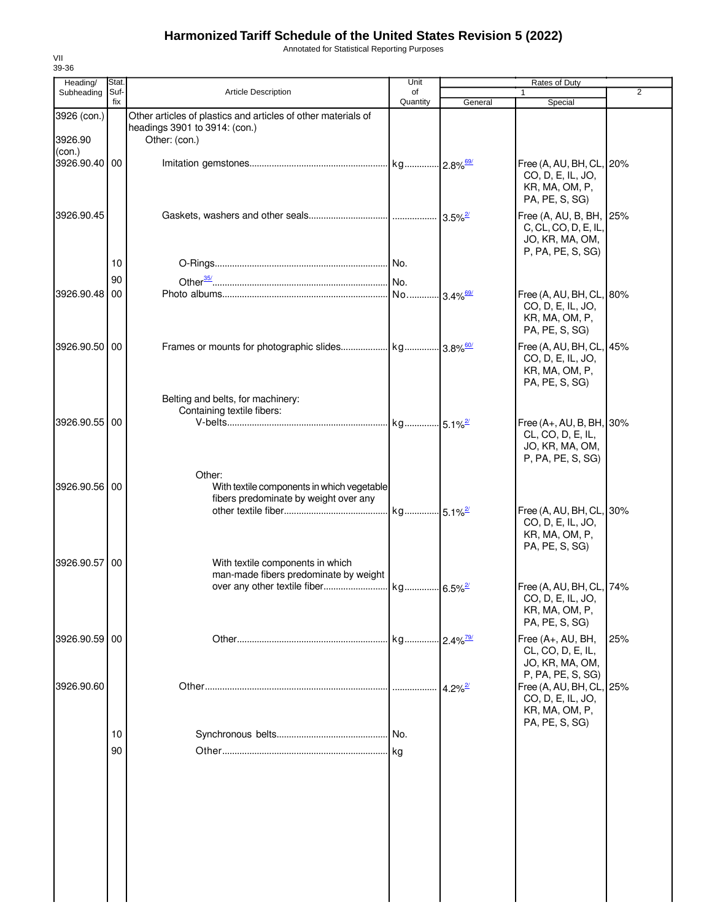# Harmonized Tariff Schedule of the United States Revision 5 (2022)

Annotated for Statistical Reporting Purposes

VII
39-36

| Heading/ Subheading | Stat. Suf- fix | Article Description | Unit of Quantity | Rates of Duty 1 General | Special | 2 |
|---|---|---|---|---|---|---|
| 3926 (con.) | | Other articles of plastics and articles of other materials of headings 3901 to 3914: (con.) | | | | |
| 3926.90 (con.) | | Other: (con.) | | | | |
| 3926.90.40 | 00 | Imitation gemstones | kg | 2.8%[69/] | Free (A, AU, BH, CL, CO, D, E, IL, JO, KR, MA, OM, P, PA, PE, S, SG) | 20% |
| 3926.90.45 | | Gaskets, washers and other seals | | 3.5%[2/] | Free (A, AU, B, BH, C, CL, CO, D, E, IL, JO, KR, MA, OM, P, PA, PE, S, SG) | 25% |
| | 10 | O-Rings | No. | | | |
| | 90 | Other[35/] | No. | | | |
| 3926.90.48 | 00 | Photo albums | No. | 3.4%[69/] | Free (A, AU, BH, CL, CO, D, E, IL, JO, KR, MA, OM, P, PA, PE, S, SG) | 80% |
| 3926.90.50 | 00 | Frames or mounts for photographic slides | kg | 3.8%[60/] | Free (A, AU, BH, CL, CO, D, E, IL, JO, KR, MA, OM, P, PA, PE, S, SG) | 45% |
| | | Belting and belts, for machinery: | | | | |
| | | Containing textile fibers: | | | | |
| 3926.90.55 | 00 | V-belts | kg | 5.1%[2/] | Free (A+, AU, B, BH, CL, CO, D, E, IL, JO, KR, MA, OM, P, PA, PE, S, SG) | 30% |
| | | Other: | | | | |
| 3926.90.56 | 00 | With textile components in which vegetable fibers predominate by weight over any other textile fiber | kg | 5.1%[2/] | Free (A, AU, BH, CL, CO, D, E, IL, JO, KR, MA, OM, P, PA, PE, S, SG) | 30% |
| 3926.90.57 | 00 | With textile components in which man-made fibers predominate by weight over any other textile fiber | kg | 6.5%[2/] | Free (A, AU, BH, CL, CO, D, E, IL, JO, KR, MA, OM, P, PA, PE, S, SG) | 74% |
| 3926.90.59 | 00 | Other | kg | 2.4%[79/] | Free (A+, AU, BH, CL, CO, D, E, IL, JO, KR, MA, OM, P, PA, PE, S, SG) | 25% |
| 3926.90.60 | | Other | | 4.2%[2/] | Free (A, AU, BH, CL, CO, D, E, IL, JO, KR, MA, OM, P, PA, PE, S, SG) | 25% |
| | 10 | Synchronous belts | No. | | | |
| | 90 | Other | kg | | | |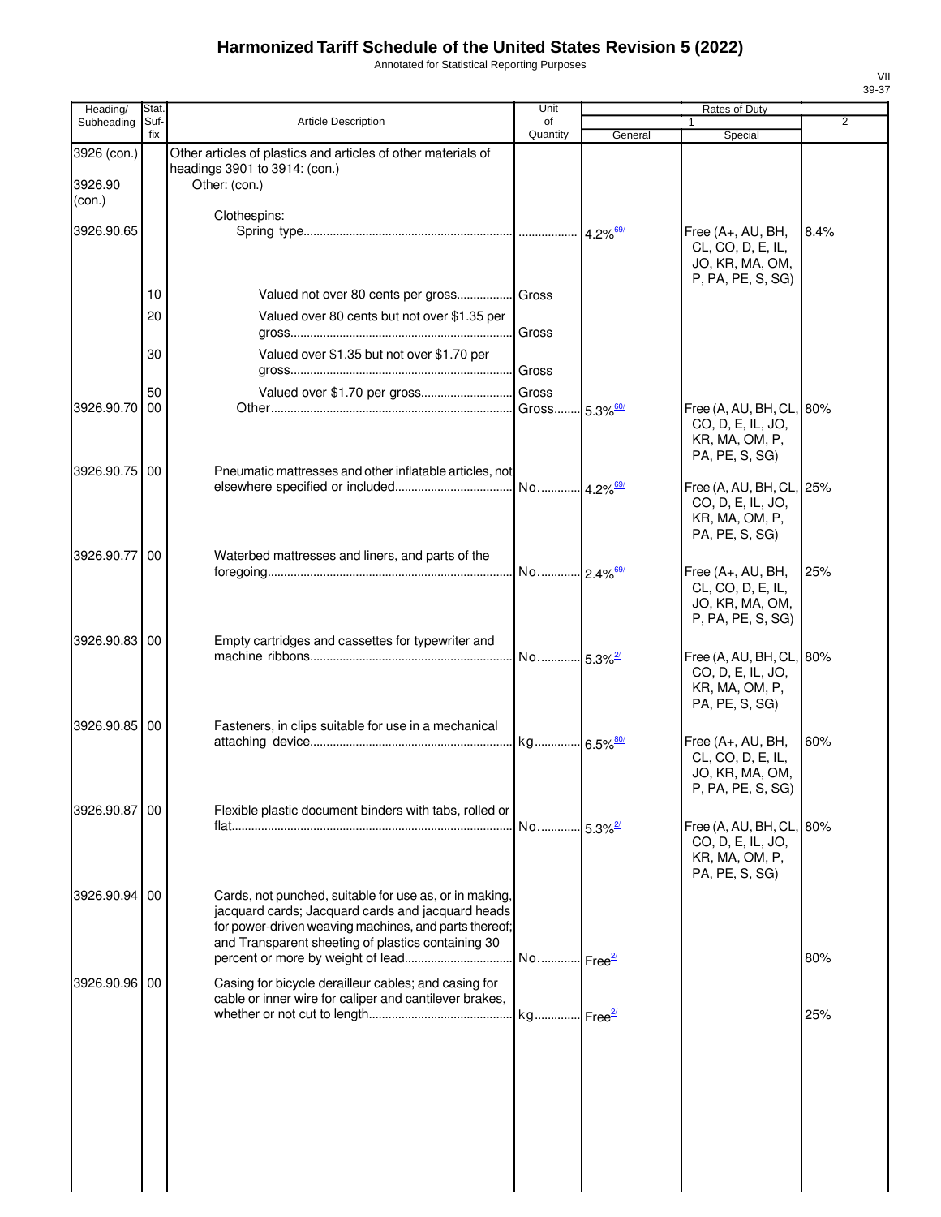# Harmonized Tariff Schedule of the United States Revision 5 (2022)

Annotated for Statistical Reporting Purposes

| Heading/ Subheading | Stat. Suf- fix | Article Description | Unit of Quantity | Rates of Duty 1 General | Special | 2 |
|---|---|---|---|---|---|---|
| 3926 (con.) | | Other articles of plastics and articles of other materials of headings 3901 to 3914: (con.) | | | | |
| 3926.90 (con.) | | Other: (con.) | | | | |
| | | Clothespins: | | | | |
| 3926.90.65 | | Spring type | | 4.2%[69/] | Free (A+, AU, BH, CL, CO, D, E, IL, JO, KR, MA, OM, P, PA, PE, S, SG) | 8.4% |
| | 10 | Valued not over 80 cents per gross | Gross | | | |
| | 20 | Valued over 80 cents but not over $1.35 per gross | Gross | | | |
| | 30 | Valued over $1.35 but not over $1.70 per gross | Gross | | | |
| | 50 | Valued over $1.70 per gross | Gross | | | |
| 3926.90.70 | 00 | Other | Gross | 5.3%[60/] | Free (A, AU, BH, CL, CO, D, E, IL, JO, KR, MA, OM, P, PA, PE, S, SG) | 80% |
| 3926.90.75 | 00 | Pneumatic mattresses and other inflatable articles, not elsewhere specified or included | No. | 4.2%[69/] | Free (A, AU, BH, CL, CO, D, E, IL, JO, KR, MA, OM, P, PA, PE, S, SG) | 25% |
| 3926.90.77 | 00 | Waterbed mattresses and liners, and parts of the foregoing | No. | 2.4%[69/] | Free (A+, AU, BH, CL, CO, D, E, IL, JO, KR, MA, OM, P, PA, PE, S, SG) | 25% |
| 3926.90.83 | 00 | Empty cartridges and cassettes for typewriter and machine ribbons | No. | 5.3%[2/] | Free (A, AU, BH, CL, CO, D, E, IL, JO, KR, MA, OM, P, PA, PE, S, SG) | 80% |
| 3926.90.85 | 00 | Fasteners, in clips suitable for use in a mechanical attaching device | kg | 6.5%[80/] | Free (A+, AU, BH, CL, CO, D, E, IL, JO, KR, MA, OM, P, PA, PE, S, SG) | 60% |
| 3926.90.87 | 00 | Flexible plastic document binders with tabs, rolled or flat | No. | 5.3%[2/] | Free (A, AU, BH, CL, CO, D, E, IL, JO, KR, MA, OM, P, PA, PE, S, SG) | 80% |
| 3926.90.94 | 00 | Cards, not punched, suitable for use as, or in making, jacquard cards; Jacquard cards and jacquard heads for power-driven weaving machines, and parts thereof; and Transparent sheeting of plastics containing 30 percent or more by weight of lead | No. | Free[2/] | | 80% |
| 3926.90.96 | 00 | Casing for bicycle derailleur cables; and casing for cable or inner wire for caliper and cantilever brakes, whether or not cut to length | kg | Free[2/] | | 25% |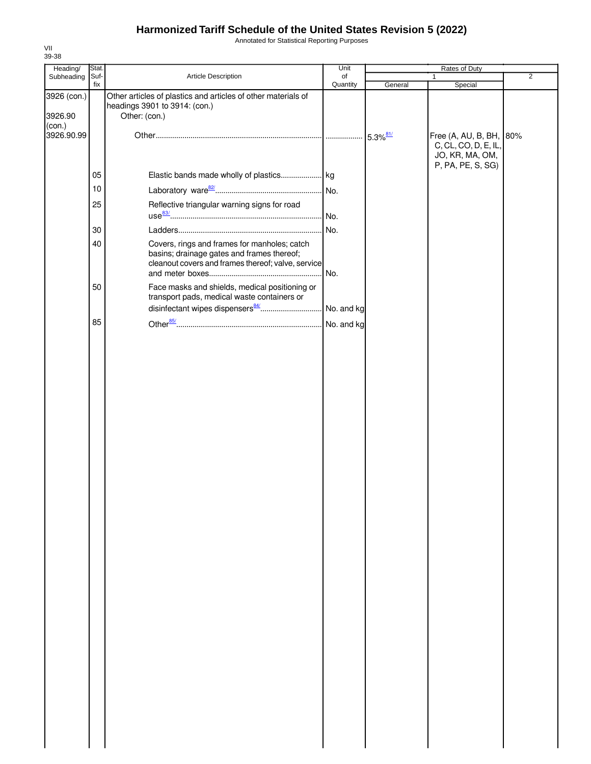# Harmonized Tariff Schedule of the United States Revision 5 (2022)

Annotated for Statistical Reporting Purposes

VII
39-38

| Heading/ Subheading | Stat. Suf- fix | Article Description | Unit of Quantity | Rates of Duty 1 General | Rates of Duty 1 Special | Rates of Duty 2 |
|---|---|---|---|---|---|---|
| 3926 (con.) | | Other articles of plastics and articles of other materials of headings 3901 to 3914: (con.) | | | | |
| 3926.90 (con.) | | Other: (con.) | | | | |
| 3926.90.99 | | Other | | 5.3%[81/] | Free (A, AU, B, BH, C, CL, CO, D, E, IL, JO, KR, MA, OM, P, PA, PE, S, SG) | 80% |
| | 05 | Elastic bands made wholly of plastics | kg | | | |
| | 10 | Laboratory ware[82/] | No. | | | |
| | 25 | Reflective triangular warning signs for road use[83/] | No. | | | |
| | 30 | Ladders | No. | | | |
| | 40 | Covers, rings and frames for manholes; catch basins; drainage gates and frames thereof; cleanout covers and frames thereof; valve, service and meter boxes | No. | | | |
| | 50 | Face masks and shields, medical positioning or transport pads, medical waste containers or disinfectant wipes dispensers[84/] | No. and kg | | | |
| | 85 | Other[85/] | No. and kg | | | |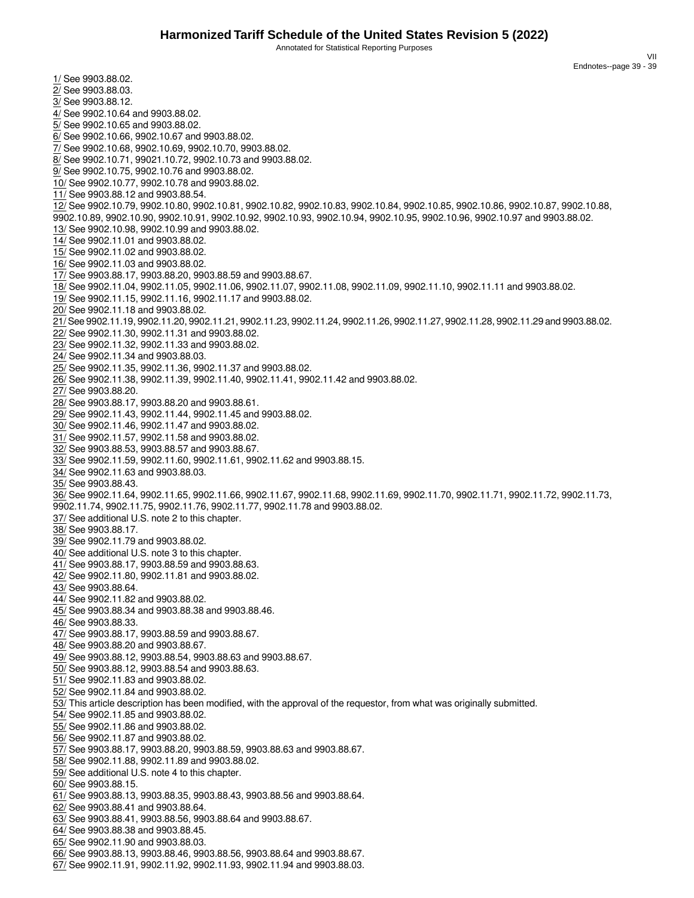1/ See 9903.88.02.
2/ See 9903.88.03.
3/ See 9903.88.12.
4/ See 9902.10.64 and 9903.88.02.
5/ See 9902.10.65 and 9903.88.02.
6/ See 9902.10.66, 9902.10.67 and 9903.88.02.
7/ See 9902.10.68, 9902.10.69, 9902.10.70, 9903.88.02.
8/ See 9902.10.71, 99021.10.72, 9902.10.73 and 9903.88.02.
9/ See 9902.10.75, 9902.10.76 and 9903.88.02.
10/ See 9902.10.77, 9902.10.78 and 9903.88.02.
11/ See 9903.88.12 and 9903.88.54.
12/ See 9902.10.79, 9902.10.80, 9902.10.81, 9902.10.82, 9902.10.83, 9902.10.84, 9902.10.85, 9902.10.86, 9902.10.87, 9902.10.88, 9902.10.89, 9902.10.90, 9902.10.91, 9902.10.92, 9902.10.93, 9902.10.94, 9902.10.95, 9902.10.96, 9902.10.97 and 9903.88.02.
13/ See 9902.10.98, 9902.10.99 and 9903.88.02.
14/ See 9902.11.01 and 9903.88.02.
15/ See 9902.11.02 and 9903.88.02.
16/ See 9902.11.03 and 9903.88.02.
17/ See 9903.88.17, 9903.88.20, 9903.88.59 and 9903.88.67.
18/ See 9902.11.04, 9902.11.05, 9902.11.06, 9902.11.07, 9902.11.08, 9902.11.09, 9902.11.10, 9902.11.11 and 9903.88.02.
19/ See 9902.11.15, 9902.11.16, 9902.11.17 and 9903.88.02.
20/ See 9902.11.18 and 9903.88.02.
21/ See 9902.11.19, 9902.11.20, 9902.11.21, 9902.11.23, 9902.11.24, 9902.11.26, 9902.11.27, 9902.11.28, 9902.11.29 and 9903.88.02.
22/ See 9902.11.30, 9902.11.31 and 9903.88.02.
23/ See 9902.11.32, 9902.11.33 and 9903.88.02.
24/ See 9902.11.34 and 9903.88.03.
25/ See 9902.11.35, 9902.11.36, 9902.11.37 and 9903.88.02.
26/ See 9902.11.38, 9902.11.39, 9902.11.40, 9902.11.41, 9902.11.42 and 9903.88.02.
27/ See 9903.88.20.
28/ See 9903.88.17, 9903.88.20 and 9903.88.61.
29/ See 9902.11.43, 9902.11.44, 9902.11.45 and 9903.88.02.
30/ See 9902.11.46, 9902.11.47 and 9903.88.02.
31/ See 9902.11.57, 9902.11.58 and 9903.88.02.
32/ See 9903.88.53, 9903.88.57 and 9903.88.67.
33/ See 9902.11.59, 9902.11.60, 9902.11.61, 9902.11.62 and 9903.88.15.
34/ See 9902.11.63 and 9903.88.03.
35/ See 9903.88.43.
36/ See 9902.11.64, 9902.11.65, 9902.11.66, 9902.11.67, 9902.11.68, 9902.11.69, 9902.11.70, 9902.11.71, 9902.11.72, 9902.11.73, 9902.11.74, 9902.11.75, 9902.11.76, 9902.11.77, 9902.11.78 and 9903.88.02.
37/ See additional U.S. note 2 to this chapter.
38/ See 9903.88.17.
39/ See 9902.11.79 and 9903.88.02.
40/ See additional U.S. note 3 to this chapter.
41/ See 9903.88.17, 9903.88.59 and 9903.88.63.
42/ See 9902.11.80, 9902.11.81 and 9903.88.02.
43/ See 9903.88.64.
44/ See 9902.11.82 and 9903.88.02.
45/ See 9903.88.34 and 9903.88.38 and 9903.88.46.
46/ See 9903.88.33.
47/ See 9903.88.17, 9903.88.59 and 9903.88.67.
48/ See 9903.88.20 and 9903.88.67.
49/ See 9903.88.12, 9903.88.54, 9903.88.63 and 9903.88.67.
50/ See 9903.88.12, 9903.88.54 and 9903.88.63.
51/ See 9902.11.83 and 9903.88.02.
52/ See 9902.11.84 and 9903.88.02.
53/ This article description has been modified, with the approval of the requestor, from what was originally submitted.
54/ See 9902.11.85 and 9903.88.02.
55/ See 9902.11.86 and 9903.88.02.
56/ See 9902.11.87 and 9903.88.02.
57/ See 9903.88.17, 9903.88.20, 9903.88.59, 9903.88.63 and 9903.88.67.
58/ See 9902.11.88, 9902.11.89 and 9903.88.02.
59/ See additional U.S. note 4 to this chapter.
60/ See 9903.88.15.
61/ See 9903.88.13, 9903.88.35, 9903.88.43, 9903.88.56 and 9903.88.64.
62/ See 9903.88.41 and 9903.88.64.
63/ See 9903.88.41, 9903.88.56, 9903.88.64 and 9903.88.67.
64/ See 9903.88.38 and 9903.88.45.
65/ See 9902.11.90 and 9903.88.03.
66/ See 9903.88.13, 9903.88.46, 9903.88.56, 9903.88.64 and 9903.88.67.
67/ See 9902.11.91, 9902.11.92, 9902.11.93, 9902.11.94 and 9903.88.03.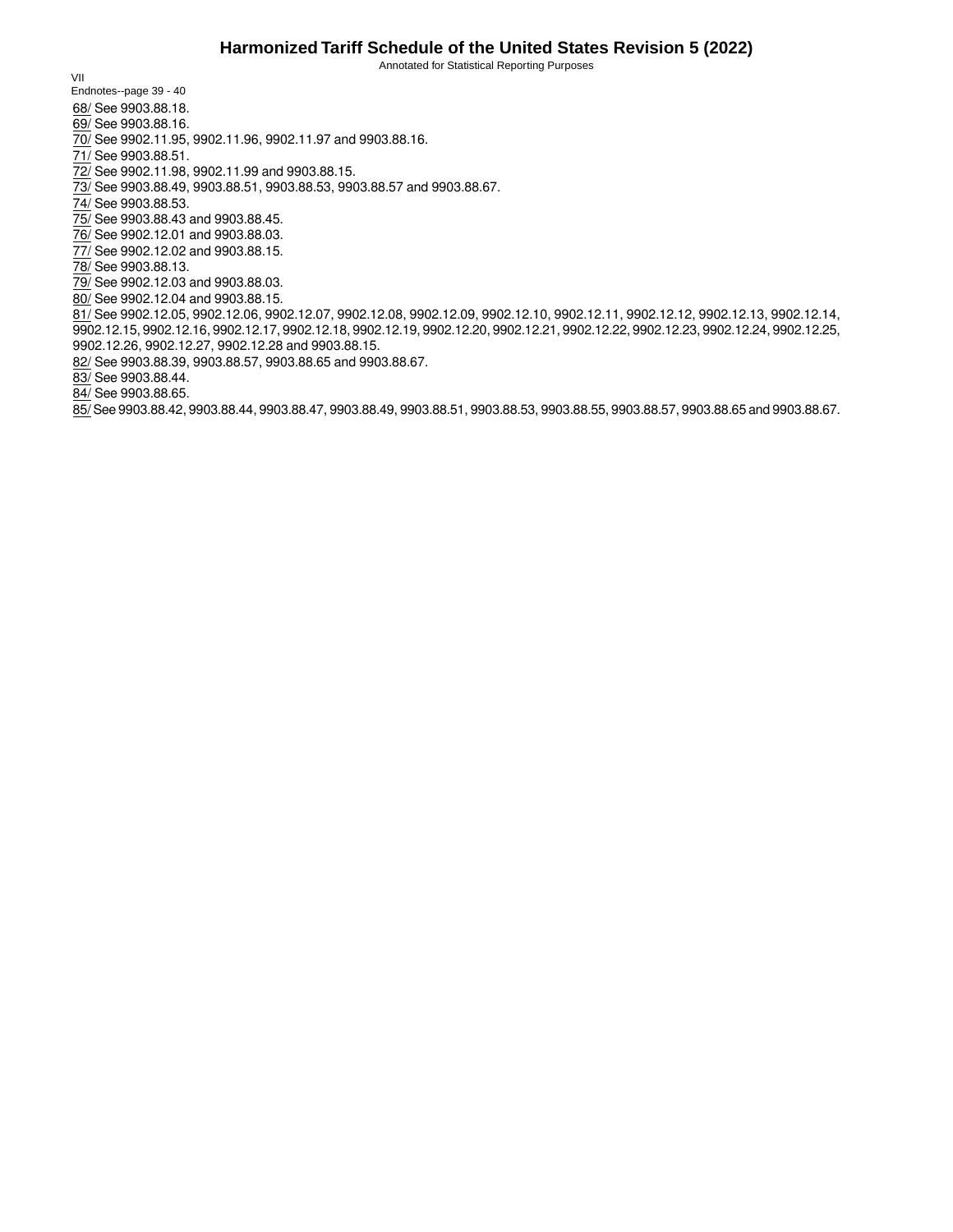VII

Endnotes--page 39 - 40

68/ See 9903.88.18.

69/ See 9903.88.16.

70/ See 9902.11.95, 9902.11.96, 9902.11.97 and 9903.88.16.

71/ See 9903.88.51.

72/ See 9902.11.98, 9902.11.99 and 9903.88.15.

73/ See 9903.88.49, 9903.88.51, 9903.88.53, 9903.88.57 and 9903.88.67.

74/ See 9903.88.53.

75/ See 9903.88.43 and 9903.88.45.

76/ See 9902.12.01 and 9903.88.03.

77/ See 9902.12.02 and 9903.88.15.

78/ See 9903.88.13.

79/ See 9902.12.03 and 9903.88.03.

80/ See 9902.12.04 and 9903.88.15.

81/ See 9902.12.05, 9902.12.06, 9902.12.07, 9902.12.08, 9902.12.09, 9902.12.10, 9902.12.11, 9902.12.12, 9902.12.13, 9902.12.14, 9902.12.15, 9902.12.16, 9902.12.17, 9902.12.18, 9902.12.19, 9902.12.20, 9902.12.21, 9902.12.22, 9902.12.23, 9902.12.24, 9902.12.25, 9902.12.26, 9902.12.27, 9902.12.28 and 9903.88.15.

82/ See 9903.88.39, 9903.88.57, 9903.88.65 and 9903.88.67.

83/ See 9903.88.44.

84/ See 9903.88.65.

85/ See 9903.88.42, 9903.88.44, 9903.88.47, 9903.88.49, 9903.88.51, 9903.88.53, 9903.88.55, 9903.88.57, 9903.88.65 and 9903.88.67.